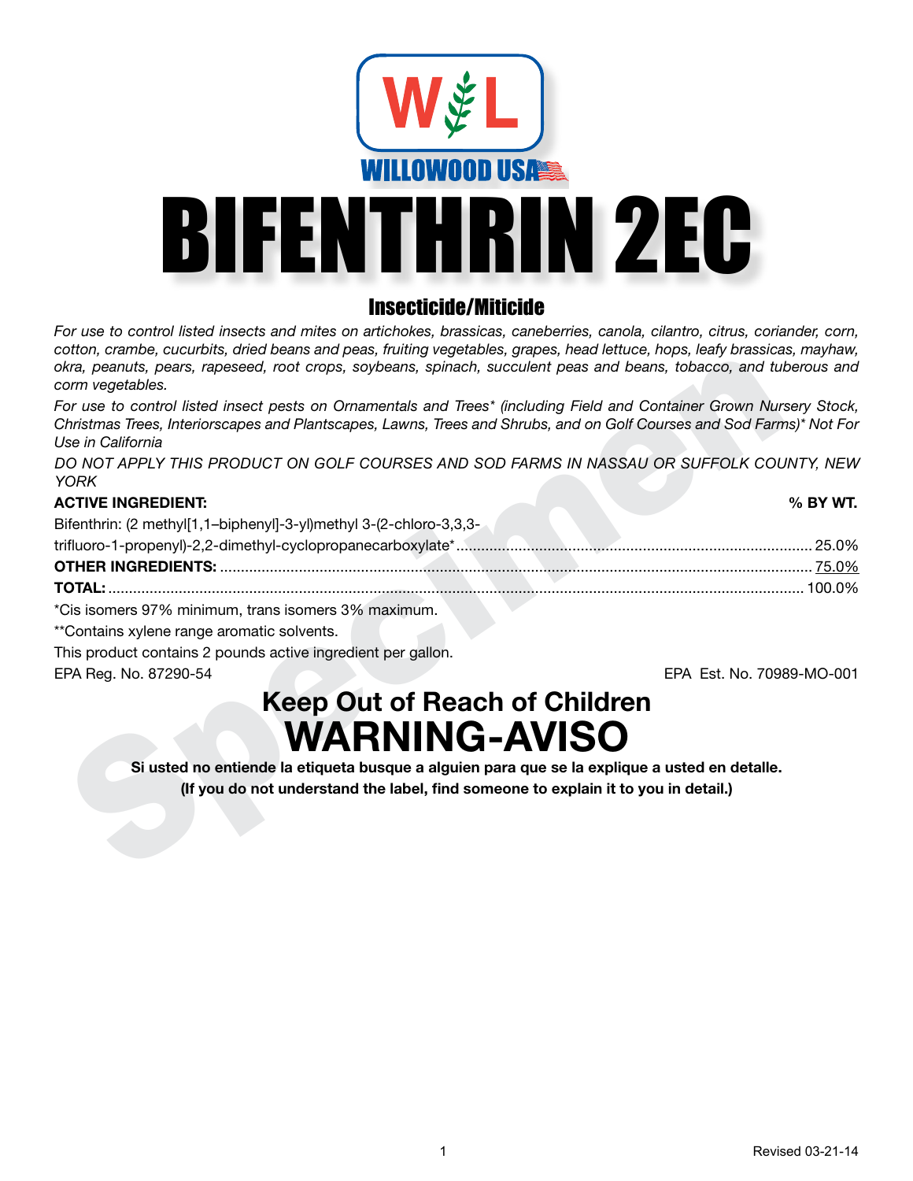W L

WILLOWOOD USA

# BIFENTHRIN 2EC

## Insecticide/Miticide

*For use to control listed insects and mites on artichokes, brassicas, caneberries, canola, cilantro, citrus, coriander, corn, cotton, crambe, cucurbits, dried beans and peas, fruiting vegetables, grapes, head lettuce, hops, leafy brassicas, mayhaw, okra, peanuts, pears, rapeseed, root crops, soybeans, spinach, succulent peas and beans, tobacco, and tuberous and corm vegetables.*

*For use to control listed insect pests on Ornamentals and Trees\* (including Field and Container Grown Nursery Stock, Christmas Trees, Interiorscapes and Plantscapes, Lawns, Trees and Shrubs, and on Golf Courses and Sod Farms)\* Not For Use in California*

*DO NOT APPLY THIS PRODUCT ON GOLF COURSES AND SOD FARMS IN NASSAU OR SUFFOLK COUNTY, NEW YORK*

| **ACTIVE INGREDIENT:** | **% BY WT.** |
|---|---|
| Bifenthrin: (2 methyl[1,1–biphenyl]-3-yl)methyl 3-(2-chloro-3,3,3-trifluoro-1-propenyl)-2,2-dimethyl-cyclopropanecarboxylate* | 25.0% |
| **OTHER INGREDIENTS:** | 75.0% |
| **TOTAL:** | 100.0% |

\*Cis isomers 97% minimum, trans isomers 3% maximum.

\*\*Contains xylene range aromatic solvents.

This product contains 2 pounds active ingredient per gallon.

EPA Reg. No. 87290-54

EPA Est. No. 70989-MO-001

## Keep Out of Reach of Children

# WARNING-AVISO

**Si usted no entiende la etiqueta busque a alguien para que se la explique a usted en detalle.**
**(If you do not understand the label, find someone to explain it to you in detail.)**

Revised 03-21-14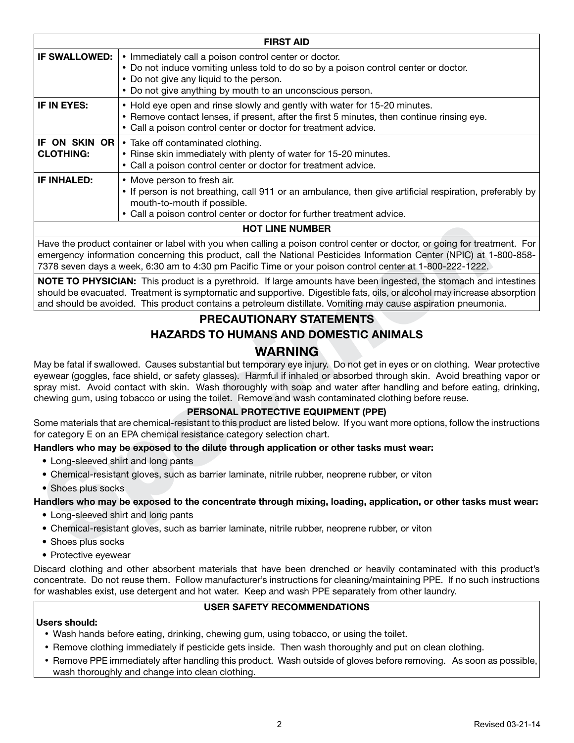| FIRST AID | |
|---|---|
| **IF SWALLOWED:** | • Immediately call a poison control center or doctor. • Do not induce vomiting unless told to do so by a poison control center or doctor. • Do not give any liquid to the person. • Do not give anything by mouth to an unconscious person. |
| **IF IN EYES:** | • Hold eye open and rinse slowly and gently with water for 15-20 minutes. • Remove contact lenses, if present, after the first 5 minutes, then continue rinsing eye. • Call a poison control center or doctor for treatment advice. |
| **IF ON SKIN OR CLOTHING:** | • Take off contaminated clothing. • Rinse skin immediately with plenty of water for 15-20 minutes. • Call a poison control center or doctor for treatment advice. |
| **IF INHALED:** | • Move person to fresh air. • If person is not breathing, call 911 or an ambulance, then give artificial respiration, preferably by mouth-to-mouth if possible. • Call a poison control center or doctor for further treatment advice. |

**HOT LINE NUMBER**

Have the product container or label with you when calling a poison control center or doctor, or going for treatment. For emergency information concerning this product, call the National Pesticides Information Center (NPIC) at 1-800-858-7378 seven days a week, 6:30 am to 4:30 pm Pacific Time or your poison control center at 1-800-222-1222.

**NOTE TO PHYSICIAN:** This product is a pyrethroid. If large amounts have been ingested, the stomach and intestines should be evacuated. Treatment is symptomatic and supportive. Digestible fats, oils, or alcohol may increase absorption and should be avoided. This product contains a petroleum distillate. Vomiting may cause aspiration pneumonia.

## PRECAUTIONARY STATEMENTS

## HAZARDS TO HUMANS AND DOMESTIC ANIMALS

## WARNING

May be fatal if swallowed. Causes substantial but temporary eye injury. Do not get in eyes or on clothing. Wear protective eyewear (goggles, face shield, or safety glasses). Harmful if inhaled or absorbed through skin. Avoid breathing vapor or spray mist. Avoid contact with skin. Wash thoroughly with soap and water after handling and before eating, drinking, chewing gum, using tobacco or using the toilet. Remove and wash contaminated clothing before reuse.

### PERSONAL PROTECTIVE EQUIPMENT (PPE)

Some materials that are chemical-resistant to this product are listed below. If you want more options, follow the instructions for category E on an EPA chemical resistance category selection chart.

**Handlers who may be exposed to the dilute through application or other tasks must wear:**

- Long-sleeved shirt and long pants
- Chemical-resistant gloves, such as barrier laminate, nitrile rubber, neoprene rubber, or viton
- Shoes plus socks

**Handlers who may be exposed to the concentrate through mixing, loading, application, or other tasks must wear:**

- Long-sleeved shirt and long pants
- Chemical-resistant gloves, such as barrier laminate, nitrile rubber, neoprene rubber, or viton
- Shoes plus socks
- Protective eyewear

Discard clothing and other absorbent materials that have been drenched or heavily contaminated with this product's concentrate. Do not reuse them. Follow manufacturer's instructions for cleaning/maintaining PPE. If no such instructions for washables exist, use detergent and hot water. Keep and wash PPE separately from other laundry.

### USER SAFETY RECOMMENDATIONS

**Users should:**

- Wash hands before eating, drinking, chewing gum, using tobacco, or using the toilet.
- Remove clothing immediately if pesticide gets inside. Then wash thoroughly and put on clean clothing.
- Remove PPE immediately after handling this product. Wash outside of gloves before removing. As soon as possible, wash thoroughly and change into clean clothing.

Revised 03-21-14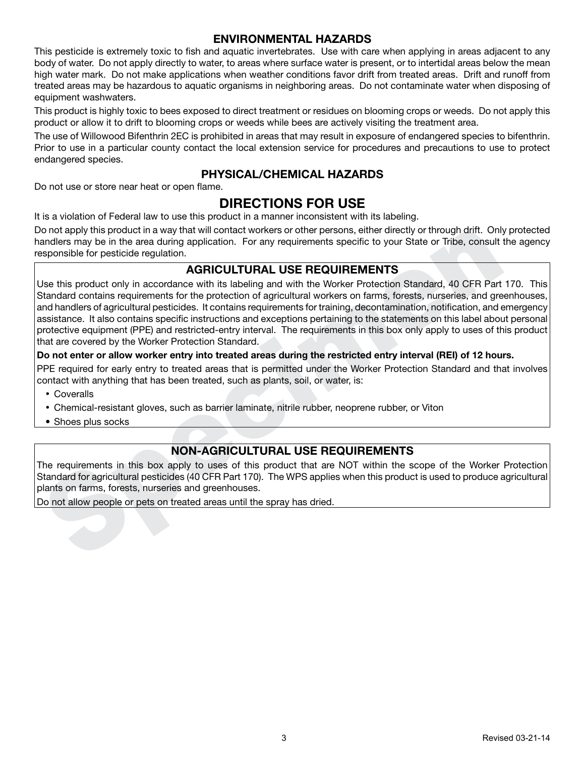## ENVIRONMENTAL HAZARDS

This pesticide is extremely toxic to fish and aquatic invertebrates. Use with care when applying in areas adjacent to any body of water. Do not apply directly to water, to areas where surface water is present, or to intertidal areas below the mean high water mark. Do not make applications when weather conditions favor drift from treated areas. Drift and runoff from treated areas may be hazardous to aquatic organisms in neighboring areas. Do not contaminate water when disposing of equipment washwaters.

This product is highly toxic to bees exposed to direct treatment or residues on blooming crops or weeds. Do not apply this product or allow it to drift to blooming crops or weeds while bees are actively visiting the treatment area.

The use of Willowood Bifenthrin 2EC is prohibited in areas that may result in exposure of endangered species to bifenthrin. Prior to use in a particular county contact the local extension service for procedures and precautions to use to protect endangered species.

## PHYSICAL/CHEMICAL HAZARDS

Do not use or store near heat or open flame.

# DIRECTIONS FOR USE

It is a violation of Federal law to use this product in a manner inconsistent with its labeling.

Do not apply this product in a way that will contact workers or other persons, either directly or through drift. Only protected handlers may be in the area during application. For any requirements specific to your State or Tribe, consult the agency responsible for pesticide regulation.

## AGRICULTURAL USE REQUIREMENTS

Use this product only in accordance with its labeling and with the Worker Protection Standard, 40 CFR Part 170. This Standard contains requirements for the protection of agricultural workers on farms, forests, nurseries, and greenhouses, and handlers of agricultural pesticides. It contains requirements for training, decontamination, notification, and emergency assistance. It also contains specific instructions and exceptions pertaining to the statements on this label about personal protective equipment (PPE) and restricted-entry interval. The requirements in this box only apply to uses of this product that are covered by the Worker Protection Standard.

**Do not enter or allow worker entry into treated areas during the restricted entry interval (REI) of 12 hours.**

PPE required for early entry to treated areas that is permitted under the Worker Protection Standard and that involves contact with anything that has been treated, such as plants, soil, or water, is:

- Coveralls
- Chemical-resistant gloves, such as barrier laminate, nitrile rubber, neoprene rubber, or Viton
- Shoes plus socks

## NON-AGRICULTURAL USE REQUIREMENTS

The requirements in this box apply to uses of this product that are NOT within the scope of the Worker Protection Standard for agricultural pesticides (40 CFR Part 170). The WPS applies when this product is used to produce agricultural plants on farms, forests, nurseries and greenhouses.

Do not allow people or pets on treated areas until the spray has dried.

Revised 03-21-14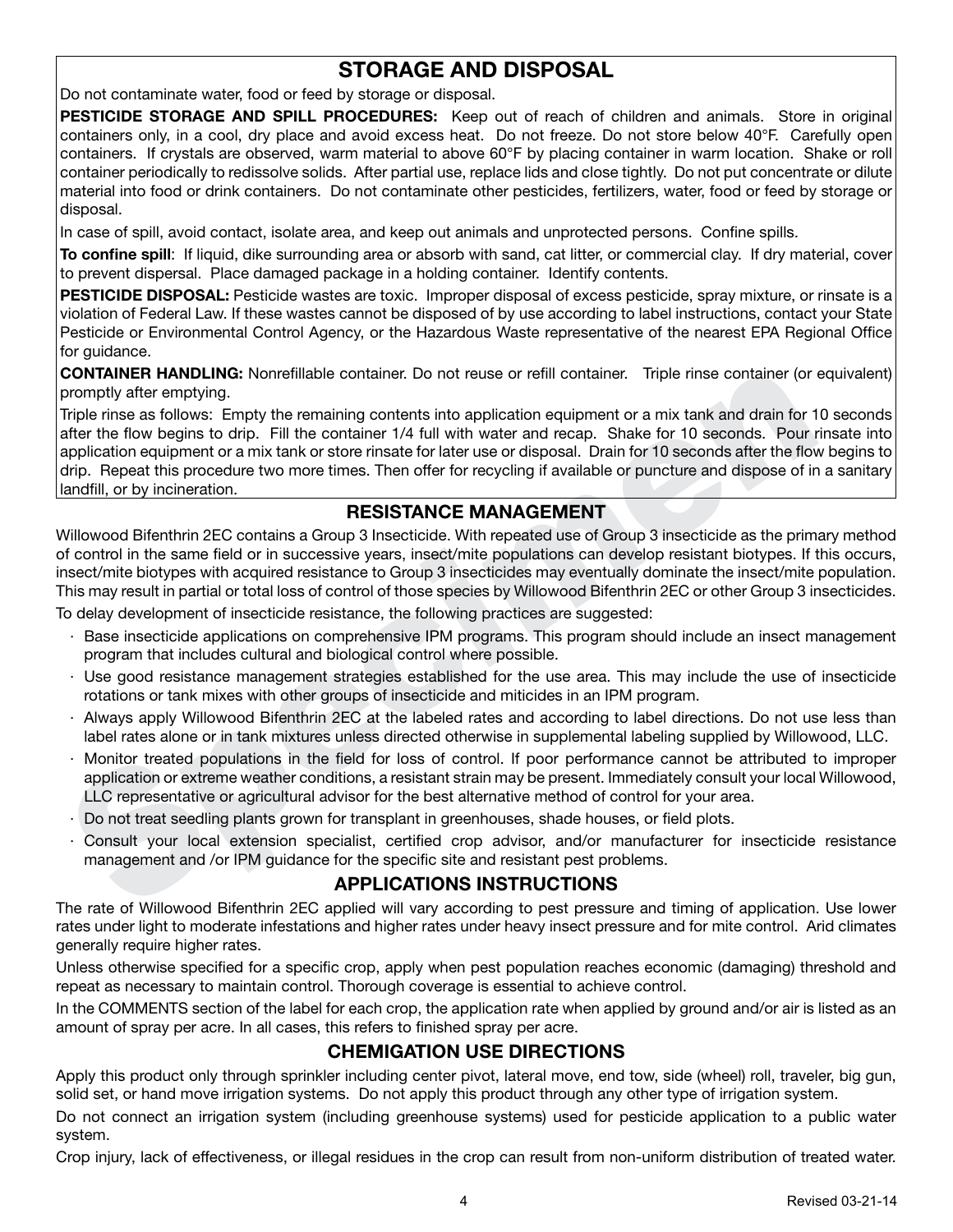## STORAGE AND DISPOSAL

Do not contaminate water, food or feed by storage or disposal.

**PESTICIDE STORAGE AND SPILL PROCEDURES:** Keep out of reach of children and animals. Store in original containers only, in a cool, dry place and avoid excess heat. Do not freeze. Do not store below 40°F. Carefully open containers. If crystals are observed, warm material to above 60°F by placing container in warm location. Shake or roll container periodically to redissolve solids. After partial use, replace lids and close tightly. Do not put concentrate or dilute material into food or drink containers. Do not contaminate other pesticides, fertilizers, water, food or feed by storage or disposal.

In case of spill, avoid contact, isolate area, and keep out animals and unprotected persons. Confine spills.

**To confine spill**: If liquid, dike surrounding area or absorb with sand, cat litter, or commercial clay. If dry material, cover to prevent dispersal. Place damaged package in a holding container. Identify contents.

**PESTICIDE DISPOSAL:** Pesticide wastes are toxic. Improper disposal of excess pesticide, spray mixture, or rinsate is a violation of Federal Law. If these wastes cannot be disposed of by use according to label instructions, contact your State Pesticide or Environmental Control Agency, or the Hazardous Waste representative of the nearest EPA Regional Office for guidance.

**CONTAINER HANDLING:** Nonrefillable container. Do not reuse or refill container. Triple rinse container (or equivalent) promptly after emptying.

Triple rinse as follows: Empty the remaining contents into application equipment or a mix tank and drain for 10 seconds after the flow begins to drip. Fill the container 1/4 full with water and recap. Shake for 10 seconds. Pour rinsate into application equipment or a mix tank or store rinsate for later use or disposal. Drain for 10 seconds after the flow begins to drip. Repeat this procedure two more times. Then offer for recycling if available or puncture and dispose of in a sanitary landfill, or by incineration.

## RESISTANCE MANAGEMENT

Willowood Bifenthrin 2EC contains a Group 3 Insecticide. With repeated use of Group 3 insecticide as the primary method of control in the same field or in successive years, insect/mite populations can develop resistant biotypes. If this occurs, insect/mite biotypes with acquired resistance to Group 3 insecticides may eventually dominate the insect/mite population. This may result in partial or total loss of control of those species by Willowood Bifenthrin 2EC or other Group 3 insecticides.

To delay development of insecticide resistance, the following practices are suggested:

- Base insecticide applications on comprehensive IPM programs. This program should include an insect management program that includes cultural and biological control where possible.
- Use good resistance management strategies established for the use area. This may include the use of insecticide rotations or tank mixes with other groups of insecticide and miticides in an IPM program.
- Always apply Willowood Bifenthrin 2EC at the labeled rates and according to label directions. Do not use less than label rates alone or in tank mixtures unless directed otherwise in supplemental labeling supplied by Willowood, LLC.
- Monitor treated populations in the field for loss of control. If poor performance cannot be attributed to improper application or extreme weather conditions, a resistant strain may be present. Immediately consult your local Willowood, LLC representative or agricultural advisor for the best alternative method of control for your area.
- Do not treat seedling plants grown for transplant in greenhouses, shade houses, or field plots.
- Consult your local extension specialist, certified crop advisor, and/or manufacturer for insecticide resistance management and /or IPM guidance for the specific site and resistant pest problems.

## APPLICATIONS INSTRUCTIONS

The rate of Willowood Bifenthrin 2EC applied will vary according to pest pressure and timing of application. Use lower rates under light to moderate infestations and higher rates under heavy insect pressure and for mite control. Arid climates generally require higher rates.

Unless otherwise specified for a specific crop, apply when pest population reaches economic (damaging) threshold and repeat as necessary to maintain control. Thorough coverage is essential to achieve control.

In the COMMENTS section of the label for each crop, the application rate when applied by ground and/or air is listed as an amount of spray per acre. In all cases, this refers to finished spray per acre.

## CHEMIGATION USE DIRECTIONS

Apply this product only through sprinkler including center pivot, lateral move, end tow, side (wheel) roll, traveler, big gun, solid set, or hand move irrigation systems. Do not apply this product through any other type of irrigation system.

Do not connect an irrigation system (including greenhouse systems) used for pesticide application to a public water system.

Crop injury, lack of effectiveness, or illegal residues in the crop can result from non-uniform distribution of treated water.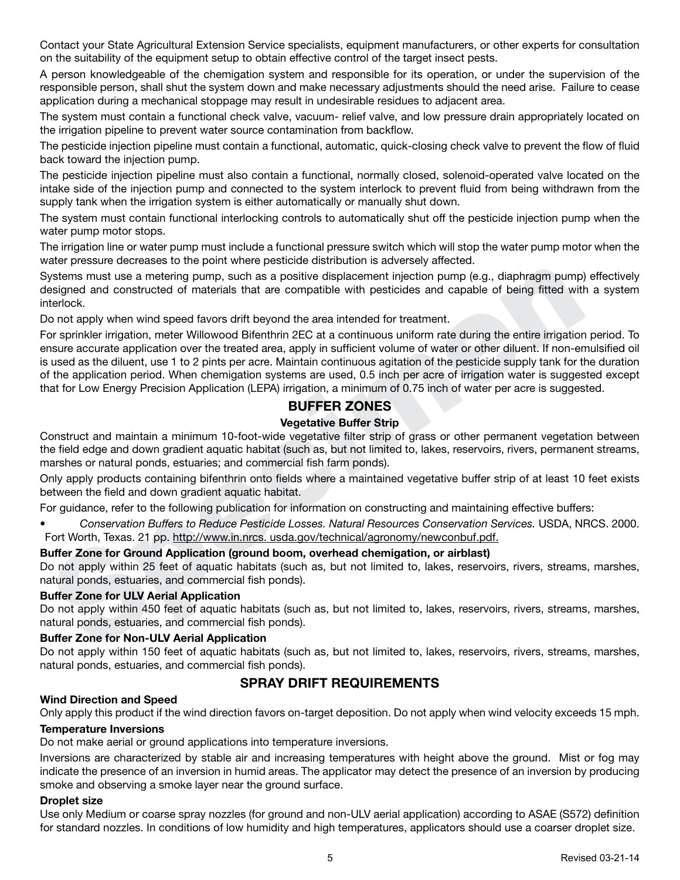Contact your State Agricultural Extension Service specialists, equipment manufacturers, or other experts for consultation on the suitability of the equipment setup to obtain effective control of the target insect pests.

A person knowledgeable of the chemigation system and responsible for its operation, or under the supervision of the responsible person, shall shut the system down and make necessary adjustments should the need arise. Failure to cease application during a mechanical stoppage may result in undesirable residues to adjacent area.

The system must contain a functional check valve, vacuum- relief valve, and low pressure drain appropriately located on the irrigation pipeline to prevent water source contamination from backflow.

The pesticide injection pipeline must contain a functional, automatic, quick-closing check valve to prevent the flow of fluid back toward the injection pump.

The pesticide injection pipeline must also contain a functional, normally closed, solenoid-operated valve located on the intake side of the injection pump and connected to the system interlock to prevent fluid from being withdrawn from the supply tank when the irrigation system is either automatically or manually shut down.

The system must contain functional interlocking controls to automatically shut off the pesticide injection pump when the water pump motor stops.

The irrigation line or water pump must include a functional pressure switch which will stop the water pump motor when the water pressure decreases to the point where pesticide distribution is adversely affected.

Systems must use a metering pump, such as a positive displacement injection pump (e.g., diaphragm pump) effectively designed and constructed of materials that are compatible with pesticides and capable of being fitted with a system interlock.

Do not apply when wind speed favors drift beyond the area intended for treatment.

For sprinkler irrigation, meter Willowood Bifenthrin 2EC at a continuous uniform rate during the entire irrigation period. To ensure accurate application over the treated area, apply in sufficient volume of water or other diluent. If non-emulsified oil is used as the diluent, use 1 to 2 pints per acre. Maintain continuous agitation of the pesticide supply tank for the duration of the application period. When chemigation systems are used, 0.5 inch per acre of irrigation water is suggested except that for Low Energy Precision Application (LEPA) irrigation, a minimum of 0.75 inch of water per acre is suggested.

## BUFFER ZONES

### Vegetative Buffer Strip

Construct and maintain a minimum 10-foot-wide vegetative filter strip of grass or other permanent vegetation between the field edge and down gradient aquatic habitat (such as, but not limited to, lakes, reservoirs, rivers, permanent streams, marshes or natural ponds, estuaries; and commercial fish farm ponds).

Only apply products containing bifenthrin onto fields where a maintained vegetative buffer strip of at least 10 feet exists between the field and down gradient aquatic habitat.

For guidance, refer to the following publication for information on constructing and maintaining effective buffers:

- *Conservation Buffers to Reduce Pesticide Losses. Natural Resources Conservation Services.* USDA, NRCS. 2000. Fort Worth, Texas. 21 pp. http://www.in.nrcs. usda.gov/technical/agronomy/newconbuf.pdf.

**Buffer Zone for Ground Application (ground boom, overhead chemigation, or airblast)**

Do not apply within 25 feet of aquatic habitats (such as, but not limited to, lakes, reservoirs, rivers, streams, marshes, natural ponds, estuaries, and commercial fish ponds).

**Buffer Zone for ULV Aerial Application**

Do not apply within 450 feet of aquatic habitats (such as, but not limited to, lakes, reservoirs, rivers, streams, marshes, natural ponds, estuaries, and commercial fish ponds).

**Buffer Zone for Non-ULV Aerial Application**

Do not apply within 150 feet of aquatic habitats (such as, but not limited to, lakes, reservoirs, rivers, streams, marshes, natural ponds, estuaries, and commercial fish ponds).

## SPRAY DRIFT REQUIREMENTS

**Wind Direction and Speed**

Only apply this product if the wind direction favors on-target deposition. Do not apply when wind velocity exceeds 15 mph.

**Temperature Inversions**

Do not make aerial or ground applications into temperature inversions.

Inversions are characterized by stable air and increasing temperatures with height above the ground. Mist or fog may indicate the presence of an inversion in humid areas. The applicator may detect the presence of an inversion by producing smoke and observing a smoke layer near the ground surface.

**Droplet size**

Use only Medium or coarse spray nozzles (for ground and non-ULV aerial application) according to ASAE (S572) definition for standard nozzles. In conditions of low humidity and high temperatures, applicators should use a coarser droplet size.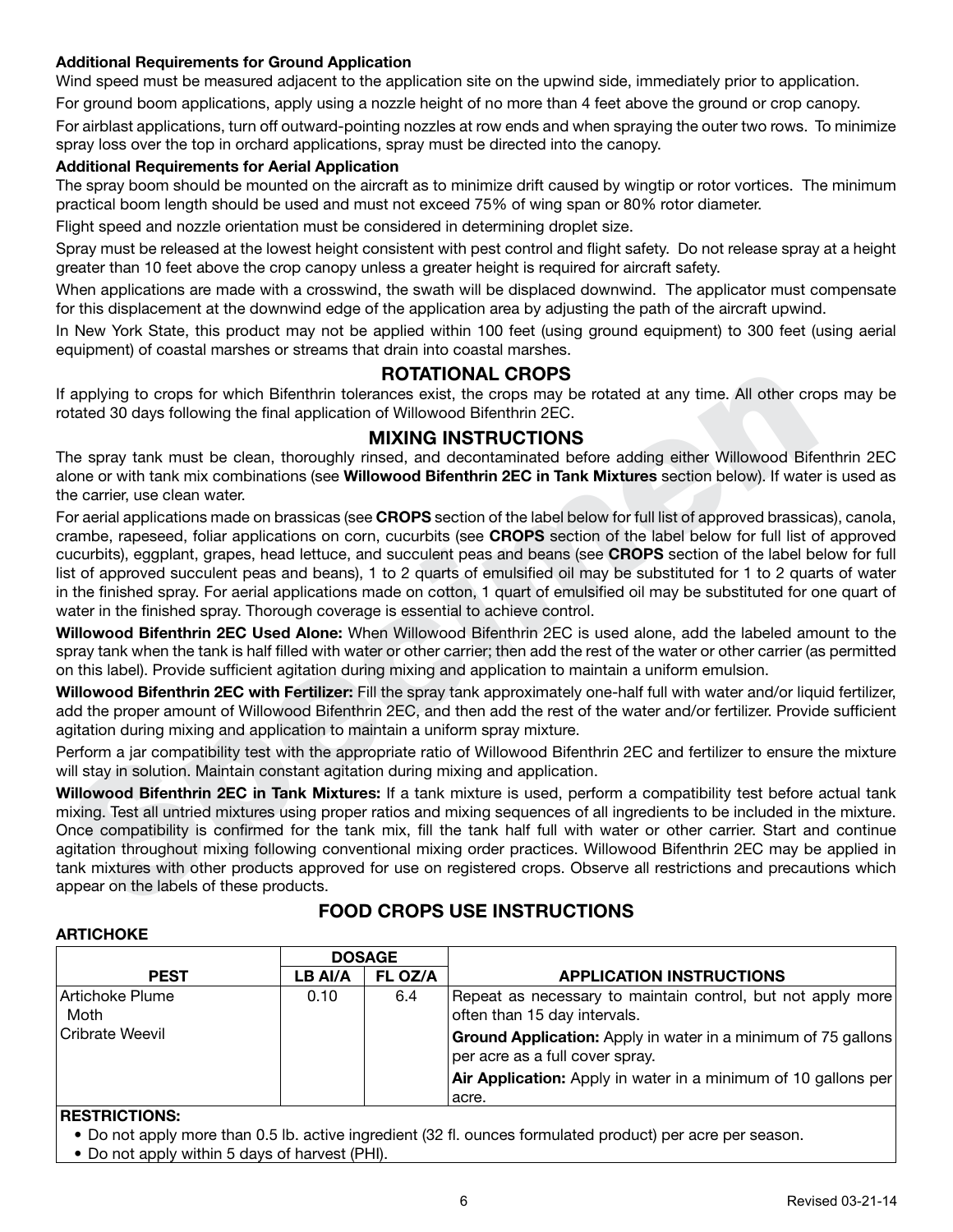**Additional Requirements for Ground Application**

Wind speed must be measured adjacent to the application site on the upwind side, immediately prior to application.

For ground boom applications, apply using a nozzle height of no more than 4 feet above the ground or crop canopy.

For airblast applications, turn off outward-pointing nozzles at row ends and when spraying the outer two rows. To minimize spray loss over the top in orchard applications, spray must be directed into the canopy.

**Additional Requirements for Aerial Application**

The spray boom should be mounted on the aircraft as to minimize drift caused by wingtip or rotor vortices. The minimum practical boom length should be used and must not exceed 75% of wing span or 80% rotor diameter.

Flight speed and nozzle orientation must be considered in determining droplet size.

Spray must be released at the lowest height consistent with pest control and flight safety. Do not release spray at a height greater than 10 feet above the crop canopy unless a greater height is required for aircraft safety.

When applications are made with a crosswind, the swath will be displaced downwind. The applicator must compensate for this displacement at the downwind edge of the application area by adjusting the path of the aircraft upwind.

In New York State, this product may not be applied within 100 feet (using ground equipment) to 300 feet (using aerial equipment) of coastal marshes or streams that drain into coastal marshes.

## ROTATIONAL CROPS

If applying to crops for which Bifenthrin tolerances exist, the crops may be rotated at any time. All other crops may be rotated 30 days following the final application of Willowood Bifenthrin 2EC.

## MIXING INSTRUCTIONS

The spray tank must be clean, thoroughly rinsed, and decontaminated before adding either Willowood Bifenthrin 2EC alone or with tank mix combinations (see **Willowood Bifenthrin 2EC in Tank Mixtures** section below). If water is used as the carrier, use clean water.

For aerial applications made on brassicas (see **CROPS** section of the label below for full list of approved brassicas), canola, crambe, rapeseed, foliar applications on corn, cucurbits (see **CROPS** section of the label below for full list of approved cucurbits), eggplant, grapes, head lettuce, and succulent peas and beans (see **CROPS** section of the label below for full list of approved succulent peas and beans), 1 to 2 quarts of emulsified oil may be substituted for 1 to 2 quarts of water in the finished spray. For aerial applications made on cotton, 1 quart of emulsified oil may be substituted for one quart of water in the finished spray. Thorough coverage is essential to achieve control.

**Willowood Bifenthrin 2EC Used Alone:** When Willowood Bifenthrin 2EC is used alone, add the labeled amount to the spray tank when the tank is half filled with water or other carrier; then add the rest of the water or other carrier (as permitted on this label). Provide sufficient agitation during mixing and application to maintain a uniform emulsion.

**Willowood Bifenthrin 2EC with Fertilizer:** Fill the spray tank approximately one-half full with water and/or liquid fertilizer, add the proper amount of Willowood Bifenthrin 2EC, and then add the rest of the water and/or fertilizer. Provide sufficient agitation during mixing and application to maintain a uniform spray mixture.

Perform a jar compatibility test with the appropriate ratio of Willowood Bifenthrin 2EC and fertilizer to ensure the mixture will stay in solution. Maintain constant agitation during mixing and application.

**Willowood Bifenthrin 2EC in Tank Mixtures:** If a tank mixture is used, perform a compatibility test before actual tank mixing. Test all untried mixtures using proper ratios and mixing sequences of all ingredients to be included in the mixture. Once compatibility is confirmed for the tank mix, fill the tank half full with water or other carrier. Start and continue agitation throughout mixing following conventional mixing order practices. Willowood Bifenthrin 2EC may be applied in tank mixtures with other products approved for use on registered crops. Observe all restrictions and precautions which appear on the labels of these products.

## FOOD CROPS USE INSTRUCTIONS

**ARTICHOKE**

| PEST | DOSAGE | | APPLICATION INSTRUCTIONS |
|---|---|---|---|
| | LB AI/A | FL OZ/A | |
| Artichoke Plume Moth<br>Cribrate Weevil | 0.10 | 6.4 | Repeat as necessary to maintain control, but not apply more often than 15 day intervals.<br>**Ground Application:** Apply in water in a minimum of 75 gallons per acre as a full cover spray.<br>**Air Application:** Apply in water in a minimum of 10 gallons per acre. |

**RESTRICTIONS:**

- Do not apply more than 0.5 lb. active ingredient (32 fl. ounces formulated product) per acre per season.
- Do not apply within 5 days of harvest (PHI).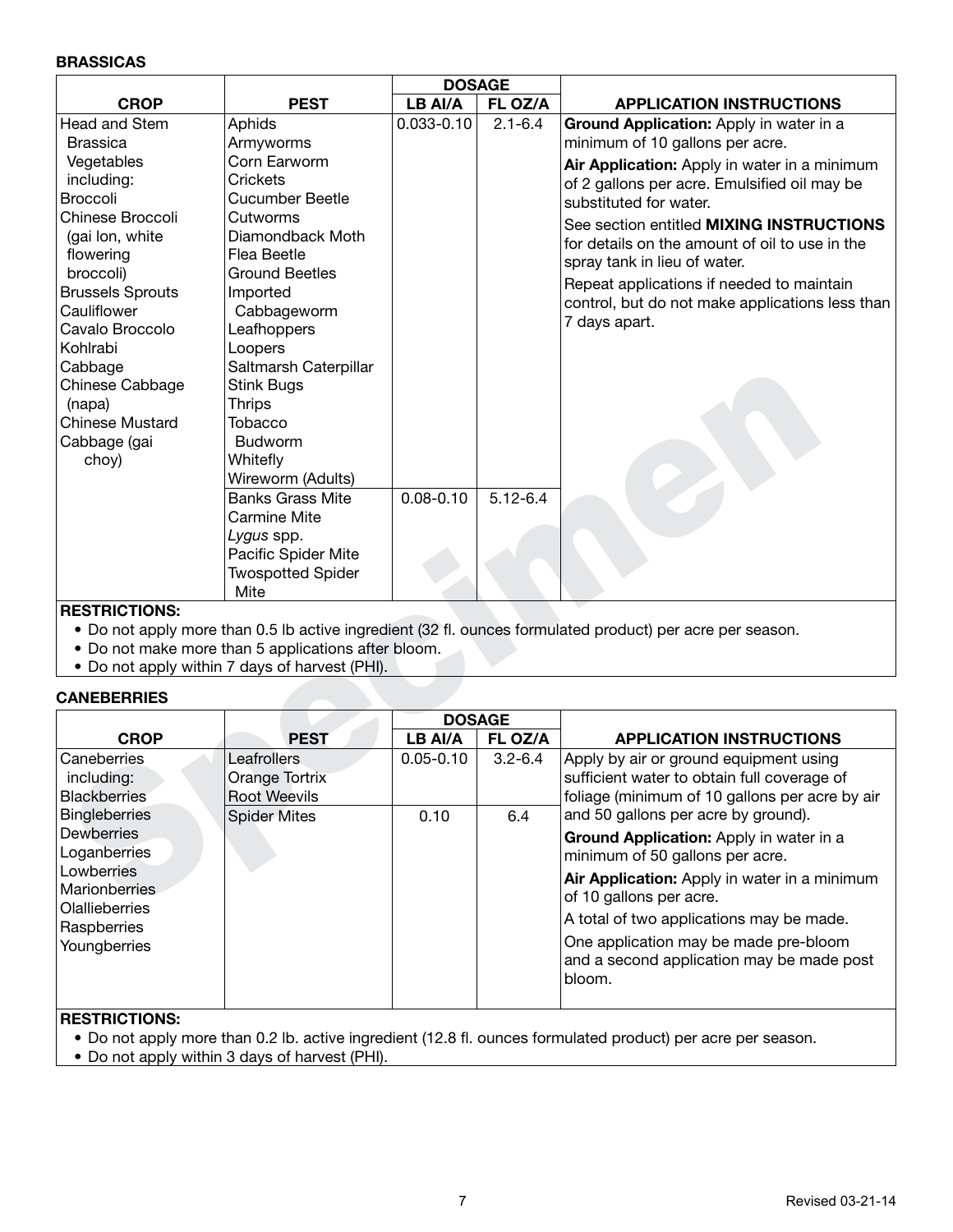**BRASSICAS**

| CROP | PEST | DOSAGE | | APPLICATION INSTRUCTIONS |
|---|---|---|---|---|
| | | LB AI/A | FL OZ/A | |
| Head and Stem Brassica Vegetables including: Broccoli, Chinese Broccoli (gai lon, white flowering broccoli), Brussels Sprouts, Cauliflower, Cavalo Broccolo, Kohlrabi, Cabbage, Chinese Cabbage (napa), Chinese Mustard Cabbage (gai choy) | Aphids, Armyworms, Corn Earworm, Crickets, Cucumber Beetle, Cutworms, Diamondback Moth, Flea Beetle, Ground Beetles, Imported Cabbageworm, Leafhoppers, Loopers, Saltmarsh Caterpillar, Stink Bugs, Thrips, Tobacco Budworm, Whitefly, Wireworm (Adults) | 0.033-0.10 | 2.1-6.4 | **Ground Application:** Apply in water in a minimum of 10 gallons per acre. **Air Application:** Apply in water in a minimum of 2 gallons per acre. Emulsified oil may be substituted for water. See section entitled **MIXING INSTRUCTIONS** for details on the amount of oil to use in the spray tank in lieu of water. Repeat applications if needed to maintain control, but do not make applications less than 7 days apart. |
| | Banks Grass Mite, Carmine Mite, *Lygus* spp., Pacific Spider Mite, Twospotted Spider Mite | 0.08-0.10 | 5.12-6.4 | |

**RESTRICTIONS:**

- Do not apply more than 0.5 lb active ingredient (32 fl. ounces formulated product) per acre per season.
- Do not make more than 5 applications after bloom.
- Do not apply within 7 days of harvest (PHI).

**CANEBERRIES**

| CROP | PEST | DOSAGE | | APPLICATION INSTRUCTIONS |
|---|---|---|---|---|
| | | LB AI/A | FL OZ/A | |
| Caneberries including: Blackberries, Bingleberries, Dewberries, Loganberries, Lowberries, Marionberries, Olallieberries, Raspberries, Youngberries | Leafrollers, Orange Tortrix, Root Weevils | 0.05-0.10 | 3.2-6.4 | Apply by air or ground equipment using sufficient water to obtain full coverage of foliage (minimum of 10 gallons per acre by air and 50 gallons per acre by ground). **Ground Application:** Apply in water in a minimum of 50 gallons per acre. **Air Application:** Apply in water in a minimum of 10 gallons per acre. A total of two applications may be made. One application may be made pre-bloom and a second application may be made post bloom. |
| | Spider Mites | 0.10 | 6.4 | |

**RESTRICTIONS:**

- Do not apply more than 0.2 lb. active ingredient (12.8 fl. ounces formulated product) per acre per season.
- Do not apply within 3 days of harvest (PHI).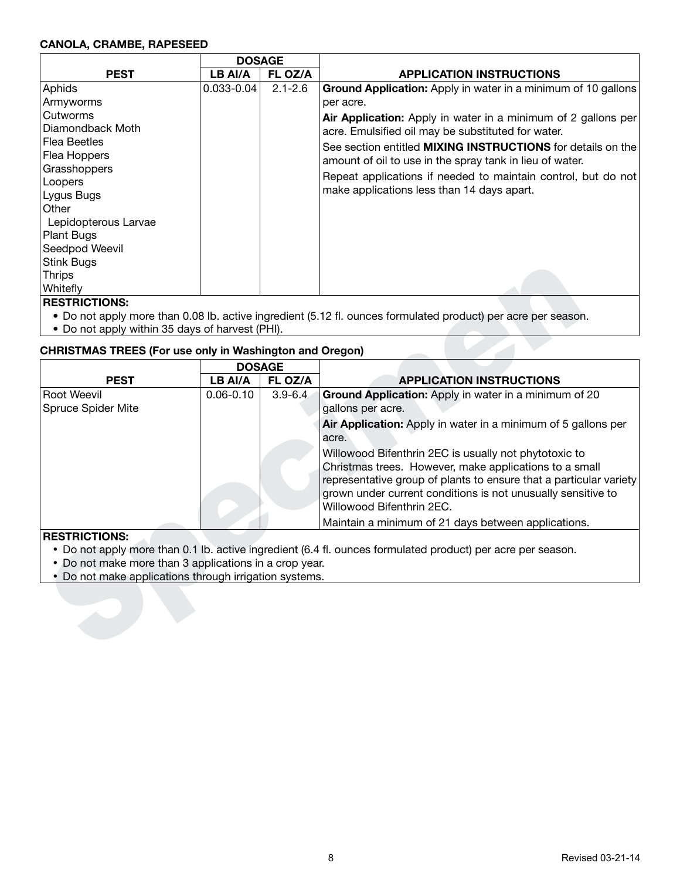**CANOLA, CRAMBE, RAPESEED**

| PEST | DOSAGE | | APPLICATION INSTRUCTIONS |
|---|---|---|---|
| | LB AI/A | FL OZ/A | |
| Aphids<br>Armyworms<br>Cutworms<br>Diamondback Moth<br>Flea Beetles<br>Flea Hoppers<br>Grasshoppers<br>Loopers<br>Lygus Bugs<br>Other Lepidopterous Larvae<br>Plant Bugs<br>Seedpod Weevil<br>Stink Bugs<br>Thrips<br>Whitefly | 0.033-0.04 | 2.1-2.6 | **Ground Application:** Apply in water in a minimum of 10 gallons per acre.<br>**Air Application:** Apply in water in a minimum of 2 gallons per acre. Emulsified oil may be substituted for water.<br>See section entitled **MIXING INSTRUCTIONS** for details on the amount of oil to use in the spray tank in lieu of water.<br>Repeat applications if needed to maintain control, but do not make applications less than 14 days apart. |

**RESTRICTIONS:**

- Do not apply more than 0.08 lb. active ingredient (5.12 fl. ounces formulated product) per acre per season.
- Do not apply within 35 days of harvest (PHI).

**CHRISTMAS TREES (For use only in Washington and Oregon)**

| PEST | DOSAGE | | APPLICATION INSTRUCTIONS |
|---|---|---|---|
| | LB AI/A | FL OZ/A | |
| Root Weevil<br>Spruce Spider Mite | 0.06-0.10 | 3.9-6.4 | **Ground Application:** Apply in water in a minimum of 20 gallons per acre.<br>**Air Application:** Apply in water in a minimum of 5 gallons per acre.<br>Willowood Bifenthrin 2EC is usually not phytotoxic to Christmas trees. However, make applications to a small representative group of plants to ensure that a particular variety grown under current conditions is not unusually sensitive to Willowood Bifenthrin 2EC.<br>Maintain a minimum of 21 days between applications. |

**RESTRICTIONS:**

- Do not apply more than 0.1 lb. active ingredient (6.4 fl. ounces formulated product) per acre per season.
- Do not make more than 3 applications in a crop year.
- Do not make applications through irrigation systems.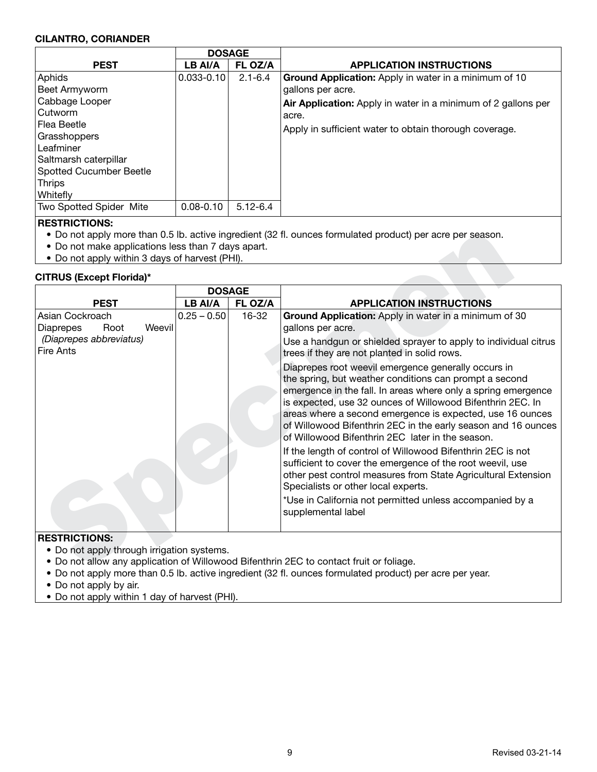**CILANTRO, CORIANDER**

| PEST | DOSAGE | | APPLICATION INSTRUCTIONS |
|---|---|---|---|
| | LB AI/A | FL OZ/A | |
| Aphids<br>Beet Armyworm<br>Cabbage Looper<br>Cutworm<br>Flea Beetle<br>Grasshoppers<br>Leafminer<br>Saltmarsh caterpillar<br>Spotted Cucumber Beetle<br>Thrips<br>Whitefly | 0.033-0.10 | 2.1-6.4 | **Ground Application:** Apply in water in a minimum of 10 gallons per acre.<br>**Air Application:** Apply in water in a minimum of 2 gallons per acre.<br>Apply in sufficient water to obtain thorough coverage. |
| Two Spotted Spider Mite | 0.08-0.10 | 5.12-6.4 | |

**RESTRICTIONS:**

- Do not apply more than 0.5 lb. active ingredient (32 fl. ounces formulated product) per acre per season.
- Do not make applications less than 7 days apart.
- Do not apply within 3 days of harvest (PHI).

**CITRUS (Except Florida)***

| PEST | DOSAGE | | APPLICATION INSTRUCTIONS |
|---|---|---|---|
| | LB AI/A | FL OZ/A | |
| Asian Cockroach<br>Diaprepes Root Weevil<br>*(Diaprepes abbreviatus)*<br>Fire Ants | 0.25 – 0.50 | 16-32 | **Ground Application:** Apply in water in a minimum of 30 gallons per acre.<br>Use a handgun or shielded sprayer to apply to individual citrus trees if they are not planted in solid rows.<br>Diaprepes root weevil emergence generally occurs in the spring, but weather conditions can prompt a second emergence in the fall. In areas where only a spring emergence is expected, use 32 ounces of Willowood Bifenthrin 2EC. In areas where a second emergence is expected, use 16 ounces of Willowood Bifenthrin 2EC in the early season and 16 ounces of Willowood Bifenthrin 2EC later in the season.<br>If the length of control of Willowood Bifenthrin 2EC is not sufficient to cover the emergence of the root weevil, use other pest control measures from State Agricultural Extension Specialists or other local experts.<br>*Use in California not permitted unless accompanied by a supplemental label |

**RESTRICTIONS:**

- Do not apply through irrigation systems.
- Do not allow any application of Willowood Bifenthrin 2EC to contact fruit or foliage.
- Do not apply more than 0.5 lb. active ingredient (32 fl. ounces formulated product) per acre per year.
- Do not apply by air.
- Do not apply within 1 day of harvest (PHI).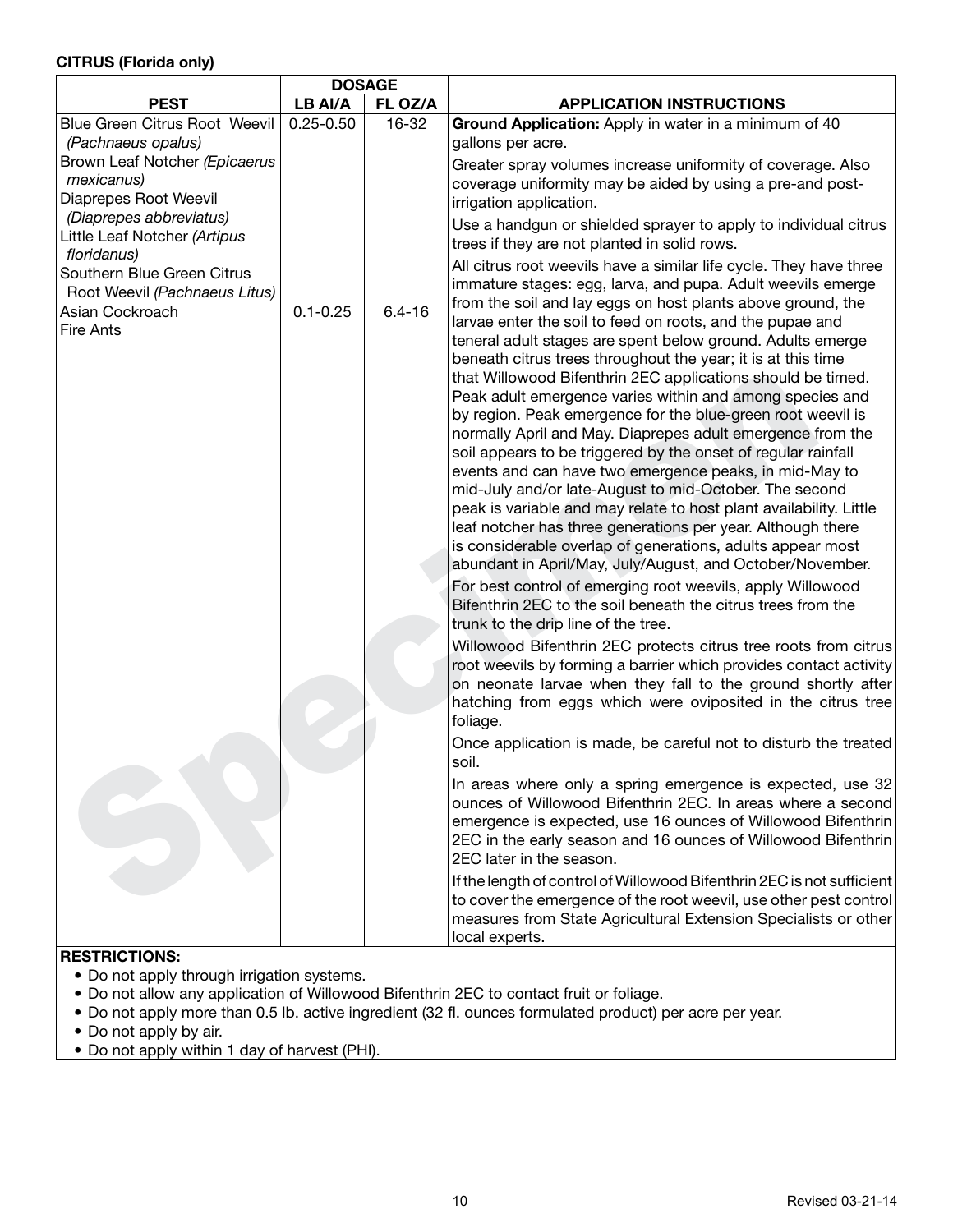**CITRUS (Florida only)**

| PEST | DOSAGE | | APPLICATION INSTRUCTIONS |
|---|---|---|---|
| | LB AI/A | FL OZ/A | |
| Blue Green Citrus Root Weevil *(Pachnaeus opalus)*<br>Brown Leaf Notcher *(Epicaerus mexicanus)*<br>Diaprepes Root Weevil *(Diaprepes abbreviatus)*<br>Little Leaf Notcher *(Artipus floridanus)*<br>Southern Blue Green Citrus Root Weevil *(Pachnaeus Litus)* | 0.25-0.50 | 16-32 | **Ground Application:** Apply in water in a minimum of 40 gallons per acre.<br>Greater spray volumes increase uniformity of coverage. Also coverage uniformity may be aided by using a pre-and post-irrigation application.<br>Use a handgun or shielded sprayer to apply to individual citrus trees if they are not planted in solid rows.<br>All citrus root weevils have a similar life cycle. They have three immature stages: egg, larva, and pupa. Adult weevils emerge from the soil and lay eggs on host plants above ground, the larvae enter the soil to feed on roots, and the pupae and teneral adult stages are spent below ground. Adults emerge beneath citrus trees throughout the year; it is at this time that Willowood Bifenthrin 2EC applications should be timed. Peak adult emergence varies within and among species and by region. Peak emergence for the blue-green root weevil is normally April and May. Diaprepes adult emergence from the soil appears to be triggered by the onset of regular rainfall events and can have two emergence peaks, in mid-May to mid-July and/or late-August to mid-October. The second peak is variable and may relate to host plant availability. Little leaf notcher has three generations per year. Although there is considerable overlap of generations, adults appear most abundant in April/May, July/August, and October/November.<br>For best control of emerging root weevils, apply Willowood Bifenthrin 2EC to the soil beneath the citrus trees from the trunk to the drip line of the tree.<br>Willowood Bifenthrin 2EC protects citrus tree roots from citrus root weevils by forming a barrier which provides contact activity on neonate larvae when they fall to the ground shortly after hatching from eggs which were oviposited in the citrus tree foliage.<br>Once application is made, be careful not to disturb the treated soil.<br>In areas where only a spring emergence is expected, use 32 ounces of Willowood Bifenthrin 2EC. In areas where a second emergence is expected, use 16 ounces of Willowood Bifenthrin 2EC in the early season and 16 ounces of Willowood Bifenthrin 2EC later in the season.<br>If the length of control of Willowood Bifenthrin 2EC is not sufficient to cover the emergence of the root weevil, use other pest control measures from State Agricultural Extension Specialists or other local experts. |
| Asian Cockroach<br>Fire Ants | 0.1-0.25 | 6.4-16 | |

**RESTRICTIONS:**

- Do not apply through irrigation systems.
- Do not allow any application of Willowood Bifenthrin 2EC to contact fruit or foliage.
- Do not apply more than 0.5 lb. active ingredient (32 fl. ounces formulated product) per acre per year.
- Do not apply by air.
- Do not apply within 1 day of harvest (PHI).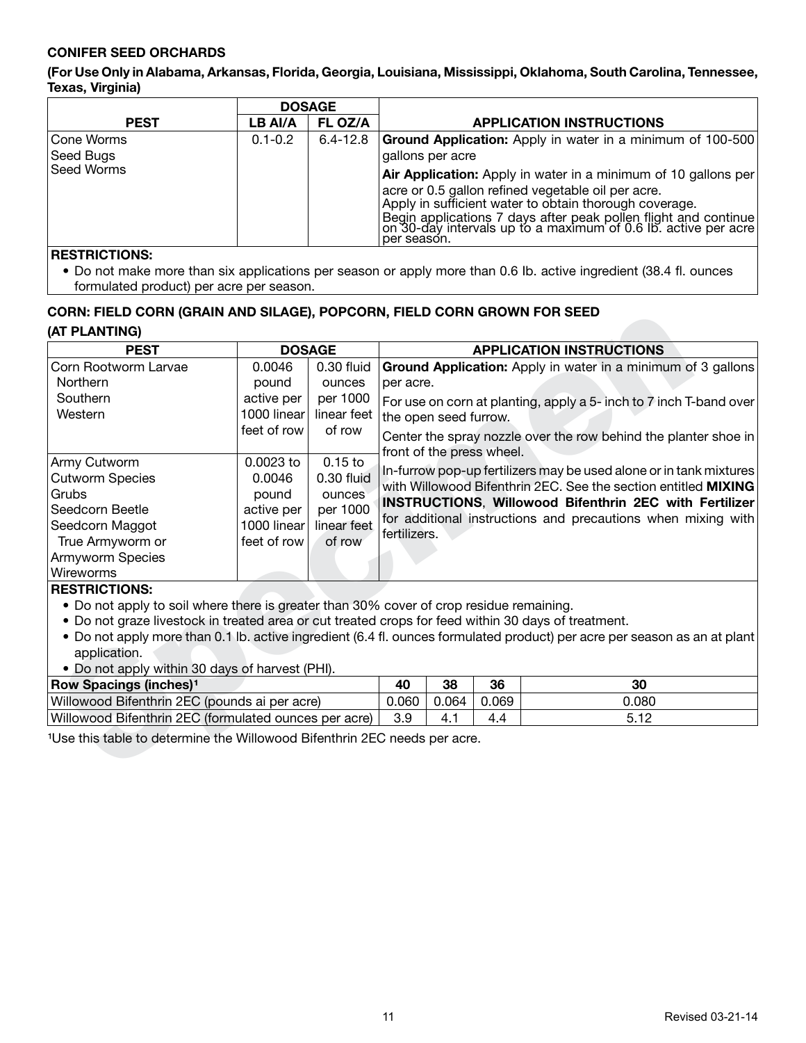**CONIFER SEED ORCHARDS**

**(For Use Only in Alabama, Arkansas, Florida, Georgia, Louisiana, Mississippi, Oklahoma, South Carolina, Tennessee, Texas, Virginia)**

| PEST | DOSAGE | | APPLICATION INSTRUCTIONS |
|---|---|---|---|
| | LB AI/A | FL OZ/A | |
| Cone Worms<br>Seed Bugs<br>Seed Worms | 0.1-0.2 | 6.4-12.8 | **Ground Application:** Apply in water in a minimum of 100-500 gallons per acre<br>**Air Application:** Apply in water in a minimum of 10 gallons per acre or 0.5 gallon refined vegetable oil per acre.<br>Apply in sufficient water to obtain thorough coverage.<br>Begin applications 7 days after peak pollen flight and continue on 30-day intervals up to a maximum of 0.6 lb. active per acre per season. |

**RESTRICTIONS:**

- Do not make more than six applications per season or apply more than 0.6 lb. active ingredient (38.4 fl. ounces formulated product) per acre per season.

**CORN: FIELD CORN (GRAIN AND SILAGE), POPCORN, FIELD CORN GROWN FOR SEED**

**(AT PLANTING)**

| PEST | DOSAGE | | APPLICATION INSTRUCTIONS |
|---|---|---|---|
| Corn Rootworm Larvae<br>Northern<br>Southern<br>Western | 0.0046 pound active per 1000 linear feet of row | 0.30 fluid ounces per 1000 linear feet of row | **Ground Application:** Apply in water in a minimum of 3 gallons per acre.<br>For use on corn at planting, apply a 5- inch to 7 inch T-band over the open seed furrow.<br>Center the spray nozzle over the row behind the planter shoe in front of the press wheel.<br>In-furrow pop-up fertilizers may be used alone or in tank mixtures with Willowood Bifenthrin 2EC. See the section entitled **MIXING INSTRUCTIONS**, **Willowood Bifenthrin 2EC with Fertilizer** for additional instructions and precautions when mixing with fertilizers. |
| Army Cutworm<br>Cutworm Species<br>Grubs<br>Seedcorn Beetle<br>Seedcorn Maggot<br>True Armyworm or Armyworm Species<br>Wireworms | 0.0023 to 0.0046 pound active per 1000 linear feet of row | 0.15 to 0.30 fluid ounces per 1000 linear feet of row | |

**RESTRICTIONS:**

- Do not apply to soil where there is greater than 30% cover of crop residue remaining.
- Do not graze livestock in treated area or cut treated crops for feed within 30 days of treatment.
- Do not apply more than 0.1 lb. active ingredient (6.4 fl. ounces formulated product) per acre per season as an at plant application.
- Do not apply within 30 days of harvest (PHI).

| Row Spacings (inches)[1] | 40 | 38 | 36 | 30 |
|---|---|---|---|---|
| Willowood Bifenthrin 2EC (pounds ai per acre) | 0.060 | 0.064 | 0.069 | 0.080 |
| Willowood Bifenthrin 2EC (formulated ounces per acre) | 3.9 | 4.1 | 4.4 | 5.12 |

[1]Use this table to determine the Willowood Bifenthrin 2EC needs per acre.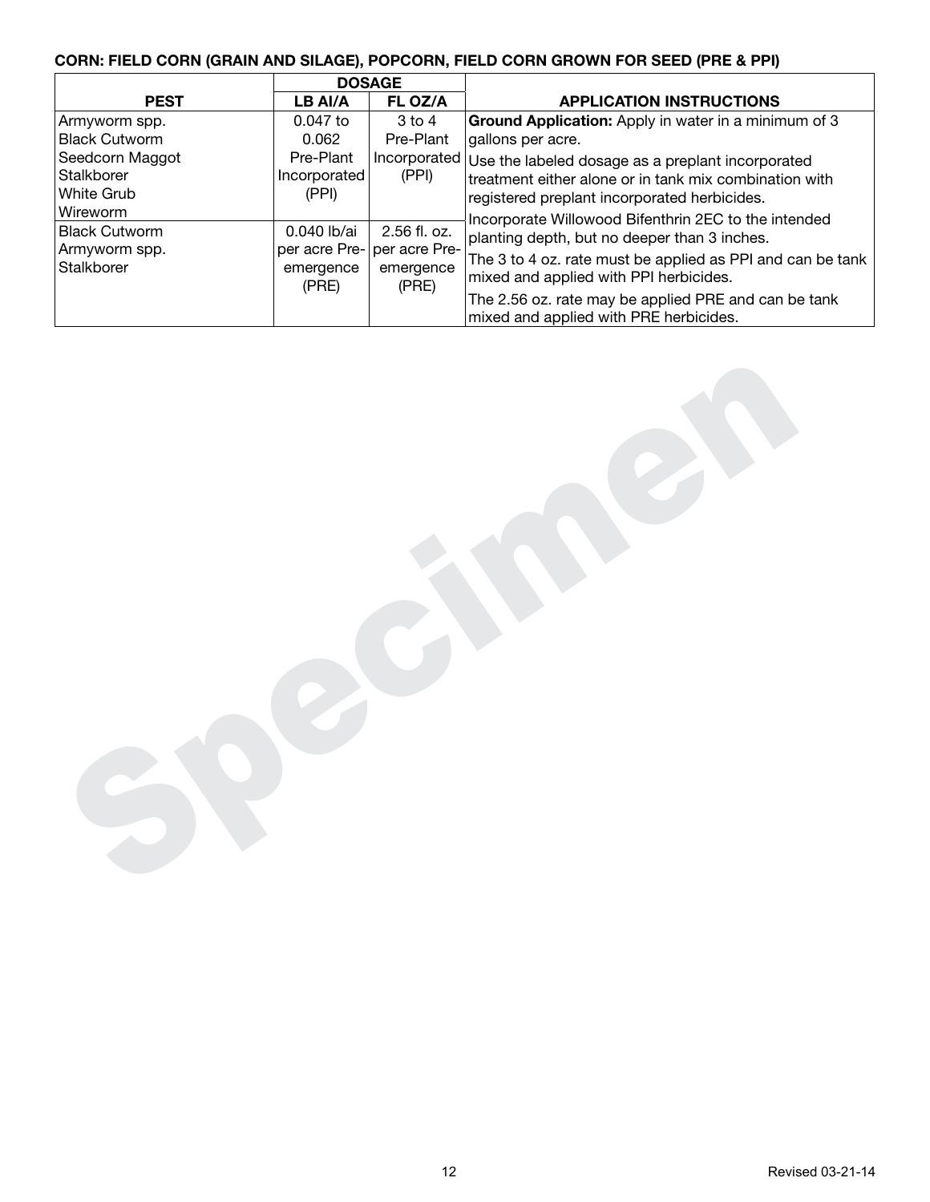**CORN: FIELD CORN (GRAIN AND SILAGE), POPCORN, FIELD CORN GROWN FOR SEED (PRE & PPI)**

| PEST | DOSAGE | | APPLICATION INSTRUCTIONS |
|---|---|---|---|
| | LB AI/A | FL OZ/A | |
| Armyworm spp.<br>Black Cutworm<br>Seedcorn Maggot<br>Stalkborer<br>White Grub<br>Wireworm | 0.047 to 0.062 Pre-Plant Incorporated (PPI) | 3 to 4 Pre-Plant Incorporated (PPI) | **Ground Application:** Apply in water in a minimum of 3 gallons per acre.<br>Use the labeled dosage as a preplant incorporated treatment either alone or in tank mix combination with registered preplant incorporated herbicides.<br>Incorporate Willowood Bifenthrin 2EC to the intended planting depth, but no deeper than 3 inches.<br>The 3 to 4 oz. rate must be applied as PPI and can be tank mixed and applied with PPI herbicides.<br>The 2.56 oz. rate may be applied PRE and can be tank mixed and applied with PRE herbicides. |
| Black Cutworm<br>Armyworm spp.<br>Stalkborer | 0.040 lb/ai per acre Pre-emergence (PRE) | 2.56 fl. oz. per acre Pre-emergence (PRE) | |

Revised 03-21-14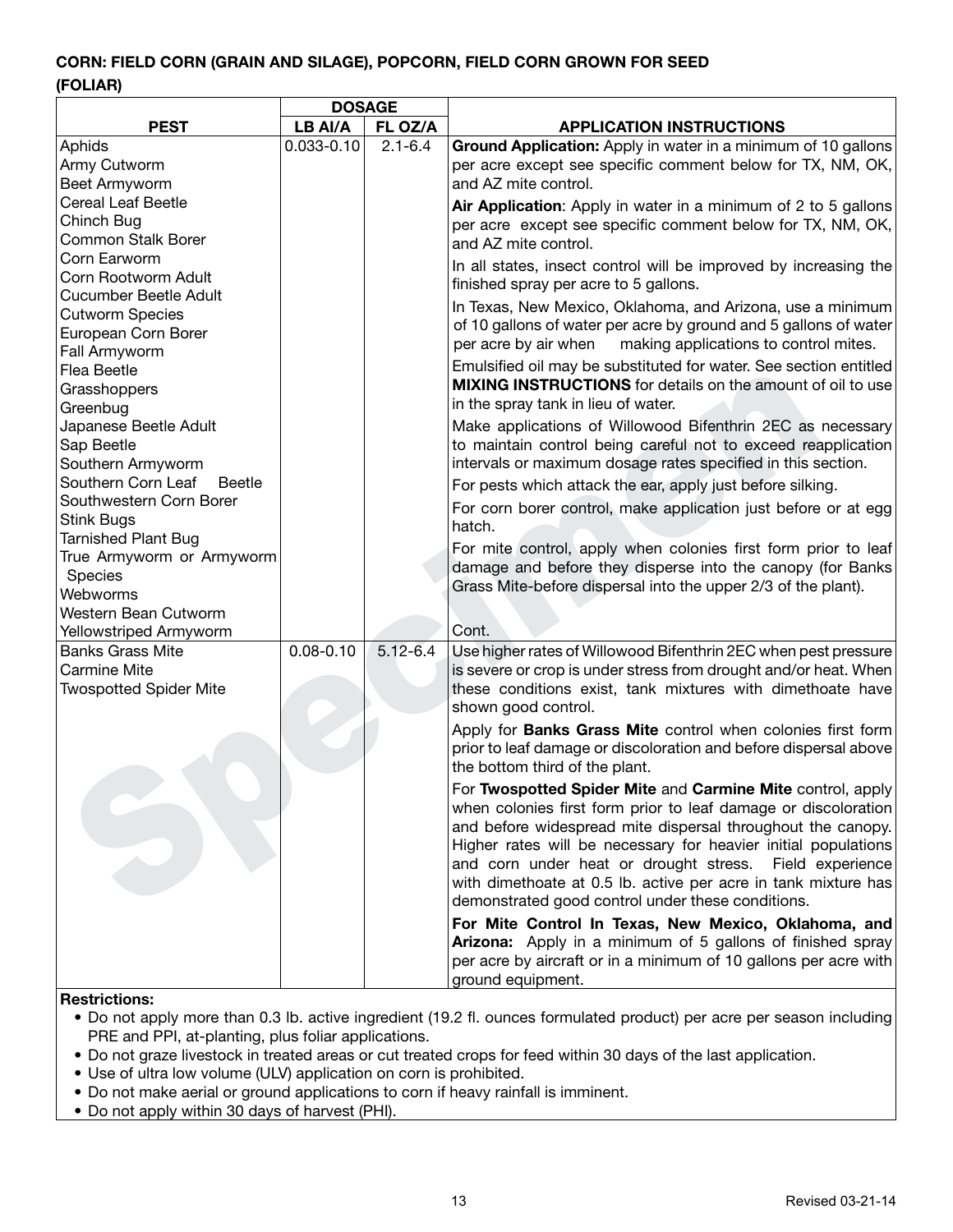**CORN: FIELD CORN (GRAIN AND SILAGE), POPCORN, FIELD CORN GROWN FOR SEED**

**(FOLIAR)**

| PEST | DOSAGE | | APPLICATION INSTRUCTIONS |
|---|---|---|---|
| | LB AI/A | FL OZ/A | |
| Aphids<br>Army Cutworm<br>Beet Armyworm<br>Cereal Leaf Beetle<br>Chinch Bug<br>Common Stalk Borer<br>Corn Earworm<br>Corn Rootworm Adult<br>Cucumber Beetle Adult<br>Cutworm Species<br>European Corn Borer<br>Fall Armyworm<br>Flea Beetle<br>Grasshoppers<br>Greenbug<br>Japanese Beetle Adult<br>Sap Beetle<br>Southern Armyworm<br>Southern Corn Leaf Beetle<br>Southwestern Corn Borer<br>Stink Bugs<br>Tarnished Plant Bug<br>True Armyworm or Armyworm Species<br>Webworms<br>Western Bean Cutworm<br>Yellowstriped Armyworm | 0.033-0.10 | 2.1-6.4 | **Ground Application:** Apply in water in a minimum of 10 gallons per acre except see specific comment below for TX, NM, OK, and AZ mite control.<br><br>**Air Application**: Apply in water in a minimum of 2 to 5 gallons per acre except see specific comment below for TX, NM, OK, and AZ mite control.<br><br>In all states, insect control will be improved by increasing the finished spray per acre to 5 gallons.<br><br>In Texas, New Mexico, Oklahoma, and Arizona, use a minimum of 10 gallons of water per acre by ground and 5 gallons of water per acre by air when making applications to control mites.<br><br>Emulsified oil may be substituted for water. See section entitled **MIXING INSTRUCTIONS** for details on the amount of oil to use in the spray tank in lieu of water.<br><br>Make applications of Willowood Bifenthrin 2EC as necessary to maintain control being careful not to exceed reapplication intervals or maximum dosage rates specified in this section.<br><br>For pests which attack the ear, apply just before silking.<br><br>For corn borer control, make application just before or at egg hatch.<br><br>For mite control, apply when colonies first form prior to leaf damage and before they disperse into the canopy (for Banks Grass Mite-before dispersal into the upper 2/3 of the plant).<br><br>Cont. |
| Banks Grass Mite<br>Carmine Mite<br>Twospotted Spider Mite | 0.08-0.10 | 5.12-6.4 | Use higher rates of Willowood Bifenthrin 2EC when pest pressure is severe or crop is under stress from drought and/or heat. When these conditions exist, tank mixtures with dimethoate have shown good control.<br><br>Apply for **Banks Grass Mite** control when colonies first form prior to leaf damage or discoloration and before dispersal above the bottom third of the plant.<br><br>For **Twospotted Spider Mite** and **Carmine Mite** control, apply when colonies first form prior to leaf damage or discoloration and before widespread mite dispersal throughout the canopy. Higher rates will be necessary for heavier initial populations and corn under heat or drought stress. Field experience with dimethoate at 0.5 lb. active per acre in tank mixture has demonstrated good control under these conditions.<br><br>**For Mite Control In Texas, New Mexico, Oklahoma, and Arizona:** Apply in a minimum of 5 gallons of finished spray per acre by aircraft or in a minimum of 10 gallons per acre with ground equipment. |

**Restrictions:**

- Do not apply more than 0.3 lb. active ingredient (19.2 fl. ounces formulated product) per acre per season including PRE and PPI, at-planting, plus foliar applications.
- Do not graze livestock in treated areas or cut treated crops for feed within 30 days of the last application.
- Use of ultra low volume (ULV) application on corn is prohibited.
- Do not make aerial or ground applications to corn if heavy rainfall is imminent.
- Do not apply within 30 days of harvest (PHI).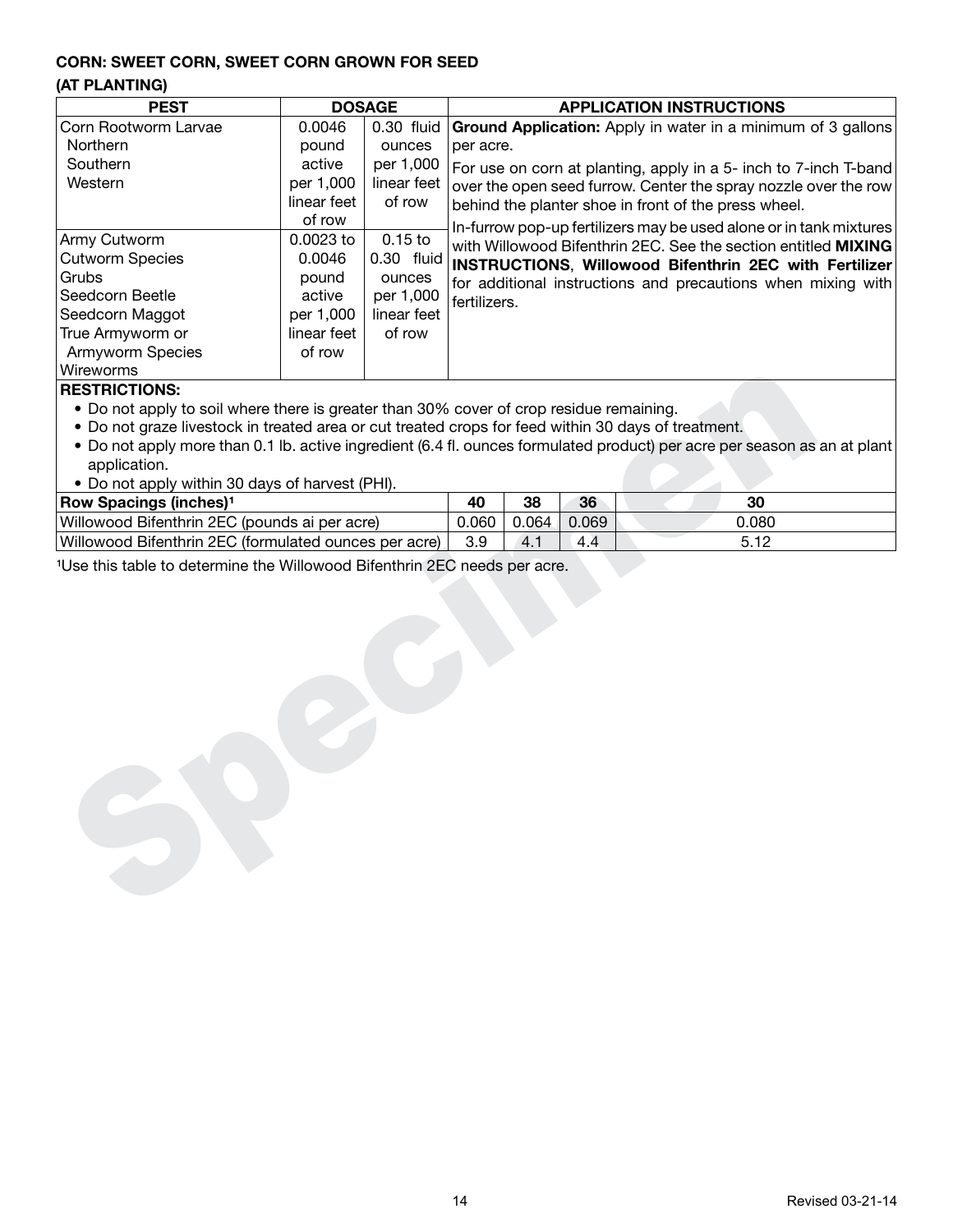**CORN: SWEET CORN, SWEET CORN GROWN FOR SEED**

**(AT PLANTING)**

| PEST | DOSAGE | | APPLICATION INSTRUCTIONS |
|---|---|---|---|
| Corn Rootworm Larvae<br>Northern<br>Southern<br>Western | 0.0046 pound active per 1,000 linear feet of row | 0.30 fluid ounces per 1,000 linear feet of row | **Ground Application:** Apply in water in a minimum of 3 gallons per acre.<br>For use on corn at planting, apply in a 5- inch to 7-inch T-band over the open seed furrow. Center the spray nozzle over the row behind the planter shoe in front of the press wheel.<br>In-furrow pop-up fertilizers may be used alone or in tank mixtures with Willowood Bifenthrin 2EC. See the section entitled **MIXING INSTRUCTIONS**, **Willowood Bifenthrin 2EC with Fertilizer** for additional instructions and precautions when mixing with fertilizers. |
| Army Cutworm<br>Cutworm Species<br>Grubs<br>Seedcorn Beetle<br>Seedcorn Maggot<br>True Armyworm or Armyworm Species<br>Wireworms | 0.0023 to 0.0046 pound active per 1,000 linear feet of row | 0.15 to 0.30 fluid ounces per 1,000 linear feet of row | |

**RESTRICTIONS:**

- Do not apply to soil where there is greater than 30% cover of crop residue remaining.
- Do not graze livestock in treated area or cut treated crops for feed within 30 days of treatment.
- Do not apply more than 0.1 lb. active ingredient (6.4 fl. ounces formulated product) per acre per season as an at plant application.
- Do not apply within 30 days of harvest (PHI).

| Row Spacings (inches)[1] | 40 | 38 | 36 | 30 |
|---|---|---|---|---|
| Willowood Bifenthrin 2EC (pounds ai per acre) | 0.060 | 0.064 | 0.069 | 0.080 |
| Willowood Bifenthrin 2EC (formulated ounces per acre) | 3.9 | 4.1 | 4.4 | 5.12 |

[1]Use this table to determine the Willowood Bifenthrin 2EC needs per acre.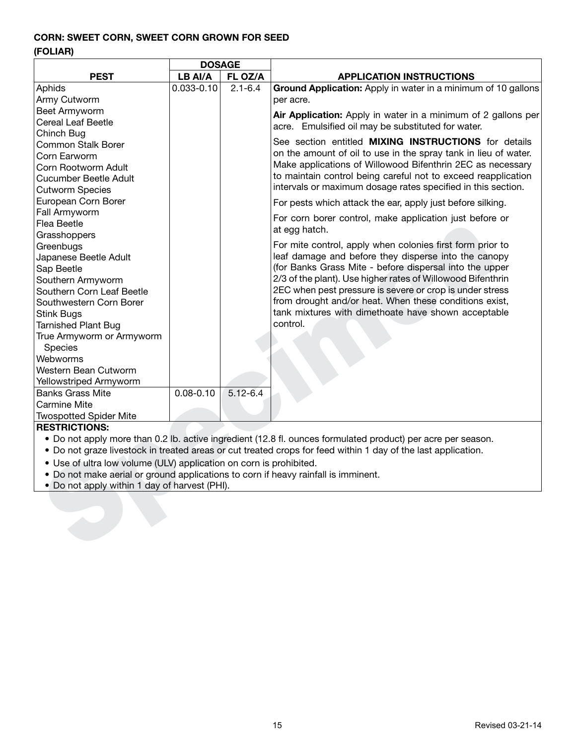**CORN: SWEET CORN, SWEET CORN GROWN FOR SEED**

**(FOLIAR)**

| PEST | DOSAGE | | APPLICATION INSTRUCTIONS |
|---|---|---|---|
| | LB AI/A | FL OZ/A | |
| Aphids<br>Army Cutworm<br>Beet Armyworm<br>Cereal Leaf Beetle<br>Chinch Bug<br>Common Stalk Borer<br>Corn Earworm<br>Corn Rootworm Adult<br>Cucumber Beetle Adult<br>Cutworm Species<br>European Corn Borer<br>Fall Armyworm<br>Flea Beetle<br>Grasshoppers<br>Greenbugs<br>Japanese Beetle Adult<br>Sap Beetle<br>Southern Armyworm<br>Southern Corn Leaf Beetle<br>Southwestern Corn Borer<br>Stink Bugs<br>Tarnished Plant Bug<br>True Armyworm or Armyworm Species<br>Webworms<br>Western Bean Cutworm<br>Yellowstriped Armyworm | 0.033-0.10 | 2.1-6.4 | **Ground Application:** Apply in water in a minimum of 10 gallons per acre.<br><br>**Air Application:** Apply in water in a minimum of 2 gallons per acre. Emulsified oil may be substituted for water.<br><br>See section entitled **MIXING INSTRUCTIONS** for details on the amount of oil to use in the spray tank in lieu of water. Make applications of Willowood Bifenthrin 2EC as necessary to maintain control being careful not to exceed reapplication intervals or maximum dosage rates specified in this section.<br><br>For pests which attack the ear, apply just before silking.<br><br>For corn borer control, make application just before or at egg hatch.<br><br>For mite control, apply when colonies first form prior to leaf damage and before they disperse into the canopy (for Banks Grass Mite - before dispersal into the upper 2/3 of the plant). Use higher rates of Willowood Bifenthrin 2EC when pest pressure is severe or crop is under stress from drought and/or heat. When these conditions exist, tank mixtures with dimethoate have shown acceptable control. |
| Banks Grass Mite<br>Carmine Mite<br>Twospotted Spider Mite | 0.08-0.10 | 5.12-6.4 | |

**RESTRICTIONS:**

- Do not apply more than 0.2 lb. active ingredient (12.8 fl. ounces formulated product) per acre per season.
- Do not graze livestock in treated areas or cut treated crops for feed within 1 day of the last application.
- Use of ultra low volume (ULV) application on corn is prohibited.
- Do not make aerial or ground applications to corn if heavy rainfall is imminent.
- Do not apply within 1 day of harvest (PHI).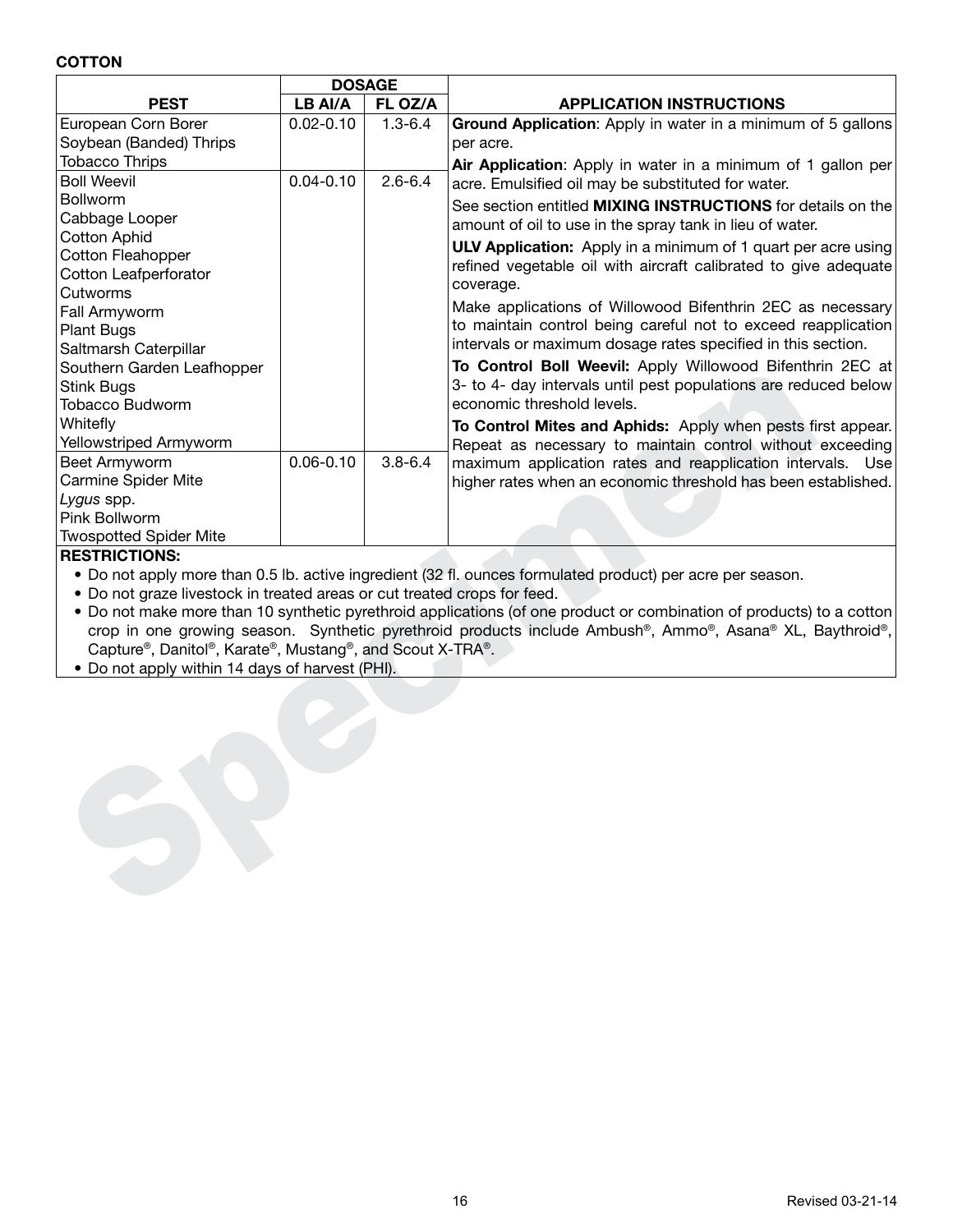**COTTON**

| PEST | DOSAGE | | APPLICATION INSTRUCTIONS |
|---|---|---|---|
| | LB AI/A | FL OZ/A | |
| European Corn Borer<br>Soybean (Banded) Thrips<br>Tobacco Thrips | 0.02-0.10 | 1.3-6.4 | **Ground Application**: Apply in water in a minimum of 5 gallons per acre.<br>**Air Application**: Apply in water in a minimum of 1 gallon per acre. Emulsified oil may be substituted for water.<br>See section entitled **MIXING INSTRUCTIONS** for details on the amount of oil to use in the spray tank in lieu of water.<br>**ULV Application:** Apply in a minimum of 1 quart per acre using refined vegetable oil with aircraft calibrated to give adequate coverage.<br>Make applications of Willowood Bifenthrin 2EC as necessary to maintain control being careful not to exceed reapplication intervals or maximum dosage rates specified in this section.<br>**To Control Boll Weevil:** Apply Willowood Bifenthrin 2EC at 3- to 4- day intervals until pest populations are reduced below economic threshold levels.<br>**To Control Mites and Aphids:** Apply when pests first appear. Repeat as necessary to maintain control without exceeding maximum application rates and reapplication intervals. Use higher rates when an economic threshold has been established. |
| Boll Weevil<br>Bollworm<br>Cabbage Looper<br>Cotton Aphid<br>Cotton Fleahopper<br>Cotton Leafperforator<br>Cutworms<br>Fall Armyworm<br>Plant Bugs<br>Saltmarsh Caterpillar<br>Southern Garden Leafhopper<br>Stink Bugs<br>Tobacco Budworm<br>Whitefly<br>Yellowstriped Armyworm | 0.04-0.10 | 2.6-6.4 | |
| Beet Armyworm<br>Carmine Spider Mite<br>*Lygus* spp.<br>Pink Bollworm<br>Twospotted Spider Mite | 0.06-0.10 | 3.8-6.4 | |

**RESTRICTIONS:**

- Do not apply more than 0.5 lb. active ingredient (32 fl. ounces formulated product) per acre per season.
- Do not graze livestock in treated areas or cut treated crops for feed.
- Do not make more than 10 synthetic pyrethroid applications (of one product or combination of products) to a cotton crop in one growing season. Synthetic pyrethroid products include Ambush®, Ammo®, Asana® XL, Baythroid®, Capture®, Danitol®, Karate®, Mustang®, and Scout X-TRA®.
- Do not apply within 14 days of harvest (PHI).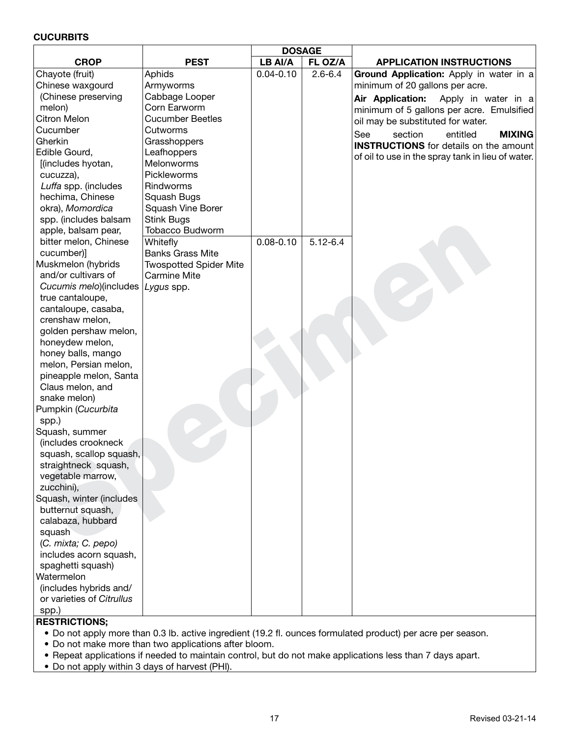**CUCURBITS**

| CROP | PEST | DOSAGE | | APPLICATION INSTRUCTIONS |
|---|---|---|---|---|
| | | LB AI/A | FL OZ/A | |
| Chayote (fruit)<br>Chinese waxgourd (Chinese preserving melon)<br>Citron Melon<br>Cucumber<br>Gherkin<br>Edible Gourd, [(includes hyotan, cucuzza), *Luffa* spp. (includes hechima, Chinese okra), *Momordica* spp. (includes balsam apple, balsam pear, bitter melon, Chinese cucumber)]<br>Muskmelon (hybrids and/or cultivars of *Cucumis melo*)(includes true cantaloupe, cantaloupe, casaba, crenshaw melon, golden pershaw melon, honeydew melon, honey balls, mango melon, Persian melon, pineapple melon, Santa Claus melon, and snake melon)<br>Pumpkin (*Cucurbita* spp.)<br>Squash, summer (includes crookneck squash, scallop squash, straightneck squash, vegetable marrow, zucchini),<br>Squash, winter (includes butternut squash, calabaza, hubbard squash (*C. mixta; C. pepo*) includes acorn squash, spaghetti squash)<br>Watermelon (includes hybrids and/or varieties of *Citrullus* spp.) | Aphids<br>Armyworms<br>Cabbage Looper<br>Corn Earworm<br>Cucumber Beetles<br>Cutworms<br>Grasshoppers<br>Leafhoppers<br>Melonworms<br>Pickleworms<br>Rindworms<br>Squash Bugs<br>Squash Vine Borer<br>Stink Bugs<br>Tobacco Budworm | 0.04-0.10 | 2.6-6.4 | **Ground Application:** Apply in water in a minimum of 20 gallons per acre.<br>**Air Application:** Apply in water in a minimum of 5 gallons per acre. Emulsified oil may be substituted for water.<br>See section entitled **MIXING INSTRUCTIONS** for details on the amount of oil to use in the spray tank in lieu of water. |
| | Whitefly<br>Banks Grass Mite<br>Twospotted Spider Mite<br>Carmine Mite<br>*Lygus* spp. | 0.08-0.10 | 5.12-6.4 | |

**RESTRICTIONS;**

- Do not apply more than 0.3 lb. active ingredient (19.2 fl. ounces formulated product) per acre per season.
- Do not make more than two applications after bloom.
- Repeat applications if needed to maintain control, but do not make applications less than 7 days apart.
- Do not apply within 3 days of harvest (PHI).

Revised 03-21-14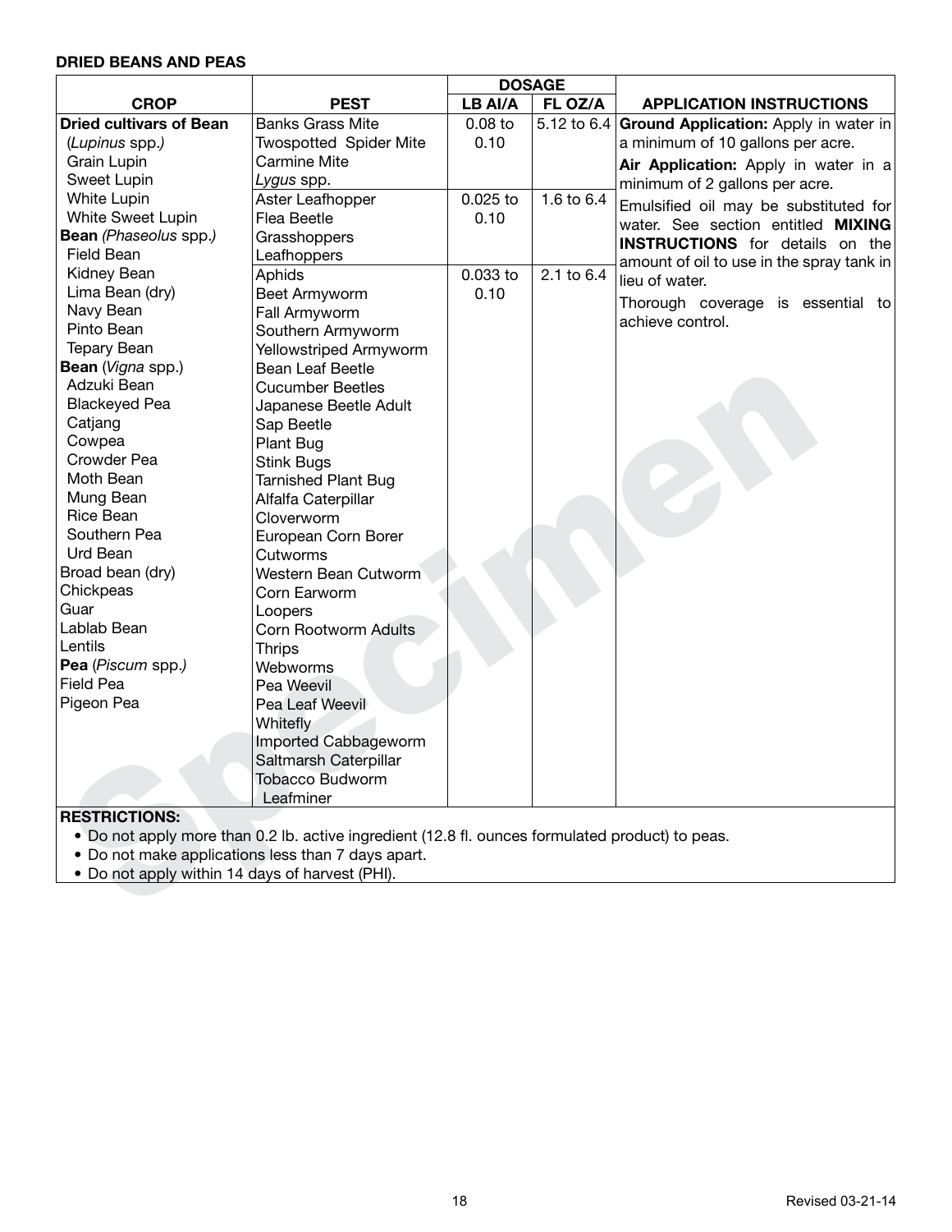**DRIED BEANS AND PEAS**

| CROP | PEST | DOSAGE | | APPLICATION INSTRUCTIONS |
|---|---|---|---|---|
| | | LB AI/A | FL OZ/A | |
| **Dried cultivars of Bean** (*Lupinus* spp.) Grain Lupin, Sweet Lupin, White Lupin, White Sweet Lupin; **Bean** (*Phaseolus* spp.) Field Bean, Kidney Bean, Lima Bean (dry), Navy Bean, Pinto Bean, Tepary Bean; **Bean** (*Vigna* spp.) Adzuki Bean, Blackeyed Pea, Catjang, Cowpea, Crowder Pea, Moth Bean, Mung Bean, Rice Bean, Southern Pea, Urd Bean; Broad bean (dry), Chickpeas, Guar, Lablab Bean, Lentils; **Pea** (*Piscum* spp.) Field Pea, Pigeon Pea | Banks Grass Mite, Twospotted Spider Mite, Carmine Mite, *Lygus* spp. | 0.08 to 0.10 | 5.12 to 6.4 | **Ground Application:** Apply in water in a minimum of 10 gallons per acre. **Air Application:** Apply in water in a minimum of 2 gallons per acre. Emulsified oil may be substituted for water. See section entitled **MIXING INSTRUCTIONS** for details on the amount of oil to use in the spray tank in lieu of water. Thorough coverage is essential to achieve control. |
| | Aster Leafhopper, Flea Beetle, Grasshoppers, Leafhoppers | 0.025 to 0.10 | 1.6 to 6.4 | |
| | Aphids, Beet Armyworm, Fall Armyworm, Southern Armyworm, Yellowstriped Armyworm, Bean Leaf Beetle, Cucumber Beetles, Japanese Beetle Adult, Sap Beetle, Plant Bug, Stink Bugs, Tarnished Plant Bug, Alfalfa Caterpillar, Cloverworm, European Corn Borer, Cutworms, Western Bean Cutworm, Corn Earworm, Loopers, Corn Rootworm Adults, Thrips, Webworms, Pea Weevil, Pea Leaf Weevil, Whitefly, Imported Cabbageworm, Saltmarsh Caterpillar, Tobacco Budworm, Leafminer | 0.033 to 0.10 | 2.1 to 6.4 | |

**RESTRICTIONS:**

- Do not apply more than 0.2 lb. active ingredient (12.8 fl. ounces formulated product) to peas.
- Do not make applications less than 7 days apart.
- Do not apply within 14 days of harvest (PHI).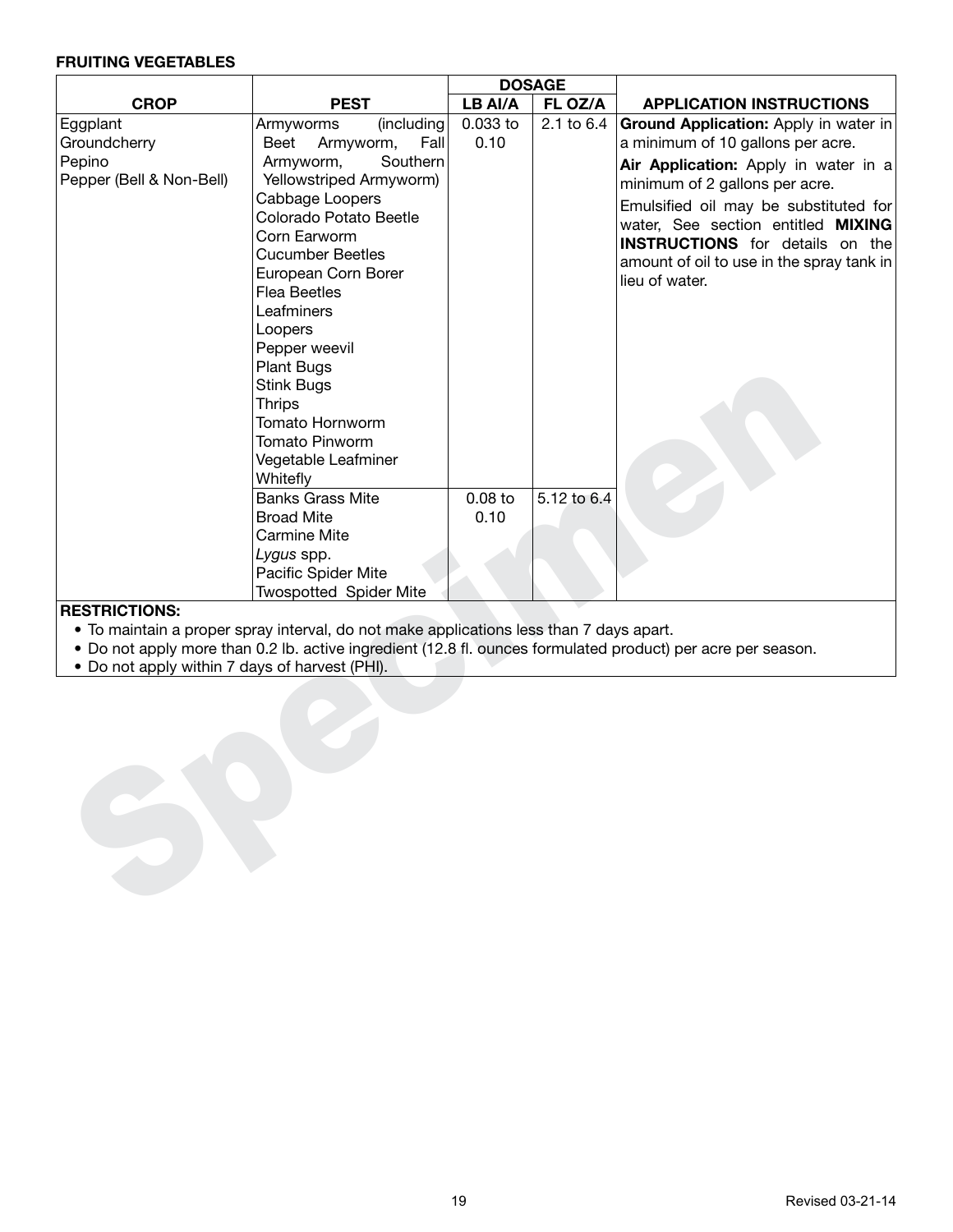**FRUITING VEGETABLES**

| CROP | PEST | DOSAGE | | APPLICATION INSTRUCTIONS |
|---|---|---|---|---|
| | | LB AI/A | FL OZ/A | |
| Eggplant<br>Groundcherry<br>Pepino<br>Pepper (Bell & Non-Bell) | Armyworms (including Beet Armyworm, Fall Armyworm, Southern Yellowstriped Armyworm)<br>Cabbage Loopers<br>Colorado Potato Beetle<br>Corn Earworm<br>Cucumber Beetles<br>European Corn Borer<br>Flea Beetles<br>Leafminers<br>Loopers<br>Pepper weevil<br>Plant Bugs<br>Stink Bugs<br>Thrips<br>Tomato Hornworm<br>Tomato Pinworm<br>Vegetable Leafminer<br>Whitefly | 0.033 to 0.10 | 2.1 to 6.4 | **Ground Application:** Apply in water in a minimum of 10 gallons per acre.<br>**Air Application:** Apply in water in a minimum of 2 gallons per acre.<br>Emulsified oil may be substituted for water, See section entitled **MIXING INSTRUCTIONS** for details on the amount of oil to use in the spray tank in lieu of water. |
| | Banks Grass Mite<br>Broad Mite<br>Carmine Mite<br>*Lygus* spp.<br>Pacific Spider Mite<br>Twospotted Spider Mite | 0.08 to 0.10 | 5.12 to 6.4 | |

**RESTRICTIONS:**

- To maintain a proper spray interval, do not make applications less than 7 days apart.
- Do not apply more than 0.2 lb. active ingredient (12.8 fl. ounces formulated product) per acre per season.
- Do not apply within 7 days of harvest (PHI).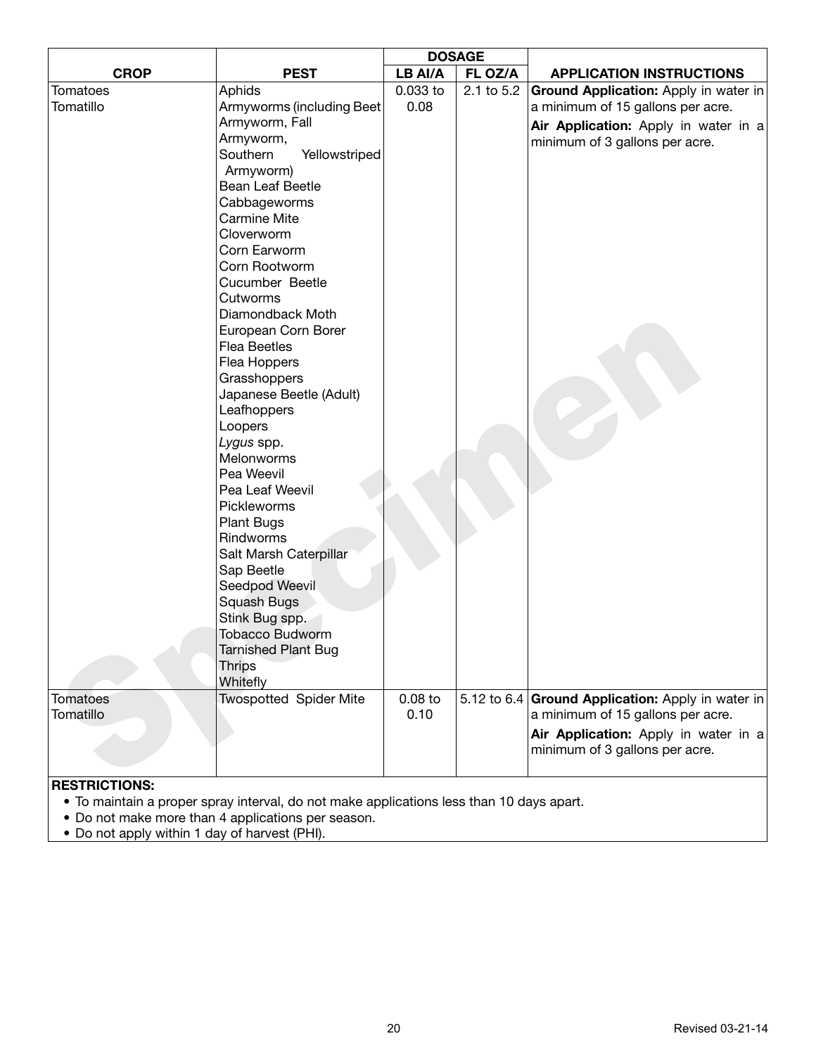| CROP | PEST | DOSAGE | | APPLICATION INSTRUCTIONS |
|---|---|---|---|---|
| | | LB AI/A | FL OZ/A | |
| Tomatoes<br>Tomatillo | Aphids<br>Armyworms (including Beet Armyworm, Fall Armyworm, Southern Yellowstriped Armyworm)<br>Bean Leaf Beetle<br>Cabbageworms<br>Carmine Mite<br>Cloverworm<br>Corn Earworm<br>Corn Rootworm<br>Cucumber Beetle<br>Cutworms<br>Diamondback Moth<br>European Corn Borer<br>Flea Beetles<br>Flea Hoppers<br>Grasshoppers<br>Japanese Beetle (Adult)<br>Leafhoppers<br>Loopers<br>*Lygus* spp.<br>Melonworms<br>Pea Weevil<br>Pea Leaf Weevil<br>Pickleworms<br>Plant Bugs<br>Rindworms<br>Salt Marsh Caterpillar<br>Sap Beetle<br>Seedpod Weevil<br>Squash Bugs<br>Stink Bug spp.<br>Tobacco Budworm<br>Tarnished Plant Bug<br>Thrips<br>Whitefly | 0.033 to 0.08 | 2.1 to 5.2 | **Ground Application:** Apply in water in a minimum of 15 gallons per acre.<br>**Air Application:** Apply in water in a minimum of 3 gallons per acre. |
| Tomatoes<br>Tomatillo | Twospotted Spider Mite | 0.08 to 0.10 | 5.12 to 6.4 | **Ground Application:** Apply in water in a minimum of 15 gallons per acre.<br>**Air Application:** Apply in water in a minimum of 3 gallons per acre. |

**RESTRICTIONS:**

- To maintain a proper spray interval, do not make applications less than 10 days apart.
- Do not make more than 4 applications per season.
- Do not apply within 1 day of harvest (PHI).

Revised 03-21-14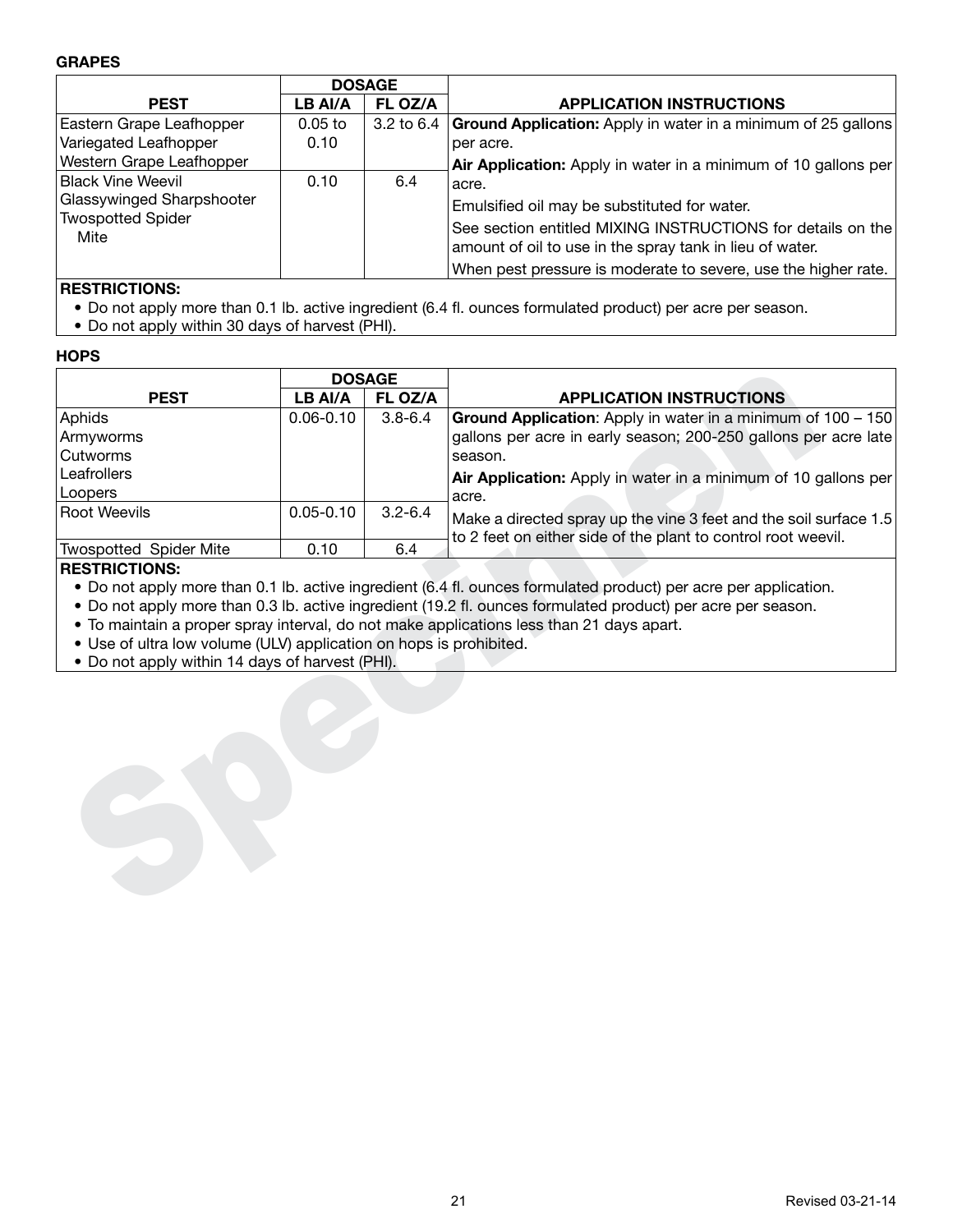### GRAPES

| PEST | DOSAGE | | APPLICATION INSTRUCTIONS |
|---|---|---|---|
| | LB AI/A | FL OZ/A | |
| Eastern Grape Leafhopper<br>Variegated Leafhopper<br>Western Grape Leafhopper | 0.05 to 0.10 | 3.2 to 6.4 | **Ground Application:** Apply in water in a minimum of 25 gallons per acre.<br>**Air Application:** Apply in water in a minimum of 10 gallons per acre.<br>Emulsified oil may be substituted for water.<br>See section entitled MIXING INSTRUCTIONS for details on the amount of oil to use in the spray tank in lieu of water.<br>When pest pressure is moderate to severe, use the higher rate. |
| Black Vine Weevil<br>Glassywinged Sharpshooter<br>Twospotted Spider Mite | 0.10 | 6.4 | |

**RESTRICTIONS:**

- Do not apply more than 0.1 lb. active ingredient (6.4 fl. ounces formulated product) per acre per season.
- Do not apply within 30 days of harvest (PHI).

### HOPS

| PEST | DOSAGE | | APPLICATION INSTRUCTIONS |
|---|---|---|---|
| | LB AI/A | FL OZ/A | |
| Aphids<br>Armyworms<br>Cutworms<br>Leafrollers<br>Loopers | 0.06-0.10 | 3.8-6.4 | **Ground Application**: Apply in water in a minimum of 100 – 150 gallons per acre in early season; 200-250 gallons per acre late season.<br>**Air Application:** Apply in water in a minimum of 10 gallons per acre.<br>Make a directed spray up the vine 3 feet and the soil surface 1.5 to 2 feet on either side of the plant to control root weevil. |
| Root Weevils | 0.05-0.10 | 3.2-6.4 | |
| Twospotted Spider Mite | 0.10 | 6.4 | |

**RESTRICTIONS:**

- Do not apply more than 0.1 lb. active ingredient (6.4 fl. ounces formulated product) per acre per application.
- Do not apply more than 0.3 lb. active ingredient (19.2 fl. ounces formulated product) per acre per season.
- To maintain a proper spray interval, do not make applications less than 21 days apart.
- Use of ultra low volume (ULV) application on hops is prohibited.
- Do not apply within 14 days of harvest (PHI).

Revised 03-21-14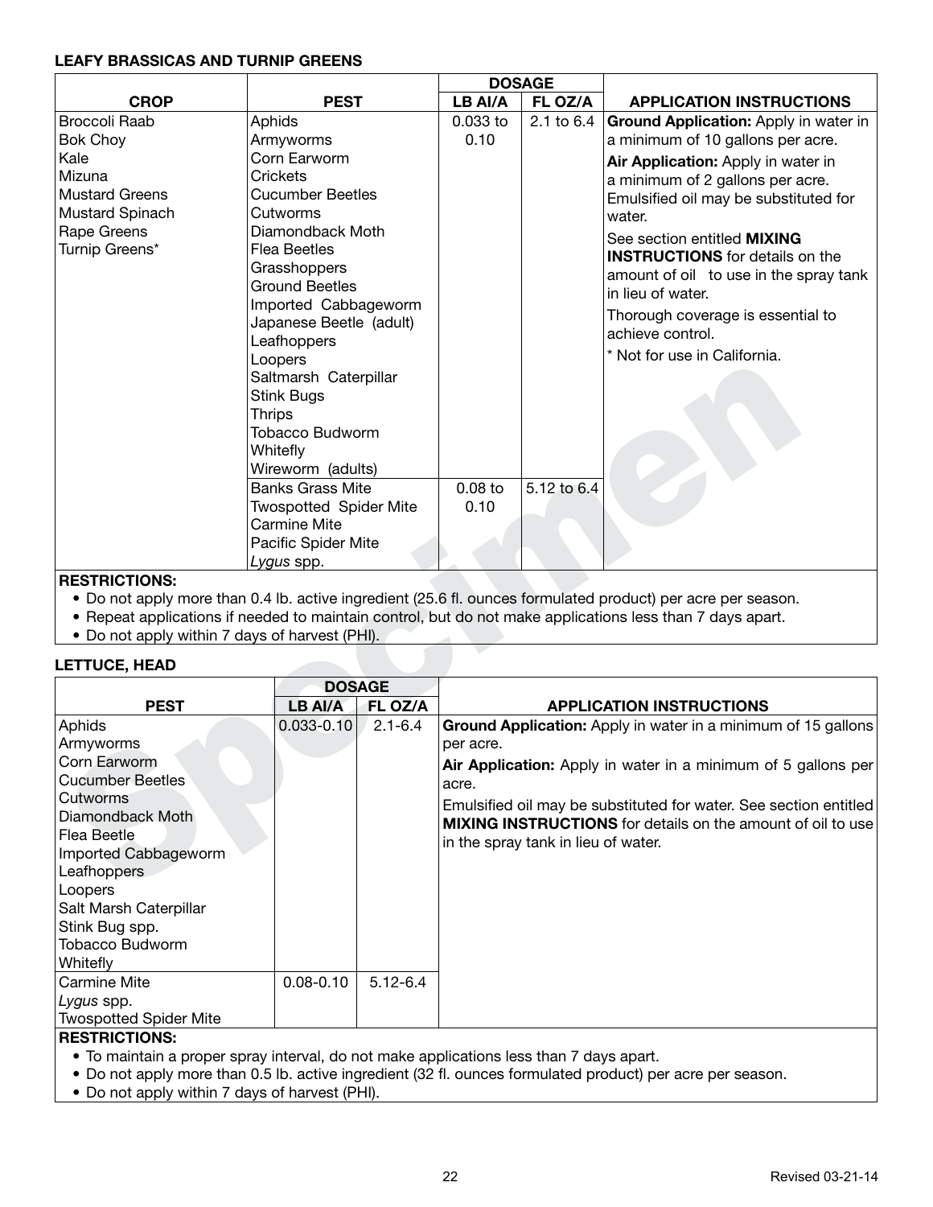### LEAFY BRASSICAS AND TURNIP GREENS

| CROP | PEST | DOSAGE | | APPLICATION INSTRUCTIONS |
|---|---|---|---|---|
| | | LB AI/A | FL OZ/A | |
| Broccoli Raab<br>Bok Choy<br>Kale<br>Mizuna<br>Mustard Greens<br>Mustard Spinach<br>Rape Greens<br>Turnip Greens* | Aphids<br>Armyworms<br>Corn Earworm<br>Crickets<br>Cucumber Beetles<br>Cutworms<br>Diamondback Moth<br>Flea Beetles<br>Grasshoppers<br>Ground Beetles<br>Imported Cabbageworm<br>Japanese Beetle (adult)<br>Leafhoppers<br>Loopers<br>Saltmarsh Caterpillar<br>Stink Bugs<br>Thrips<br>Tobacco Budworm<br>Whitefly<br>Wireworm (adults) | 0.033 to 0.10 | 2.1 to 6.4 | **Ground Application:** Apply in water in a minimum of 10 gallons per acre.<br>**Air Application:** Apply in water in a minimum of 2 gallons per acre. Emulsified oil may be substituted for water.<br>See section entitled **MIXING INSTRUCTIONS** for details on the amount of oil to use in the spray tank in lieu of water.<br>Thorough coverage is essential to achieve control.<br>* Not for use in California. |
| | Banks Grass Mite<br>Twospotted Spider Mite<br>Carmine Mite<br>Pacific Spider Mite<br>*Lygus* spp. | 0.08 to 0.10 | 5.12 to 6.4 | |

**RESTRICTIONS:**

- Do not apply more than 0.4 lb. active ingredient (25.6 fl. ounces formulated product) per acre per season.
- Repeat applications if needed to maintain control, but do not make applications less than 7 days apart.
- Do not apply within 7 days of harvest (PHI).

### LETTUCE, HEAD

| PEST | DOSAGE | | APPLICATION INSTRUCTIONS |
|---|---|---|---|
| | LB AI/A | FL OZ/A | |
| Aphids<br>Armyworms<br>Corn Earworm<br>Cucumber Beetles<br>Cutworms<br>Diamondback Moth<br>Flea Beetle<br>Imported Cabbageworm<br>Leafhoppers<br>Loopers<br>Salt Marsh Caterpillar<br>Stink Bug spp.<br>Tobacco Budworm<br>Whitefly | 0.033-0.10 | 2.1-6.4 | **Ground Application:** Apply in water in a minimum of 15 gallons per acre.<br>**Air Application:** Apply in water in a minimum of 5 gallons per acre.<br>Emulsified oil may be substituted for water. See section entitled **MIXING INSTRUCTIONS** for details on the amount of oil to use in the spray tank in lieu of water. |
| Carmine Mite<br>*Lygus* spp.<br>Twospotted Spider Mite | 0.08-0.10 | 5.12-6.4 | |

**RESTRICTIONS:**

- To maintain a proper spray interval, do not make applications less than 7 days apart.
- Do not apply more than 0.5 lb. active ingredient (32 fl. ounces formulated product) per acre per season.
- Do not apply within 7 days of harvest (PHI).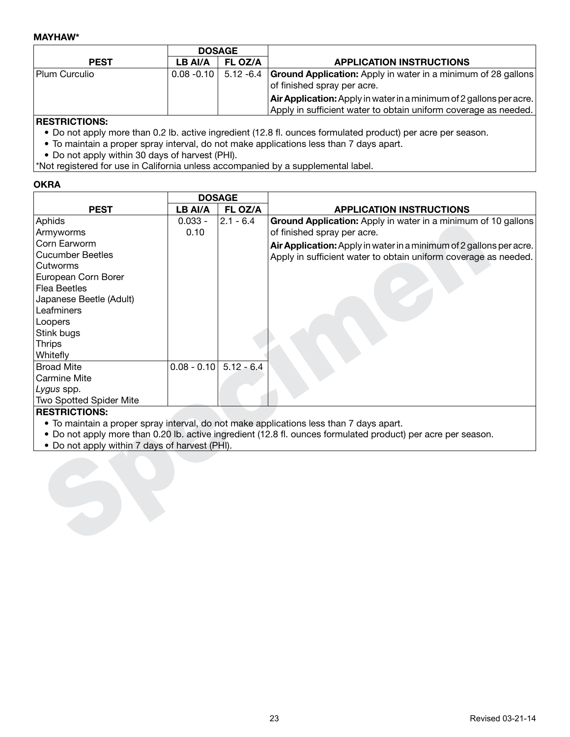**MAYHAW***

| PEST | DOSAGE | | APPLICATION INSTRUCTIONS |
|---|---|---|---|
| | LB AI/A | FL OZ/A | |
| Plum Curculio | 0.08 -0.10 | 5.12 -6.4 | **Ground Application:** Apply in water in a minimum of 28 gallons of finished spray per acre.<br>**Air Application:** Apply in water in a minimum of 2 gallons per acre. Apply in sufficient water to obtain uniform coverage as needed. |

**RESTRICTIONS:**

- Do not apply more than 0.2 lb. active ingredient (12.8 fl. ounces formulated product) per acre per season.
- To maintain a proper spray interval, do not make applications less than 7 days apart.
- Do not apply within 30 days of harvest (PHI).

*Not registered for use in California unless accompanied by a supplemental label.

**OKRA**

| PEST | DOSAGE | | APPLICATION INSTRUCTIONS |
|---|---|---|---|
| | LB AI/A | FL OZ/A | |
| Aphids<br>Armyworms<br>Corn Earworm<br>Cucumber Beetles<br>Cutworms<br>European Corn Borer<br>Flea Beetles<br>Japanese Beetle (Adult)<br>Leafminers<br>Loopers<br>Stink bugs<br>Thrips<br>Whitefly | 0.033 - 0.10 | 2.1 - 6.4 | **Ground Application:** Apply in water in a minimum of 10 gallons of finished spray per acre.<br>**Air Application:** Apply in water in a minimum of 2 gallons per acre. Apply in sufficient water to obtain uniform coverage as needed. |
| Broad Mite<br>Carmine Mite<br>*Lygus* spp.<br>Two Spotted Spider Mite | 0.08 - 0.10 | 5.12 - 6.4 | |

**RESTRICTIONS:**

- To maintain a proper spray interval, do not make applications less than 7 days apart.
- Do not apply more than 0.20 lb. active ingredient (12.8 fl. ounces formulated product) per acre per season.
- Do not apply within 7 days of harvest (PHI).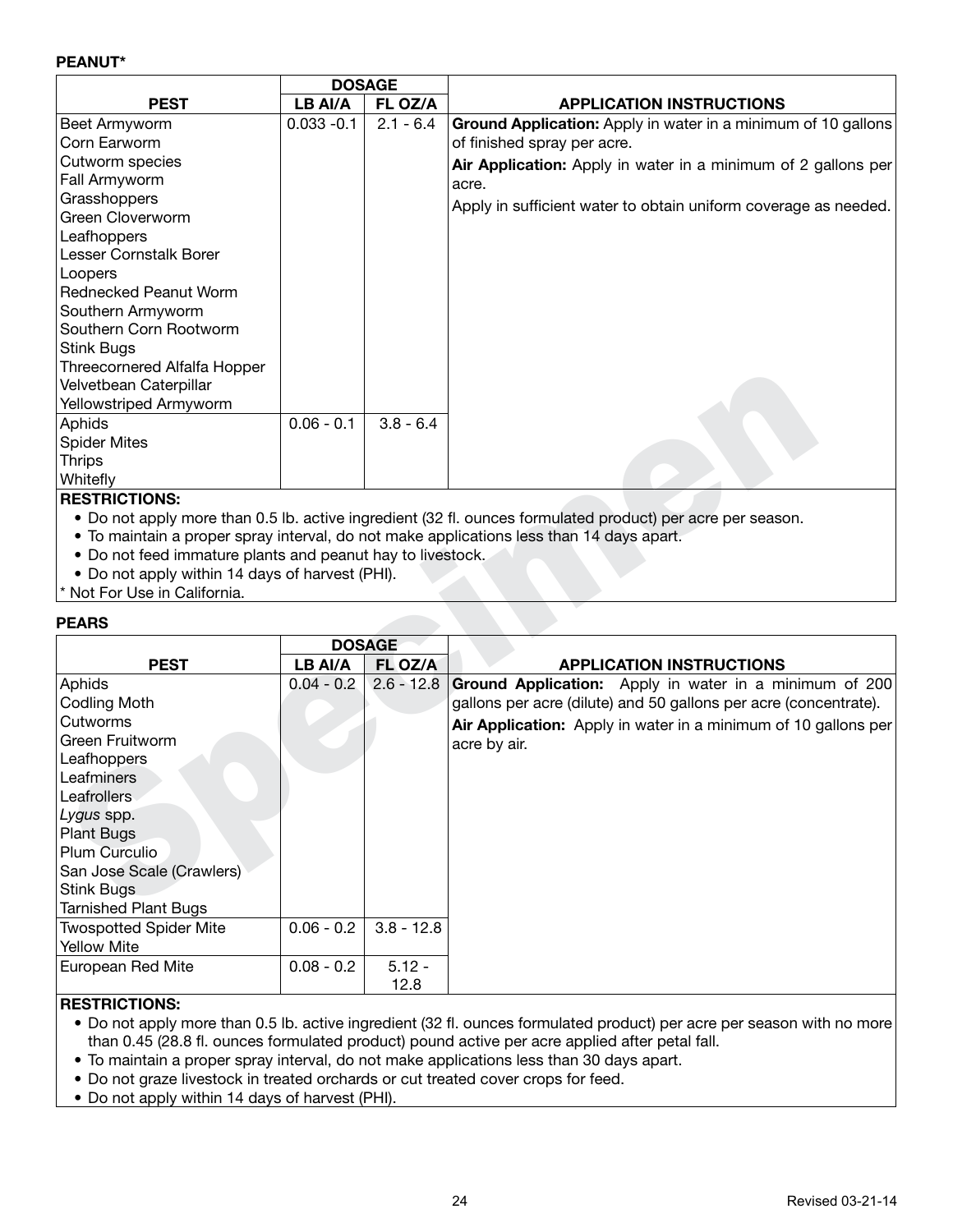**PEANUT***

| PEST | DOSAGE | | APPLICATION INSTRUCTIONS |
|---|---|---|---|
| | LB AI/A | FL OZ/A | |
| Beet Armyworm<br>Corn Earworm<br>Cutworm species<br>Fall Armyworm<br>Grasshoppers<br>Green Cloverworm<br>Leafhoppers<br>Lesser Cornstalk Borer<br>Loopers<br>Rednecked Peanut Worm<br>Southern Armyworm<br>Southern Corn Rootworm<br>Stink Bugs<br>Threecornered Alfalfa Hopper<br>Velvetbean Caterpillar<br>Yellowstriped Armyworm | 0.033 -0.1 | 2.1 - 6.4 | **Ground Application:** Apply in water in a minimum of 10 gallons of finished spray per acre.<br>**Air Application:** Apply in water in a minimum of 2 gallons per acre.<br>Apply in sufficient water to obtain uniform coverage as needed. |
| Aphids<br>Spider Mites<br>Thrips<br>Whitefly | 0.06 - 0.1 | 3.8 - 6.4 | |

**RESTRICTIONS:**

- Do not apply more than 0.5 lb. active ingredient (32 fl. ounces formulated product) per acre per season.
- To maintain a proper spray interval, do not make applications less than 14 days apart.
- Do not feed immature plants and peanut hay to livestock.
- Do not apply within 14 days of harvest (PHI).

* Not For Use in California.

**PEARS**

| PEST | DOSAGE | | APPLICATION INSTRUCTIONS |
|---|---|---|---|
| | LB AI/A | FL OZ/A | |
| Aphids<br>Codling Moth<br>Cutworms<br>Green Fruitworm<br>Leafhoppers<br>Leafminers<br>Leafrollers<br>*Lygus* spp.<br>Plant Bugs<br>Plum Curculio<br>San Jose Scale (Crawlers)<br>Stink Bugs<br>Tarnished Plant Bugs | 0.04 - 0.2 | 2.6 - 12.8 | **Ground Application:** Apply in water in a minimum of 200 gallons per acre (dilute) and 50 gallons per acre (concentrate).<br>**Air Application:** Apply in water in a minimum of 10 gallons per acre by air. |
| Twospotted Spider Mite<br>Yellow Mite | 0.06 - 0.2 | 3.8 - 12.8 | |
| European Red Mite | 0.08 - 0.2 | 5.12 - 12.8 | |

**RESTRICTIONS:**

- Do not apply more than 0.5 lb. active ingredient (32 fl. ounces formulated product) per acre per season with no more than 0.45 (28.8 fl. ounces formulated product) pound active per acre applied after petal fall.
- To maintain a proper spray interval, do not make applications less than 30 days apart.
- Do not graze livestock in treated orchards or cut treated cover crops for feed.
- Do not apply within 14 days of harvest (PHI).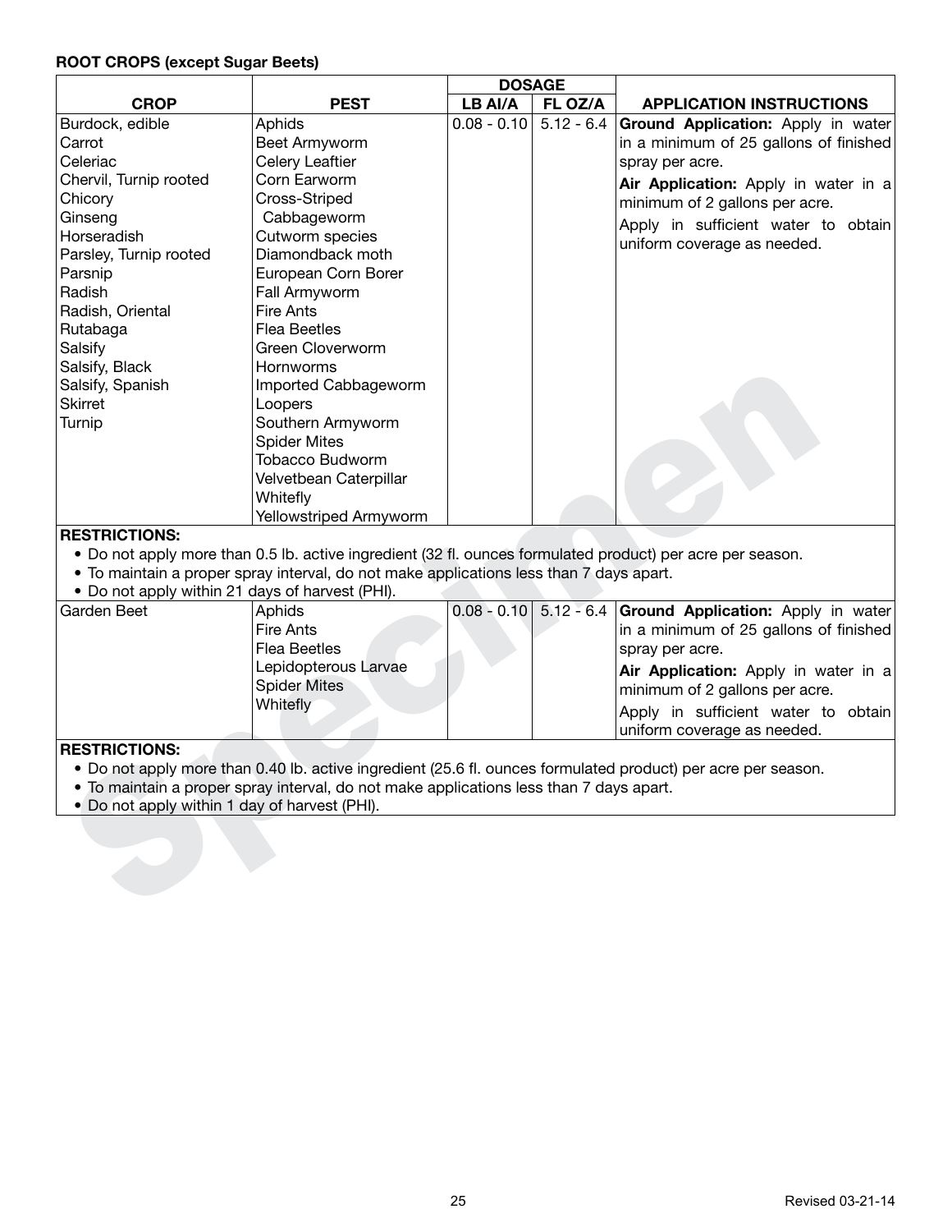**ROOT CROPS (except Sugar Beets)**

| CROP | PEST | DOSAGE | | APPLICATION INSTRUCTIONS |
|---|---|---|---|---|
| | | LB AI/A | FL OZ/A | |
| Burdock, edible<br>Carrot<br>Celeriac<br>Chervil, Turnip rooted<br>Chicory<br>Ginseng<br>Horseradish<br>Parsley, Turnip rooted<br>Parsnip<br>Radish<br>Radish, Oriental<br>Rutabaga<br>Salsify<br>Salsify, Black<br>Salsify, Spanish<br>Skirret<br>Turnip | Aphids<br>Beet Armyworm<br>Celery Leaftier<br>Corn Earworm<br>Cross-Striped Cabbageworm<br>Cutworm species<br>Diamondback moth<br>European Corn Borer<br>Fall Armyworm<br>Fire Ants<br>Flea Beetles<br>Green Cloverworm<br>Hornworms<br>Imported Cabbageworm<br>Loopers<br>Southern Armyworm<br>Spider Mites<br>Tobacco Budworm<br>Velvetbean Caterpillar<br>Whitefly<br>Yellowstriped Armyworm | 0.08 - 0.10 | 5.12 - 6.4 | **Ground Application:** Apply in water in a minimum of 25 gallons of finished spray per acre.<br>**Air Application:** Apply in water in a minimum of 2 gallons per acre.<br>Apply in sufficient water to obtain uniform coverage as needed. |

**RESTRICTIONS:**

- Do not apply more than 0.5 lb. active ingredient (32 fl. ounces formulated product) per acre per season.
- To maintain a proper spray interval, do not make applications less than 7 days apart.
- Do not apply within 21 days of harvest (PHI).

| CROP | PEST | LB AI/A | FL OZ/A | APPLICATION INSTRUCTIONS |
|---|---|---|---|---|
| Garden Beet | Aphids<br>Fire Ants<br>Flea Beetles<br>Lepidopterous Larvae<br>Spider Mites<br>Whitefly | 0.08 - 0.10 | 5.12 - 6.4 | **Ground Application:** Apply in water in a minimum of 25 gallons of finished spray per acre.<br>**Air Application:** Apply in water in a minimum of 2 gallons per acre.<br>Apply in sufficient water to obtain uniform coverage as needed. |

**RESTRICTIONS:**

- Do not apply more than 0.40 lb. active ingredient (25.6 fl. ounces formulated product) per acre per season.
- To maintain a proper spray interval, do not make applications less than 7 days apart.
- Do not apply within 1 day of harvest (PHI).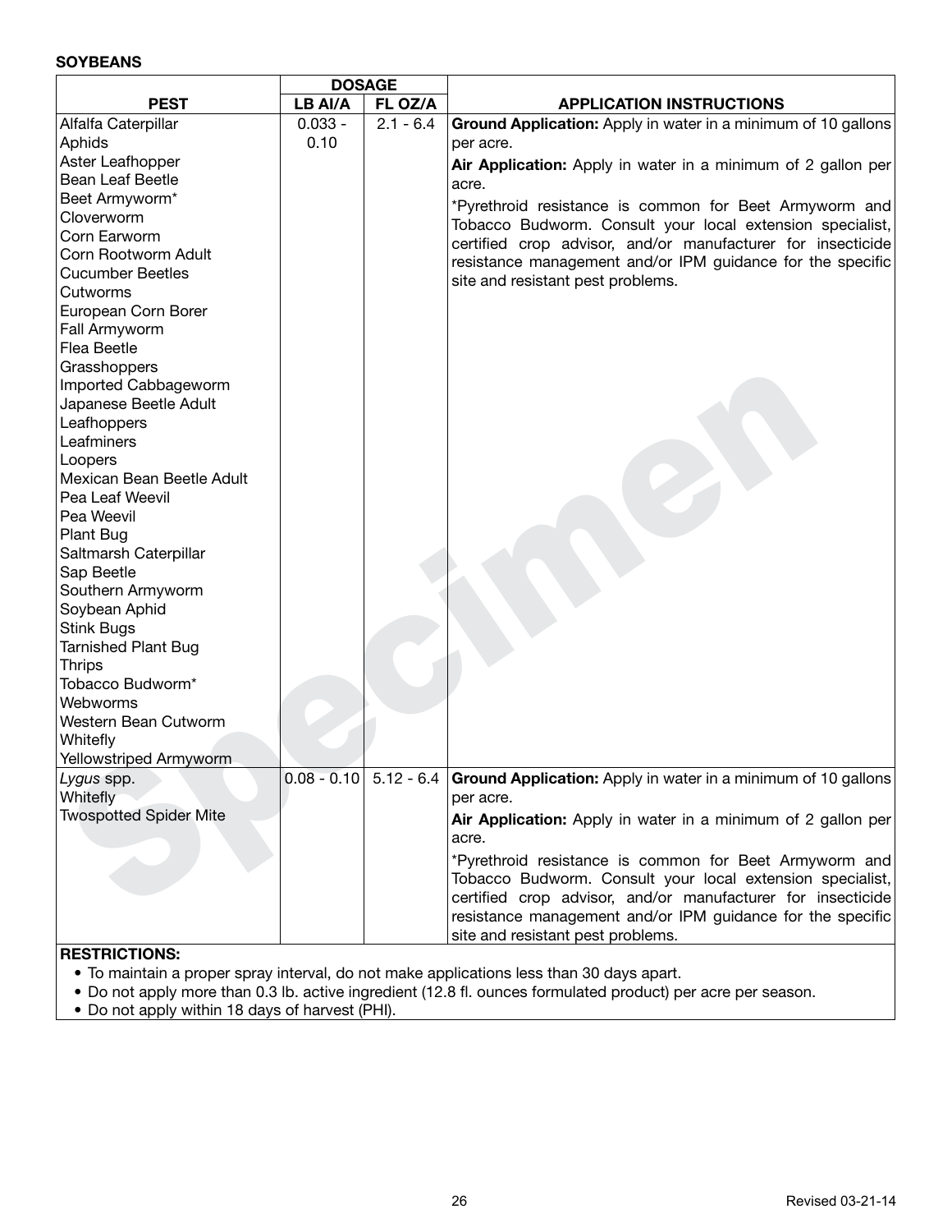**SOYBEANS**

| PEST | DOSAGE | | APPLICATION INSTRUCTIONS |
|---|---|---|---|
| | LB AI/A | FL OZ/A | |
| Alfalfa Caterpillar<br>Aphids<br>Aster Leafhopper<br>Bean Leaf Beetle<br>Beet Armyworm*<br>Cloverworm<br>Corn Earworm<br>Corn Rootworm Adult<br>Cucumber Beetles<br>Cutworms<br>European Corn Borer<br>Fall Armyworm<br>Flea Beetle<br>Grasshoppers<br>Imported Cabbageworm<br>Japanese Beetle Adult<br>Leafhoppers<br>Leafminers<br>Loopers<br>Mexican Bean Beetle Adult<br>Pea Leaf Weevil<br>Pea Weevil<br>Plant Bug<br>Saltmarsh Caterpillar<br>Sap Beetle<br>Southern Armyworm<br>Soybean Aphid<br>Stink Bugs<br>Tarnished Plant Bug<br>Thrips<br>Tobacco Budworm*<br>Webworms<br>Western Bean Cutworm<br>Whitefly<br>Yellowstriped Armyworm | 0.033 - 0.10 | 2.1 - 6.4 | **Ground Application:** Apply in water in a minimum of 10 gallons per acre.<br>**Air Application:** Apply in water in a minimum of 2 gallon per acre.<br>*Pyrethroid resistance is common for Beet Armyworm and Tobacco Budworm. Consult your local extension specialist, certified crop advisor, and/or manufacturer for insecticide resistance management and/or IPM guidance for the specific site and resistant pest problems. |
| *Lygus* spp.<br>Whitefly<br>Twospotted Spider Mite | 0.08 - 0.10 | 5.12 - 6.4 | **Ground Application:** Apply in water in a minimum of 10 gallons per acre.<br>**Air Application:** Apply in water in a minimum of 2 gallon per acre.<br>*Pyrethroid resistance is common for Beet Armyworm and Tobacco Budworm. Consult your local extension specialist, certified crop advisor, and/or manufacturer for insecticide resistance management and/or IPM guidance for the specific site and resistant pest problems. |

**RESTRICTIONS:**

- To maintain a proper spray interval, do not make applications less than 30 days apart.
- Do not apply more than 0.3 lb. active ingredient (12.8 fl. ounces formulated product) per acre per season.
- Do not apply within 18 days of harvest (PHI).

Revised 03-21-14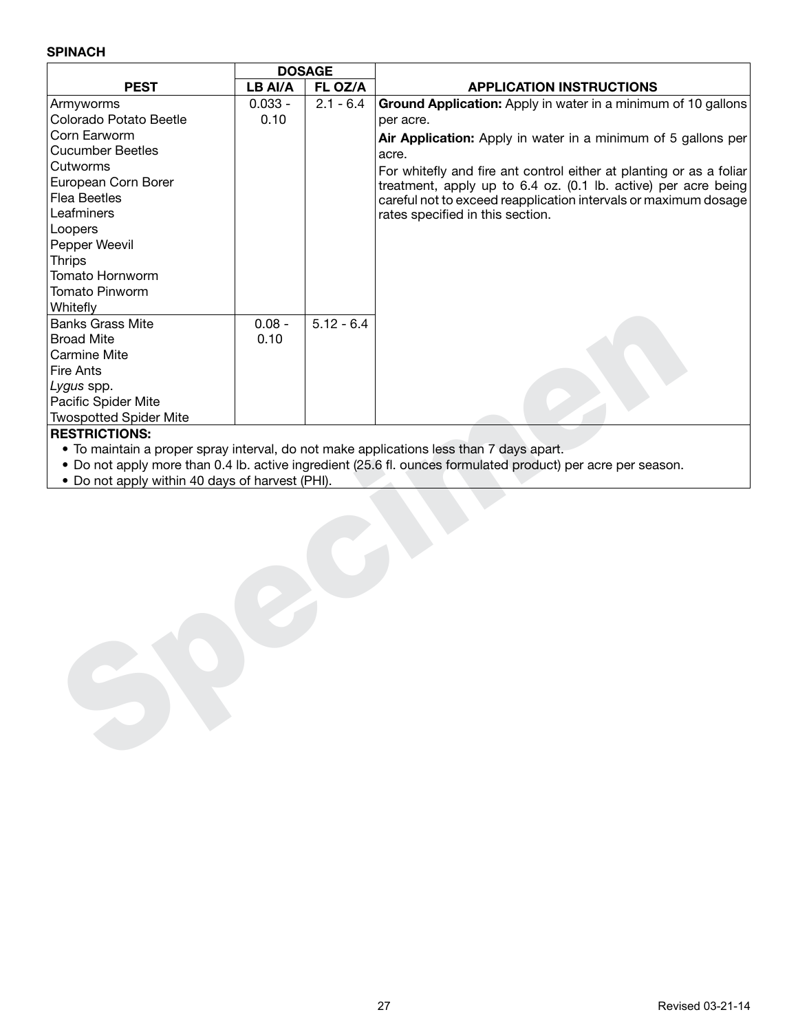**SPINACH**

| PEST | DOSAGE | | APPLICATION INSTRUCTIONS |
|---|---|---|---|
| | LB AI/A | FL OZ/A | |
| Armyworms<br>Colorado Potato Beetle<br>Corn Earworm<br>Cucumber Beetles<br>Cutworms<br>European Corn Borer<br>Flea Beetles<br>Leafminers<br>Loopers<br>Pepper Weevil<br>Thrips<br>Tomato Hornworm<br>Tomato Pinworm<br>Whitefly | 0.033 - 0.10 | 2.1 - 6.4 | **Ground Application:** Apply in water in a minimum of 10 gallons per acre.<br>**Air Application:** Apply in water in a minimum of 5 gallons per acre.<br>For whitefly and fire ant control either at planting or as a foliar treatment, apply up to 6.4 oz. (0.1 lb. active) per acre being careful not to exceed reapplication intervals or maximum dosage rates specified in this section. |
| Banks Grass Mite<br>Broad Mite<br>Carmine Mite<br>Fire Ants<br>*Lygus* spp.<br>Pacific Spider Mite<br>Twospotted Spider Mite | 0.08 - 0.10 | 5.12 - 6.4 | |

**RESTRICTIONS:**

- To maintain a proper spray interval, do not make applications less than 7 days apart.
- Do not apply more than 0.4 lb. active ingredient (25.6 fl. ounces formulated product) per acre per season.
- Do not apply within 40 days of harvest (PHI).

Revised 03-21-14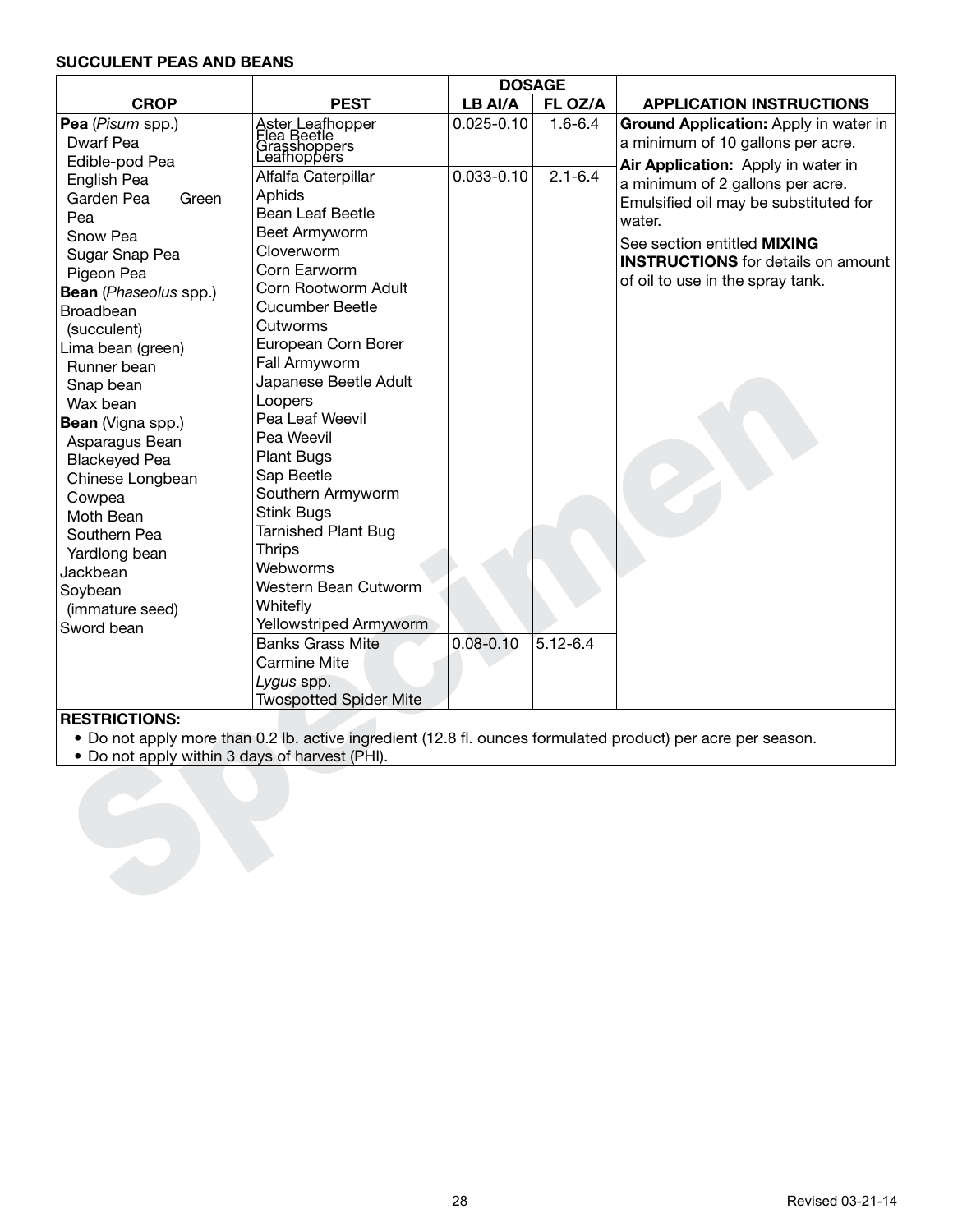**SUCCULENT PEAS AND BEANS**

| CROP | PEST | DOSAGE | | APPLICATION INSTRUCTIONS |
|---|---|---|---|---|
| | | LB AI/A | FL OZ/A | |
| **Pea** (*Pisum* spp.)<br>Dwarf Pea<br>Edible-pod Pea<br>English Pea<br>Garden Pea Green Pea<br>Snow Pea<br>Sugar Snap Pea<br>Pigeon Pea<br>**Bean** (*Phaseolus* spp.)<br>Broadbean (succulent)<br>Lima bean (green)<br>Runner bean<br>Snap bean<br>Wax bean<br>**Bean** (Vigna spp.)<br>Asparagus Bean<br>Blackeyed Pea<br>Chinese Longbean<br>Cowpea<br>Moth Bean<br>Southern Pea<br>Yardlong bean<br>Jackbean<br>Soybean (immature seed)<br>Sword bean | Aster Leafhopper<br>Flea Beetle<br>Grasshoppers<br>Leafhoppers | 0.025-0.10 | 1.6-6.4 | **Ground Application:** Apply in water in a minimum of 10 gallons per acre.<br>**Air Application:** Apply in water in a minimum of 2 gallons per acre. Emulsified oil may be substituted for water.<br>See section entitled **MIXING INSTRUCTIONS** for details on amount of oil to use in the spray tank. |
| | Alfalfa Caterpillar<br>Aphids<br>Bean Leaf Beetle<br>Beet Armyworm<br>Cloverworm<br>Corn Earworm<br>Corn Rootworm Adult<br>Cucumber Beetle<br>Cutworms<br>European Corn Borer<br>Fall Armyworm<br>Japanese Beetle Adult<br>Loopers<br>Pea Leaf Weevil<br>Pea Weevil<br>Plant Bugs<br>Sap Beetle<br>Southern Armyworm<br>Stink Bugs<br>Tarnished Plant Bug<br>Thrips<br>Webworms<br>Western Bean Cutworm<br>Whitefly<br>Yellowstriped Armyworm | 0.033-0.10 | 2.1-6.4 | |
| | Banks Grass Mite<br>Carmine Mite<br>*Lygus* spp.<br>Twospotted Spider Mite | 0.08-0.10 | 5.12-6.4 | |

**RESTRICTIONS:**

- Do not apply more than 0.2 lb. active ingredient (12.8 fl. ounces formulated product) per acre per season.
- Do not apply within 3 days of harvest (PHI).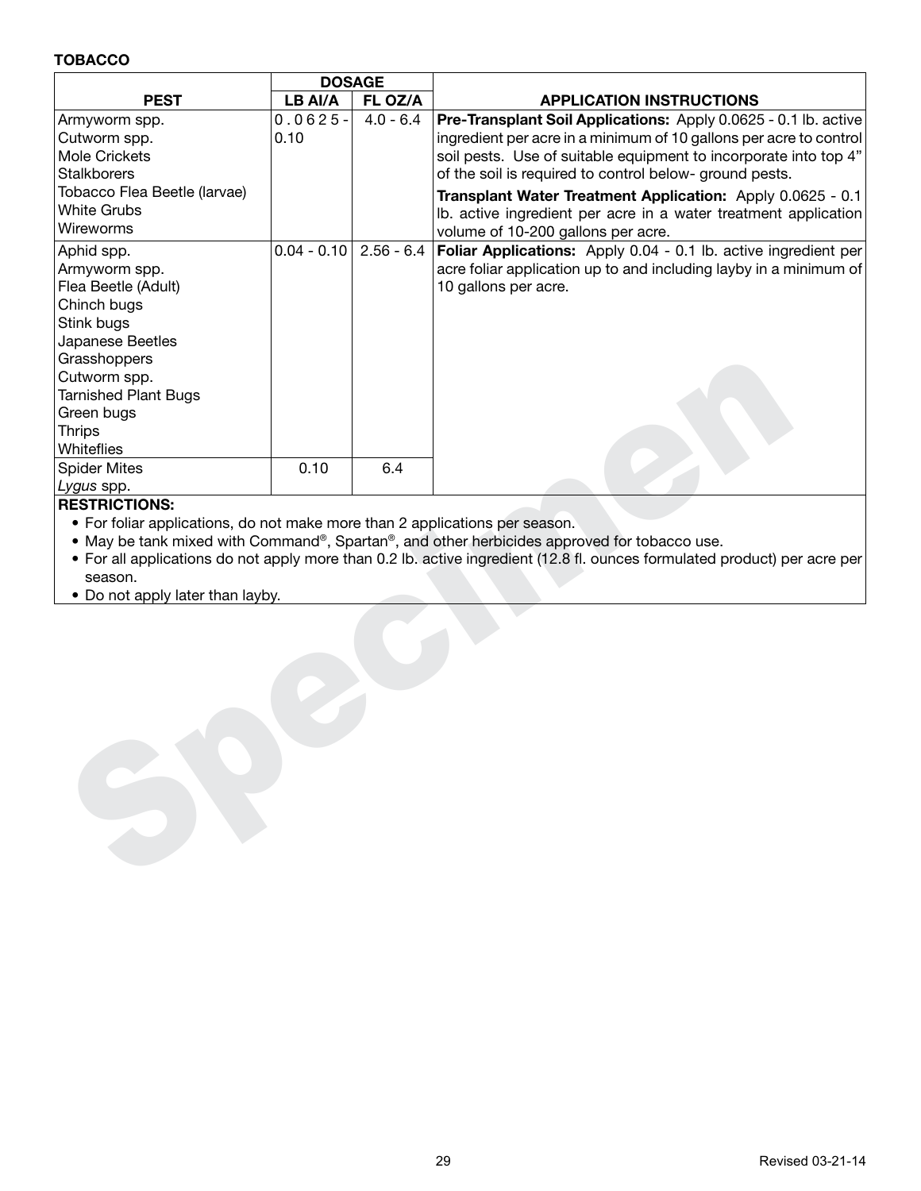**TOBACCO**

| PEST | DOSAGE | | APPLICATION INSTRUCTIONS |
|---|---|---|---|
| | LB AI/A | FL OZ/A | |
| Armyworm spp.<br>Cutworm spp.<br>Mole Crickets<br>Stalkborers<br>Tobacco Flea Beetle (larvae)<br>White Grubs<br>Wireworms | 0.0625 - 0.10 | 4.0 - 6.4 | **Pre-Transplant Soil Applications:** Apply 0.0625 - 0.1 lb. active ingredient per acre in a minimum of 10 gallons per acre to control soil pests. Use of suitable equipment to incorporate into top 4" of the soil is required to control below- ground pests.<br>**Transplant Water Treatment Application:** Apply 0.0625 - 0.1 lb. active ingredient per acre in a water treatment application volume of 10-200 gallons per acre. |
| Aphid spp.<br>Armyworm spp.<br>Flea Beetle (Adult)<br>Chinch bugs<br>Stink bugs<br>Japanese Beetles<br>Grasshoppers<br>Cutworm spp.<br>Tarnished Plant Bugs<br>Green bugs<br>Thrips<br>Whiteflies | 0.04 - 0.10 | 2.56 - 6.4 | **Foliar Applications:** Apply 0.04 - 0.1 lb. active ingredient per acre foliar application up to and including layby in a minimum of 10 gallons per acre. |
| Spider Mites<br>*Lygus* spp. | 0.10 | 6.4 | |

**RESTRICTIONS:**

- For foliar applications, do not make more than 2 applications per season.
- May be tank mixed with Command®, Spartan®, and other herbicides approved for tobacco use.
- For all applications do not apply more than 0.2 lb. active ingredient (12.8 fl. ounces formulated product) per acre per season.
- Do not apply later than layby.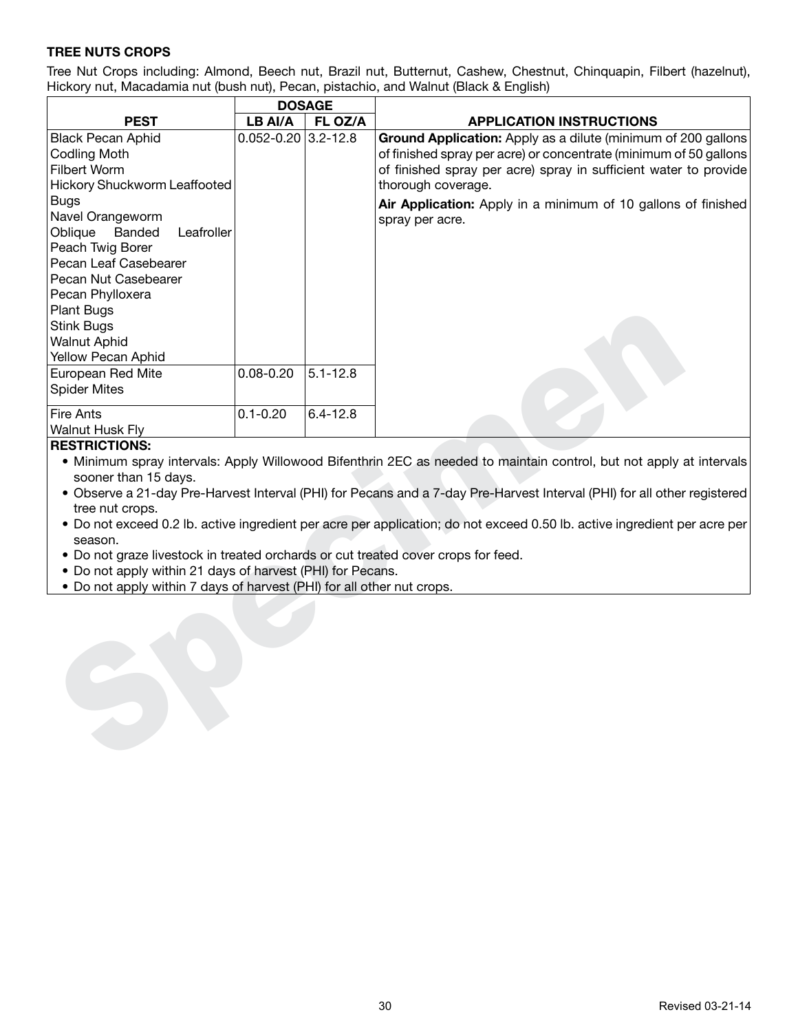**TREE NUTS CROPS**

Tree Nut Crops including: Almond, Beech nut, Brazil nut, Butternut, Cashew, Chestnut, Chinquapin, Filbert (hazelnut), Hickory nut, Macadamia nut (bush nut), Pecan, pistachio, and Walnut (Black & English)

| PEST | DOSAGE | | APPLICATION INSTRUCTIONS |
|---|---|---|---|
| | LB AI/A | FL OZ/A | |
| Black Pecan Aphid<br>Codling Moth<br>Filbert Worm<br>Hickory Shuckworm Leaffooted Bugs<br>Navel Orangeworm<br>Oblique Banded Leafroller<br>Peach Twig Borer<br>Pecan Leaf Casebearer<br>Pecan Nut Casebearer<br>Pecan Phylloxera<br>Plant Bugs<br>Stink Bugs<br>Walnut Aphid<br>Yellow Pecan Aphid | 0.052-0.20 | 3.2-12.8 | **Ground Application:** Apply as a dilute (minimum of 200 gallons of finished spray per acre) or concentrate (minimum of 50 gallons of finished spray per acre) spray in sufficient water to provide thorough coverage.<br>**Air Application:** Apply in a minimum of 10 gallons of finished spray per acre. |
| European Red Mite<br>Spider Mites | 0.08-0.20 | 5.1-12.8 | |
| Fire Ants<br>Walnut Husk Fly | 0.1-0.20 | 6.4-12.8 | |

**RESTRICTIONS:**

- Minimum spray intervals: Apply Willowood Bifenthrin 2EC as needed to maintain control, but not apply at intervals sooner than 15 days.
- Observe a 21-day Pre-Harvest Interval (PHI) for Pecans and a 7-day Pre-Harvest Interval (PHI) for all other registered tree nut crops.
- Do not exceed 0.2 lb. active ingredient per acre per application; do not exceed 0.50 lb. active ingredient per acre per season.
- Do not graze livestock in treated orchards or cut treated cover crops for feed.
- Do not apply within 21 days of harvest (PHI) for Pecans.
- Do not apply within 7 days of harvest (PHI) for all other nut crops.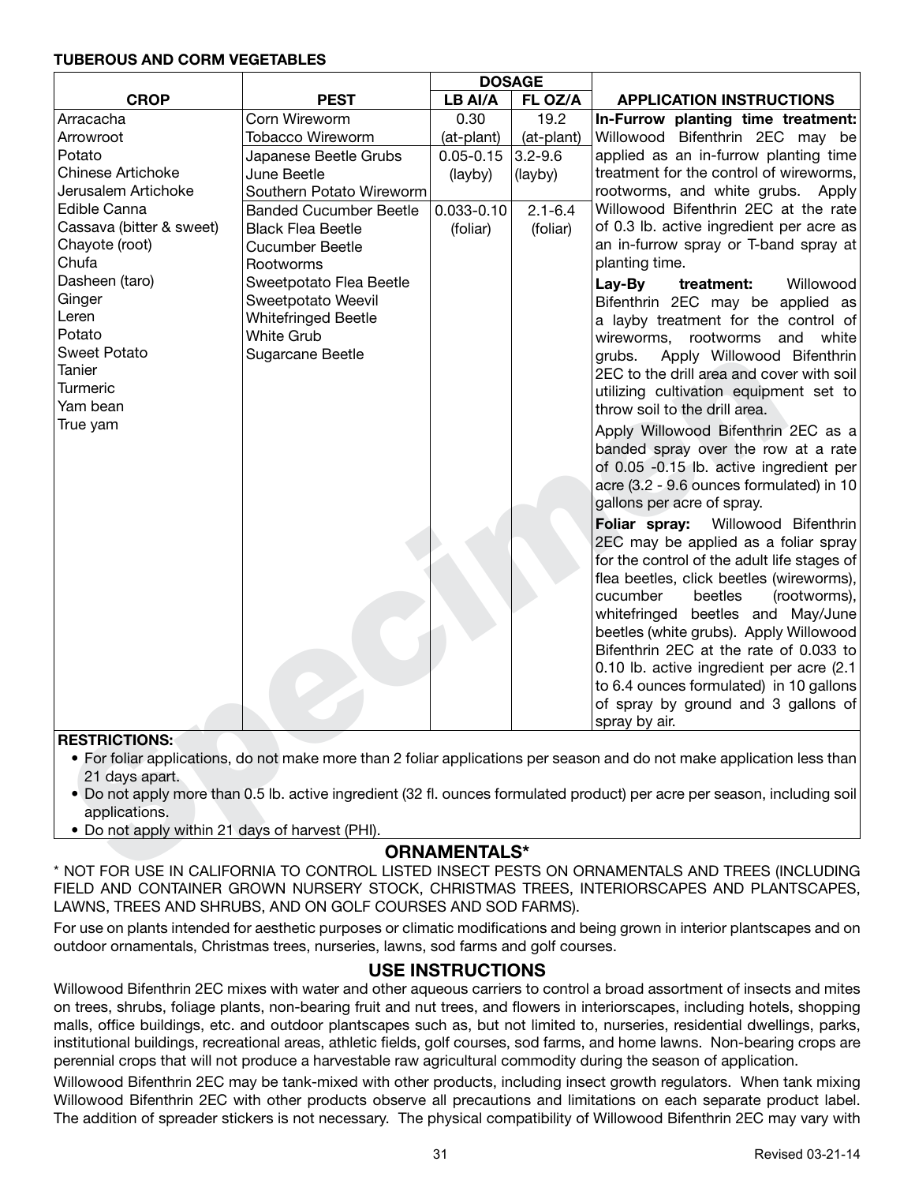**TUBEROUS AND CORM VEGETABLES**

| CROP | PEST | DOSAGE LB AI/A | DOSAGE FL OZ/A | APPLICATION INSTRUCTIONS |
|---|---|---|---|---|
| Arracacha<br>Arrowroot<br>Potato<br>Chinese Artichoke<br>Jerusalem Artichoke<br>Edible Canna<br>Cassava (bitter & sweet)<br>Chayote (root)<br>Chufa<br>Dasheen (taro)<br>Ginger<br>Leren<br>Potato<br>Sweet Potato<br>Tanier<br>Turmeric<br>Yam bean<br>True yam | Corn Wireworm<br>Tobacco Wireworm | 0.30<br>(at-plant) | 19.2<br>(at-plant) | **In-Furrow planting time treatment:** Willowood Bifenthrin 2EC may be applied as an in-furrow planting time treatment for the control of wireworms, rootworms, and white grubs. Apply Willowood Bifenthrin 2EC at the rate of 0.3 lb. active ingredient per acre as an in-furrow spray or T-band spray at planting time. |
| | Japanese Beetle Grubs<br>June Beetle<br>Southern Potato Wireworm | 0.05-0.15<br>(layby) | 3.2-9.6<br>(layby) | **Lay-By treatment:** Willowood Bifenthrin 2EC may be applied as a layby treatment for the control of wireworms, rootworms and white grubs. Apply Willowood Bifenthrin 2EC to the drill area and cover with soil utilizing cultivation equipment set to throw soil to the drill area.<br>Apply Willowood Bifenthrin 2EC as a banded spray over the row at a rate of 0.05 -0.15 lb. active ingredient per acre (3.2 - 9.6 ounces formulated) in 10 gallons per acre of spray. |
| | Banded Cucumber Beetle<br>Black Flea Beetle<br>Cucumber Beetle<br>Rootworms<br>Sweetpotato Flea Beetle<br>Sweetpotato Weevil<br>Whitefringed Beetle<br>White Grub<br>Sugarcane Beetle | 0.033-0.10<br>(foliar) | 2.1-6.4<br>(foliar) | **Foliar spray:** Willowood Bifenthrin 2EC may be applied as a foliar spray for the control of the adult life stages of flea beetles, click beetles (wireworms), cucumber beetles (rootworms), whitefringed beetles and May/June beetles (white grubs). Apply Willowood Bifenthrin 2EC at the rate of 0.033 to 0.10 lb. active ingredient per acre (2.1 to 6.4 ounces formulated) in 10 gallons of spray by ground and 3 gallons of spray by air. |

**RESTRICTIONS:**

- For foliar applications, do not make more than 2 foliar applications per season and do not make application less than 21 days apart.
- Do not apply more than 0.5 lb. active ingredient (32 fl. ounces formulated product) per acre per season, including soil applications.
- Do not apply within 21 days of harvest (PHI).

## ORNAMENTALS*

* NOT FOR USE IN CALIFORNIA TO CONTROL LISTED INSECT PESTS ON ORNAMENTALS AND TREES (INCLUDING FIELD AND CONTAINER GROWN NURSERY STOCK, CHRISTMAS TREES, INTERIORSCAPES AND PLANTSCAPES, LAWNS, TREES AND SHRUBS, AND ON GOLF COURSES AND SOD FARMS).

For use on plants intended for aesthetic purposes or climatic modifications and being grown in interior plantscapes and on outdoor ornamentals, Christmas trees, nurseries, lawns, sod farms and golf courses.

## USE INSTRUCTIONS

Willowood Bifenthrin 2EC mixes with water and other aqueous carriers to control a broad assortment of insects and mites on trees, shrubs, foliage plants, non-bearing fruit and nut trees, and flowers in interiorscapes, including hotels, shopping malls, office buildings, etc. and outdoor plantscapes such as, but not limited to, nurseries, residential dwellings, parks, institutional buildings, recreational areas, athletic fields, golf courses, sod farms, and home lawns. Non-bearing crops are perennial crops that will not produce a harvestable raw agricultural commodity during the season of application.

Willowood Bifenthrin 2EC may be tank-mixed with other products, including insect growth regulators. When tank mixing Willowood Bifenthrin 2EC with other products observe all precautions and limitations on each separate product label. The addition of spreader stickers is not necessary. The physical compatibility of Willowood Bifenthrin 2EC may vary with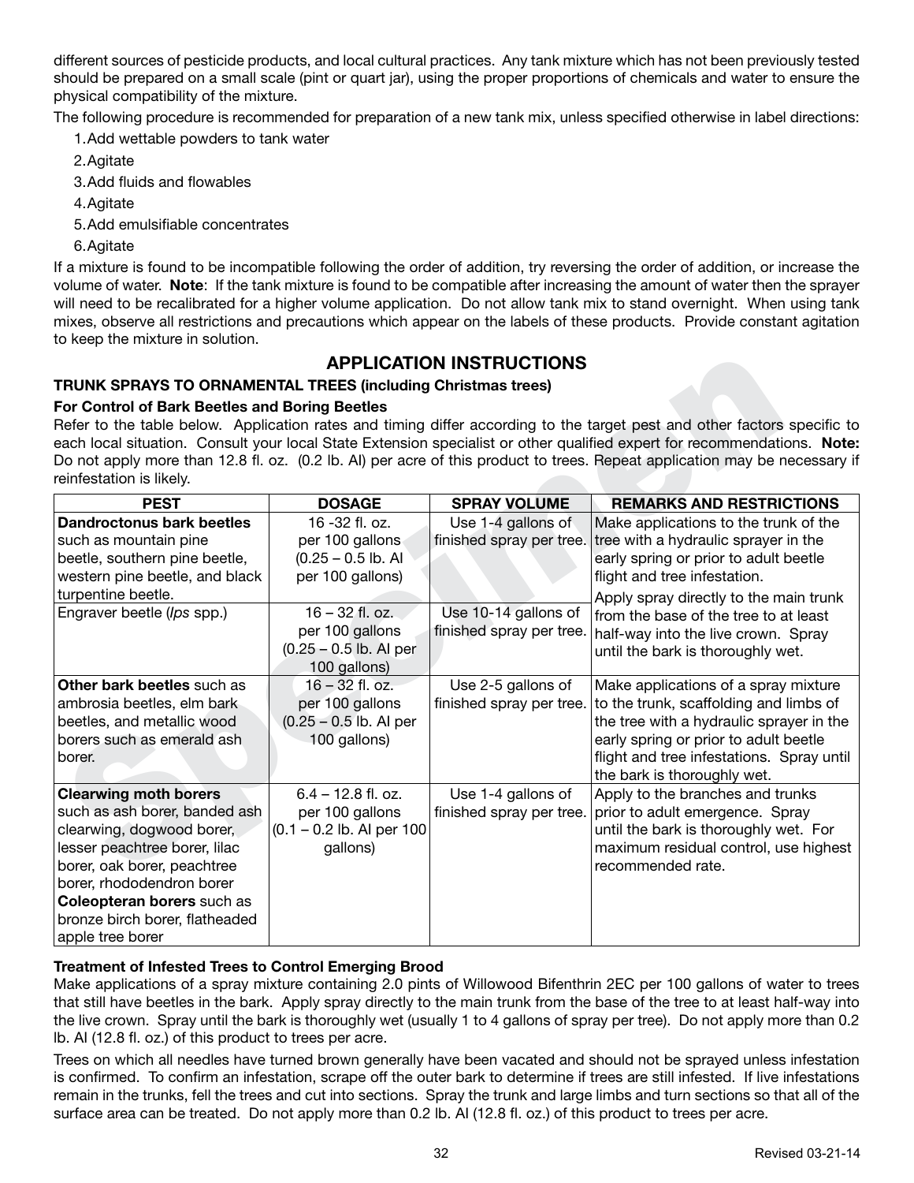different sources of pesticide products, and local cultural practices. Any tank mixture which has not been previously tested should be prepared on a small scale (pint or quart jar), using the proper proportions of chemicals and water to ensure the physical compatibility of the mixture.

The following procedure is recommended for preparation of a new tank mix, unless specified otherwise in label directions:

1. Add wettable powders to tank water
2. Agitate
3. Add fluids and flowables
4. Agitate
5. Add emulsifiable concentrates
6. Agitate

If a mixture is found to be incompatible following the order of addition, try reversing the order of addition, or increase the volume of water. **Note**: If the tank mixture is found to be compatible after increasing the amount of water then the sprayer will need to be recalibrated for a higher volume application. Do not allow tank mix to stand overnight. When using tank mixes, observe all restrictions and precautions which appear on the labels of these products. Provide constant agitation to keep the mixture in solution.

## APPLICATION INSTRUCTIONS

### TRUNK SPRAYS TO ORNAMENTAL TREES (including Christmas trees)

**For Control of Bark Beetles and Boring Beetles**

Refer to the table below. Application rates and timing differ according to the target pest and other factors specific to each local situation. Consult your local State Extension specialist or other qualified expert for recommendations. **Note:** Do not apply more than 12.8 fl. oz. (0.2 lb. AI) per acre of this product to trees. Repeat application may be necessary if reinfestation is likely.

| PEST | DOSAGE | SPRAY VOLUME | REMARKS AND RESTRICTIONS |
|---|---|---|---|
| **Dandroctonus bark beetles** such as mountain pine beetle, southern pine beetle, western pine beetle, and black turpentine beetle. | 16 -32 fl. oz. per 100 gallons (0.25 – 0.5 lb. AI per 100 gallons) | Use 1-4 gallons of finished spray per tree. | Make applications to the trunk of the tree with a hydraulic sprayer in the early spring or prior to adult beetle flight and tree infestation. Apply spray directly to the main trunk from the base of the tree to at least half-way into the live crown. Spray until the bark is thoroughly wet. |
| Engraver beetle (*Ips* spp.) | 16 – 32 fl. oz. per 100 gallons (0.25 – 0.5 lb. AI per 100 gallons) | Use 10-14 gallons of finished spray per tree. | |
| **Other bark beetles** such as ambrosia beetles, elm bark beetles, and metallic wood borers such as emerald ash borer. | 16 – 32 fl. oz. per 100 gallons (0.25 – 0.5 lb. AI per 100 gallons) | Use 2-5 gallons of finished spray per tree. | Make applications of a spray mixture to the trunk, scaffolding and limbs of the tree with a hydraulic sprayer in the early spring or prior to adult beetle flight and tree infestations. Spray until the bark is thoroughly wet. |
| **Clearwing moth borers** such as ash borer, banded ash clearwing, dogwood borer, lesser peachtree borer, lilac borer, oak borer, peachtree borer, rhododendron borer **Coleopteran borers** such as bronze birch borer, flatheaded apple tree borer | 6.4 – 12.8 fl. oz. per 100 gallons (0.1 – 0.2 lb. AI per 100 gallons) | Use 1-4 gallons of finished spray per tree. | Apply to the branches and trunks prior to adult emergence. Spray until the bark is thoroughly wet. For maximum residual control, use highest recommended rate. |

**Treatment of Infested Trees to Control Emerging Brood**

Make applications of a spray mixture containing 2.0 pints of Willowood Bifenthrin 2EC per 100 gallons of water to trees that still have beetles in the bark. Apply spray directly to the main trunk from the base of the tree to at least half-way into the live crown. Spray until the bark is thoroughly wet (usually 1 to 4 gallons of spray per tree). Do not apply more than 0.2 lb. AI (12.8 fl. oz.) of this product to trees per acre.

Trees on which all needles have turned brown generally have been vacated and should not be sprayed unless infestation is confirmed. To confirm an infestation, scrape off the outer bark to determine if trees are still infested. If live infestations remain in the trunks, fell the trees and cut into sections. Spray the trunk and large limbs and turn sections so that all of the surface area can be treated. Do not apply more than 0.2 lb. AI (12.8 fl. oz.) of this product to trees per acre.

Revised 03-21-14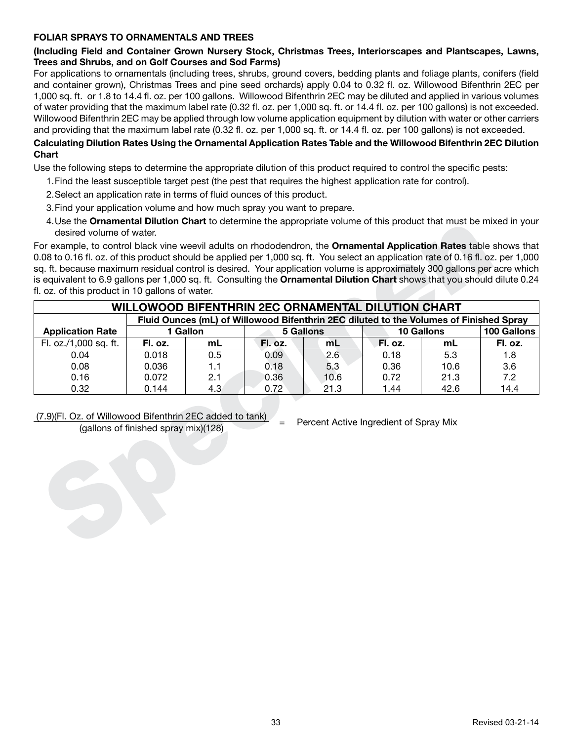**FOLIAR SPRAYS TO ORNAMENTALS AND TREES**

**(Including Field and Container Grown Nursery Stock, Christmas Trees, Interiorscapes and Plantscapes, Lawns, Trees and Shrubs, and on Golf Courses and Sod Farms)**

For applications to ornamentals (including trees, shrubs, ground covers, bedding plants and foliage plants, conifers (field and container grown), Christmas Trees and pine seed orchards) apply 0.04 to 0.32 fl. oz. Willowood Bifenthrin 2EC per 1,000 sq. ft. or 1.8 to 14.4 fl. oz. per 100 gallons. Willowood Bifenthrin 2EC may be diluted and applied in various volumes of water providing that the maximum label rate (0.32 fl. oz. per 1,000 sq. ft. or 14.4 fl. oz. per 100 gallons) is not exceeded. Willowood Bifenthrin 2EC may be applied through low volume application equipment by dilution with water or other carriers and providing that the maximum label rate (0.32 fl. oz. per 1,000 sq. ft. or 14.4 fl. oz. per 100 gallons) is not exceeded.

**Calculating Dilution Rates Using the Ornamental Application Rates Table and the Willowood Bifenthrin 2EC Dilution Chart**

Use the following steps to determine the appropriate dilution of this product required to control the specific pests:

1. Find the least susceptible target pest (the pest that requires the highest application rate for control).
2. Select an application rate in terms of fluid ounces of this product.
3. Find your application volume and how much spray you want to prepare.
4. Use the **Ornamental Dilution Chart** to determine the appropriate volume of this product that must be mixed in your desired volume of water.

For example, to control black vine weevil adults on rhododendron, the **Ornamental Application Rates** table shows that 0.08 to 0.16 fl. oz. of this product should be applied per 1,000 sq. ft. You select an application rate of 0.16 fl. oz. per 1,000 sq. ft. because maximum residual control is desired. Your application volume is approximately 300 gallons per acre which is equivalent to 6.9 gallons per 1,000 sq. ft. Consulting the **Ornamental Dilution Chart** shows that you should dilute 0.24 fl. oz. of this product in 10 gallons of water.

| **WILLOWOOD BIFENTHRIN 2EC ORNAMENTAL DILUTION CHART** | | | | | | | |
|---|---|---|---|---|---|---|---|
| | **Fluid Ounces (mL) of Willowood Bifenthrin 2EC diluted to the Volumes of Finished Spray** | | | | | | |
| **Application Rate** | **1 Gallon** | | **5 Gallons** | | **10 Gallons** | | **100 Gallons** |
| Fl. oz./1,000 sq. ft. | **Fl. oz.** | **mL** | **Fl. oz.** | **mL** | **Fl. oz.** | **mL** | **Fl. oz.** |
| 0.04 | 0.018 | 0.5 | 0.09 | 2.6 | 0.18 | 5.3 | 1.8 |
| 0.08 | 0.036 | 1.1 | 0.18 | 5.3 | 0.36 | 10.6 | 3.6 |
| 0.16 | 0.072 | 2.1 | 0.36 | 10.6 | 0.72 | 21.3 | 7.2 |
| 0.32 | 0.144 | 4.3 | 0.72 | 21.3 | 1.44 | 42.6 | 14.4 |

$$\frac{(7.9)(\text{Fl. Oz. of Willowood Bifenthrin 2EC added to tank})}{(\text{gallons of finished spray mix})(128)} = \text{Percent Active Ingredient of Spray Mix}$$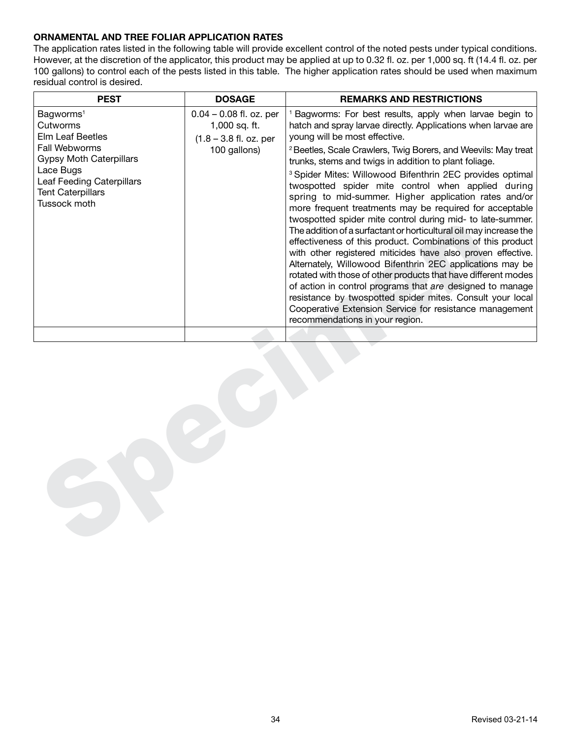**ORNAMENTAL AND TREE FOLIAR APPLICATION RATES**

The application rates listed in the following table will provide excellent control of the noted pests under typical conditions. However, at the discretion of the applicator, this product may be applied at up to 0.32 fl. oz. per 1,000 sq. ft (14.4 fl. oz. per 100 gallons) to control each of the pests listed in this table. The higher application rates should be used when maximum residual control is desired.

| PEST | DOSAGE | REMARKS AND RESTRICTIONS |
|---|---|---|
| Bagworms[1]<br>Cutworms<br>Elm Leaf Beetles<br>Fall Webworms<br>Gypsy Moth Caterpillars<br>Lace Bugs<br>Leaf Feeding Caterpillars<br>Tent Caterpillars<br>Tussock moth | 0.04 – 0.08 fl. oz. per 1,000 sq. ft.<br>(1.8 – 3.8 fl. oz. per 100 gallons) | [1] Bagworms: For best results, apply when larvae begin to hatch and spray larvae directly. Applications when larvae are young will be most effective.<br>[2] Beetles, Scale Crawlers, Twig Borers, and Weevils: May treat trunks, stems and twigs in addition to plant foliage.<br>[3] Spider Mites: Willowood Bifenthrin 2EC provides optimal twospotted spider mite control when applied during spring to mid-summer. Higher application rates and/or more frequent treatments may be required for acceptable twospotted spider mite control during mid- to late-summer. The addition of a surfactant or horticultural oil may increase the effectiveness of this product. Combinations of this product with other registered miticides have also proven effective. Alternately, Willowood Bifenthrin 2EC applications may be rotated with those of other products that have different modes of action in control programs that *are* designed to manage resistance by twospotted spider mites. Consult your local Cooperative Extension Service for resistance management recommendations in your region. |
| | | |

Revised 03-21-14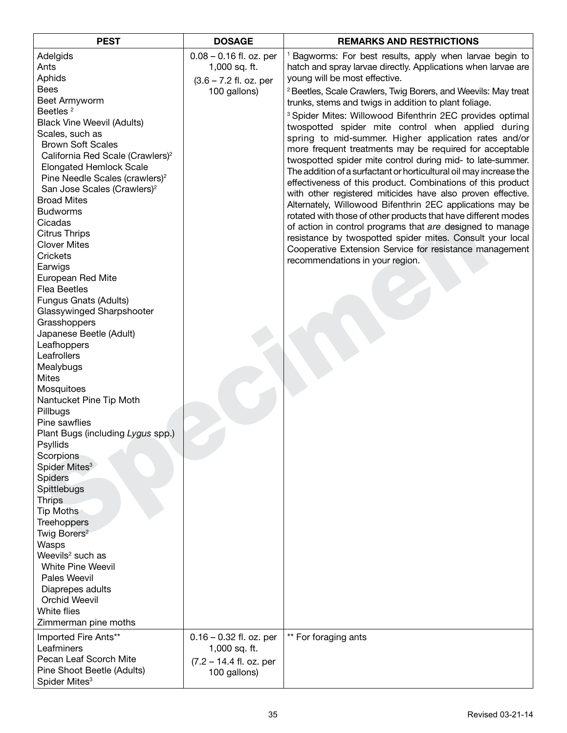| PEST | DOSAGE | REMARKS AND RESTRICTIONS |
|---|---|---|
| Adelgids<br>Ants<br>Aphids<br>Bees<br>Beet Armyworm<br>Beetles [2]<br>Black Vine Weevil (Adults)<br>Scales, such as<br>Brown Soft Scales<br>California Red Scale (Crawlers)[2]<br>Elongated Hemlock Scale<br>Pine Needle Scales (crawlers)[2]<br>San Jose Scales (Crawlers)[2]<br>Broad Mites<br>Budworms<br>Cicadas<br>Citrus Thrips<br>Clover Mites<br>Crickets<br>Earwigs<br>European Red Mite<br>Flea Beetles<br>Fungus Gnats (Adults)<br>Glassywinged Sharpshooter<br>Grasshoppers<br>Japanese Beetle (Adult)<br>Leafhoppers<br>Leafrollers<br>Mealybugs<br>Mites<br>Mosquitoes<br>Nantucket Pine Tip Moth<br>Pillbugs<br>Pine sawflies<br>Plant Bugs (including *Lygus* spp.)<br>Psyllids<br>Scorpions<br>Spider Mites[3]<br>Spiders<br>Spittlebugs<br>Thrips<br>Tip Moths<br>Treehoppers<br>Twig Borers[2]<br>Wasps<br>Weevils[2] such as<br>White Pine Weevil<br>Pales Weevil<br>Diaprepes adults<br>Orchid Weevil<br>White flies<br>Zimmerman pine moths | 0.08 – 0.16 fl. oz. per 1,000 sq. ft.<br>(3.6 – 7.2 fl. oz. per 100 gallons) | [1] Bagworms: For best results, apply when larvae begin to hatch and spray larvae directly. Applications when larvae are young will be most effective.<br>[2] Beetles, Scale Crawlers, Twig Borers, and Weevils: May treat trunks, stems and twigs in addition to plant foliage.<br>[3] Spider Mites: Willowood Bifenthrin 2EC provides optimal twospotted spider mite control when applied during spring to mid-summer. Higher application rates and/or more frequent treatments may be required for acceptable twospotted spider mite control during mid- to late-summer. The addition of a surfactant or horticultural oil may increase the effectiveness of this product. Combinations of this product with other registered miticides have also proven effective. Alternately, Willowood Bifenthrin 2EC applications may be rotated with those of other products that have different modes of action in control programs that *are* designed to manage resistance by twospotted spider mites. Consult your local Cooperative Extension Service for resistance management recommendations in your region. |
| Imported Fire Ants**<br>Leafminers<br>Pecan Leaf Scorch Mite<br>Pine Shoot Beetle (Adults)<br>Spider Mites[3] | 0.16 – 0.32 fl. oz. per 1,000 sq. ft.<br>(7.2 – 14.4 fl. oz. per 100 gallons) | ** For foraging ants |

Revised 03-21-14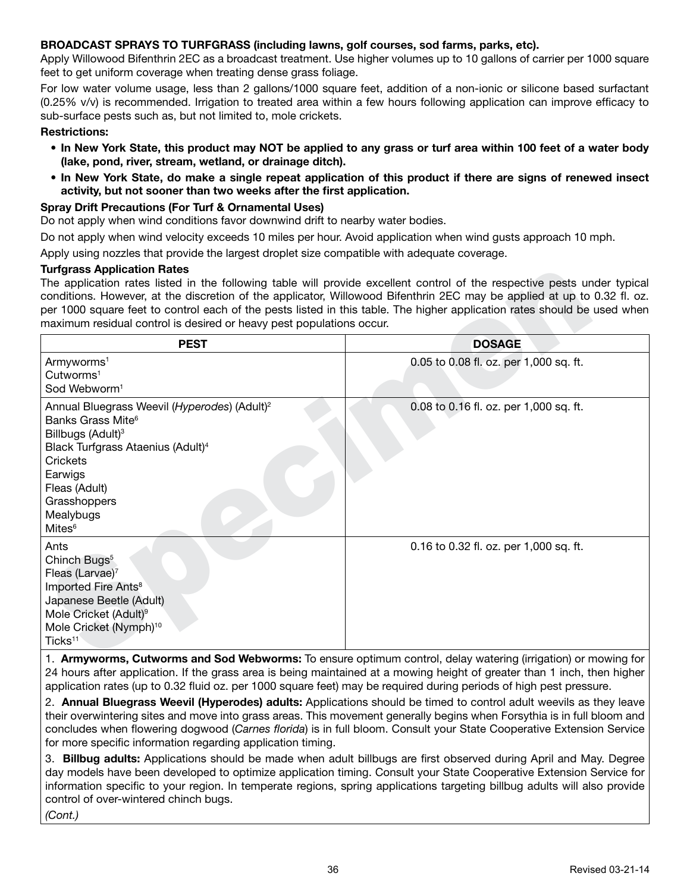**BROADCAST SPRAYS TO TURFGRASS (including lawns, golf courses, sod farms, parks, etc).**

Apply Willowood Bifenthrin 2EC as a broadcast treatment. Use higher volumes up to 10 gallons of carrier per 1000 square feet to get uniform coverage when treating dense grass foliage.

For low water volume usage, less than 2 gallons/1000 square feet, addition of a non-ionic or silicone based surfactant (0.25% v/v) is recommended. Irrigation to treated area within a few hours following application can improve efficacy to sub-surface pests such as, but not limited to, mole crickets.

**Restrictions:**

- **In New York State, this product may NOT be applied to any grass or turf area within 100 feet of a water body (lake, pond, river, stream, wetland, or drainage ditch).**
- **In New York State, do make a single repeat application of this product if there are signs of renewed insect activity, but not sooner than two weeks after the first application.**

**Spray Drift Precautions (For Turf & Ornamental Uses)**

Do not apply when wind conditions favor downwind drift to nearby water bodies.

Do not apply when wind velocity exceeds 10 miles per hour. Avoid application when wind gusts approach 10 mph.

Apply using nozzles that provide the largest droplet size compatible with adequate coverage.

**Turfgrass Application Rates**

The application rates listed in the following table will provide excellent control of the respective pests under typical conditions. However, at the discretion of the applicator, Willowood Bifenthrin 2EC may be applied at up to 0.32 fl. oz. per 1000 square feet to control each of the pests listed in this table. The higher application rates should be used when maximum residual control is desired or heavy pest populations occur.

| PEST | DOSAGE |
|---|---|
| Armyworms[1]<br>Cutworms[1]<br>Sod Webworm[1] | 0.05 to 0.08 fl. oz. per 1,000 sq. ft. |
| Annual Bluegrass Weevil (*Hyperodes*) (Adult)[2]<br>Banks Grass Mite[6]<br>Billbugs (Adult)[3]<br>Black Turfgrass Ataenius (Adult)[4]<br>Crickets<br>Earwigs<br>Fleas (Adult)<br>Grasshoppers<br>Mealybugs<br>Mites[6] | 0.08 to 0.16 fl. oz. per 1,000 sq. ft. |
| Ants<br>Chinch Bugs[5]<br>Fleas (Larvae)[7]<br>Imported Fire Ants[8]<br>Japanese Beetle (Adult)<br>Mole Cricket (Adult)[9]<br>Mole Cricket (Nymph)[10]<br>Ticks[11] | 0.16 to 0.32 fl. oz. per 1,000 sq. ft. |

1. **Armyworms, Cutworms and Sod Webworms:** To ensure optimum control, delay watering (irrigation) or mowing for 24 hours after application. If the grass area is being maintained at a mowing height of greater than 1 inch, then higher application rates (up to 0.32 fluid oz. per 1000 square feet) may be required during periods of high pest pressure.

2. **Annual Bluegrass Weevil (Hyperodes) adults:** Applications should be timed to control adult weevils as they leave their overwintering sites and move into grass areas. This movement generally begins when Forsythia is in full bloom and concludes when flowering dogwood (*Carnes florida*) is in full bloom. Consult your State Cooperative Extension Service for more specific information regarding application timing.

3. **Billbug adults:** Applications should be made when adult billbugs are first observed during April and May. Degree day models have been developed to optimize application timing. Consult your State Cooperative Extension Service for information specific to your region. In temperate regions, spring applications targeting billbug adults will also provide control of over-wintered chinch bugs.

*(Cont.)*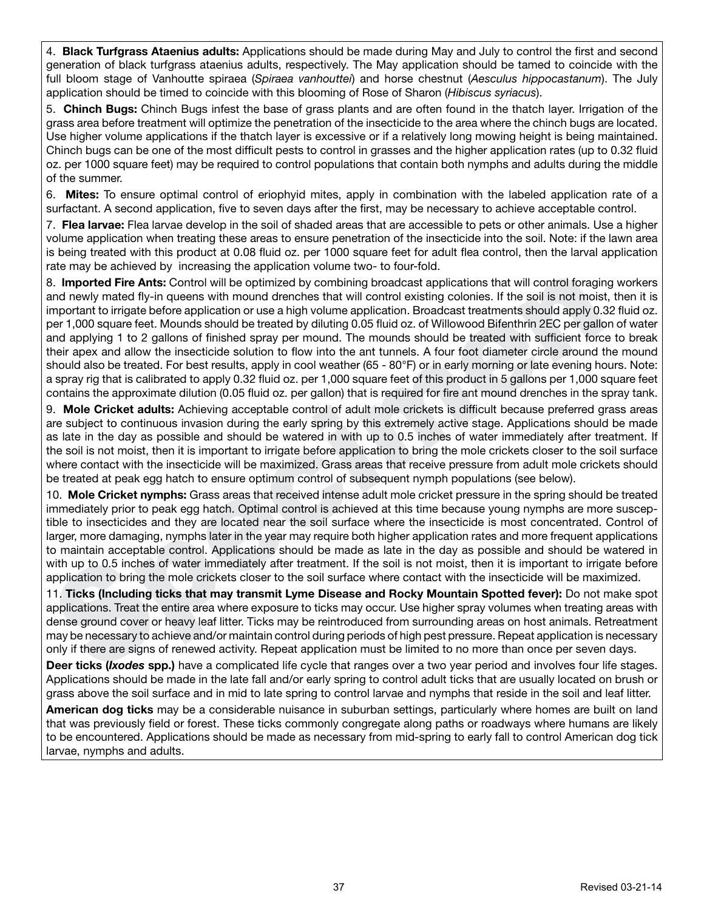4. **Black Turfgrass Ataenius adults:** Applications should be made during May and July to control the first and second generation of black turfgrass ataenius adults, respectively. The May application should be tamed to coincide with the full bloom stage of Vanhoutte spiraea (*Spiraea vanhouttei*) and horse chestnut (*Aesculus hippocastanum*). The July application should be timed to coincide with this blooming of Rose of Sharon (*Hibiscus syriacus*).

5. **Chinch Bugs:** Chinch Bugs infest the base of grass plants and are often found in the thatch layer. Irrigation of the grass area before treatment will optimize the penetration of the insecticide to the area where the chinch bugs are located. Use higher volume applications if the thatch layer is excessive or if a relatively long mowing height is being maintained. Chinch bugs can be one of the most difficult pests to control in grasses and the higher application rates (up to 0.32 fluid oz. per 1000 square feet) may be required to control populations that contain both nymphs and adults during the middle of the summer.

6. **Mites:** To ensure optimal control of eriophyid mites, apply in combination with the labeled application rate of a surfactant. A second application, five to seven days after the first, may be necessary to achieve acceptable control.

7. **Flea larvae:** Flea larvae develop in the soil of shaded areas that are accessible to pets or other animals. Use a higher volume application when treating these areas to ensure penetration of the insecticide into the soil. Note: if the lawn area is being treated with this product at 0.08 fluid oz. per 1000 square feet for adult flea control, then the larval application rate may be achieved by increasing the application volume two- to four-fold.

8. **Imported Fire Ants:** Control will be optimized by combining broadcast applications that will control foraging workers and newly mated fly-in queens with mound drenches that will control existing colonies. If the soil is not moist, then it is important to irrigate before application or use a high volume application. Broadcast treatments should apply 0.32 fluid oz. per 1,000 square feet. Mounds should be treated by diluting 0.05 fluid oz. of Willowood Bifenthrin 2EC per gallon of water and applying 1 to 2 gallons of finished spray per mound. The mounds should be treated with sufficient force to break their apex and allow the insecticide solution to flow into the ant tunnels. A four foot diameter circle around the mound should also be treated. For best results, apply in cool weather (65 - 80°F) or in early morning or late evening hours. Note: a spray rig that is calibrated to apply 0.32 fluid oz. per 1,000 square feet of this product in 5 gallons per 1,000 square feet contains the approximate dilution (0.05 fluid oz. per gallon) that is required for fire ant mound drenches in the spray tank.

9. **Mole Cricket adults:** Achieving acceptable control of adult mole crickets is difficult because preferred grass areas are subject to continuous invasion during the early spring by this extremely active stage. Applications should be made as late in the day as possible and should be watered in with up to 0.5 inches of water immediately after treatment. If the soil is not moist, then it is important to irrigate before application to bring the mole crickets closer to the soil surface where contact with the insecticide will be maximized. Grass areas that receive pressure from adult mole crickets should be treated at peak egg hatch to ensure optimum control of subsequent nymph populations (see below).

10. **Mole Cricket nymphs:** Grass areas that received intense adult mole cricket pressure in the spring should be treated immediately prior to peak egg hatch. Optimal control is achieved at this time because young nymphs are more susceptible to insecticides and they are located near the soil surface where the insecticide is most concentrated. Control of larger, more damaging, nymphs later in the year may require both higher application rates and more frequent applications to maintain acceptable control. Applications should be made as late in the day as possible and should be watered in with up to 0.5 inches of water immediately after treatment. If the soil is not moist, then it is important to irrigate before application to bring the mole crickets closer to the soil surface where contact with the insecticide will be maximized.

11. **Ticks (Including ticks that may transmit Lyme Disease and Rocky Mountain Spotted fever):** Do not make spot applications. Treat the entire area where exposure to ticks may occur. Use higher spray volumes when treating areas with dense ground cover or heavy leaf litter. Ticks may be reintroduced from surrounding areas on host animals. Retreatment may be necessary to achieve and/or maintain control during periods of high pest pressure. Repeat application is necessary only if there are signs of renewed activity. Repeat application must be limited to no more than once per seven days.

**Deer ticks (*Ixodes* spp.)** have a complicated life cycle that ranges over a two year period and involves four life stages. Applications should be made in the late fall and/or early spring to control adult ticks that are usually located on brush or grass above the soil surface and in mid to late spring to control larvae and nymphs that reside in the soil and leaf litter.

**American dog ticks** may be a considerable nuisance in suburban settings, particularly where homes are built on land that was previously field or forest. These ticks commonly congregate along paths or roadways where humans are likely to be encountered. Applications should be made as necessary from mid-spring to early fall to control American dog tick larvae, nymphs and adults.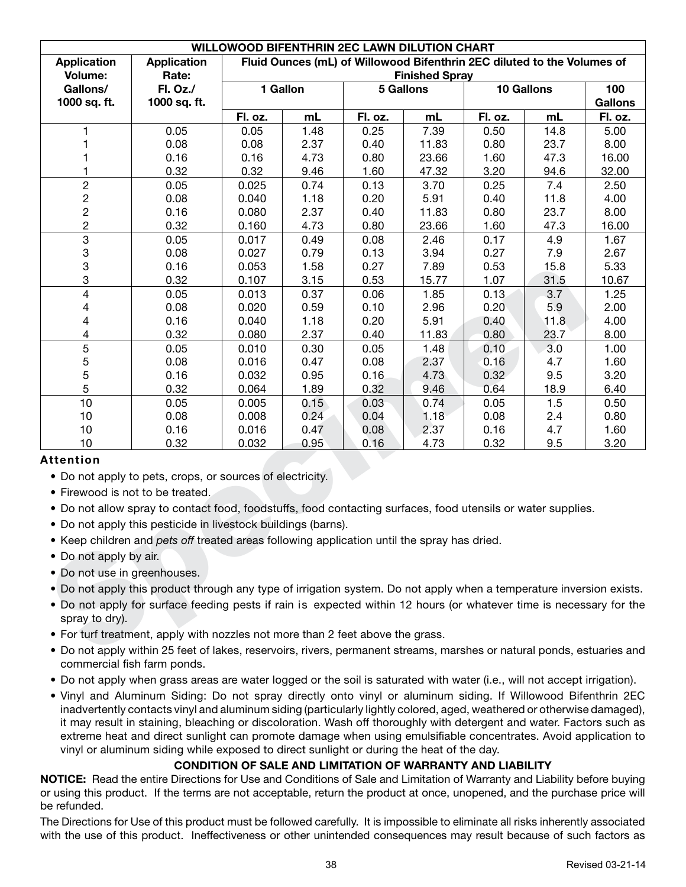| WILLOWOOD BIFENTHRIN 2EC LAWN DILUTION CHART | | | | | | | | |
|---|---|---|---|---|---|---|---|---|
| Application Volume: Gallons/ 1000 sq. ft. | Application Rate: Fl. Oz./ 1000 sq. ft. | Fluid Ounces (mL) of Willowood Bifenthrin 2EC diluted to the Volumes of Finished Spray | | | | | | |
| | | 1 Gallon | | 5 Gallons | | 10 Gallons | | 100 Gallons |
| | | Fl. oz. | mL | Fl. oz. | mL | Fl. oz. | mL | Fl. oz. |
| 1 | 0.05 | 0.05 | 1.48 | 0.25 | 7.39 | 0.50 | 14.8 | 5.00 |
| 1 | 0.08 | 0.08 | 2.37 | 0.40 | 11.83 | 0.80 | 23.7 | 8.00 |
| 1 | 0.16 | 0.16 | 4.73 | 0.80 | 23.66 | 1.60 | 47.3 | 16.00 |
| 1 | 0.32 | 0.32 | 9.46 | 1.60 | 47.32 | 3.20 | 94.6 | 32.00 |
| 2 | 0.05 | 0.025 | 0.74 | 0.13 | 3.70 | 0.25 | 7.4 | 2.50 |
| 2 | 0.08 | 0.040 | 1.18 | 0.20 | 5.91 | 0.40 | 11.8 | 4.00 |
| 2 | 0.16 | 0.080 | 2.37 | 0.40 | 11.83 | 0.80 | 23.7 | 8.00 |
| 2 | 0.32 | 0.160 | 4.73 | 0.80 | 23.66 | 1.60 | 47.3 | 16.00 |
| 3 | 0.05 | 0.017 | 0.49 | 0.08 | 2.46 | 0.17 | 4.9 | 1.67 |
| 3 | 0.08 | 0.027 | 0.79 | 0.13 | 3.94 | 0.27 | 7.9 | 2.67 |
| 3 | 0.16 | 0.053 | 1.58 | 0.27 | 7.89 | 0.53 | 15.8 | 5.33 |
| 3 | 0.32 | 0.107 | 3.15 | 0.53 | 15.77 | 1.07 | 31.5 | 10.67 |
| 4 | 0.05 | 0.013 | 0.37 | 0.06 | 1.85 | 0.13 | 3.7 | 1.25 |
| 4 | 0.08 | 0.020 | 0.59 | 0.10 | 2.96 | 0.20 | 5.9 | 2.00 |
| 4 | 0.16 | 0.040 | 1.18 | 0.20 | 5.91 | 0.40 | 11.8 | 4.00 |
| 4 | 0.32 | 0.080 | 2.37 | 0.40 | 11.83 | 0.80 | 23.7 | 8.00 |
| 5 | 0.05 | 0.010 | 0.30 | 0.05 | 1.48 | 0.10 | 3.0 | 1.00 |
| 5 | 0.08 | 0.016 | 0.47 | 0.08 | 2.37 | 0.16 | 4.7 | 1.60 |
| 5 | 0.16 | 0.032 | 0.95 | 0.16 | 4.73 | 0.32 | 9.5 | 3.20 |
| 5 | 0.32 | 0.064 | 1.89 | 0.32 | 9.46 | 0.64 | 18.9 | 6.40 |
| 10 | 0.05 | 0.005 | 0.15 | 0.03 | 0.74 | 0.05 | 1.5 | 0.50 |
| 10 | 0.08 | 0.008 | 0.24 | 0.04 | 1.18 | 0.08 | 2.4 | 0.80 |
| 10 | 0.16 | 0.016 | 0.47 | 0.08 | 2.37 | 0.16 | 4.7 | 1.60 |
| 10 | 0.32 | 0.032 | 0.95 | 0.16 | 4.73 | 0.32 | 9.5 | 3.20 |

**Attention**

- Do not apply to pets, crops, or sources of electricity.
- Firewood is not to be treated.
- Do not allow spray to contact food, foodstuffs, food contacting surfaces, food utensils or water supplies.
- Do not apply this pesticide in livestock buildings (barns).
- Keep children and *pets off* treated areas following application until the spray has dried.
- Do not apply by air.
- Do not use in greenhouses.
- Do not apply this product through any type of irrigation system. Do not apply when a temperature inversion exists.
- Do not apply for surface feeding pests if rain is expected within 12 hours (or whatever time is necessary for the spray to dry).
- For turf treatment, apply with nozzles not more than 2 feet above the grass.
- Do not apply within 25 feet of lakes, reservoirs, rivers, permanent streams, marshes or natural ponds, estuaries and commercial fish farm ponds.
- Do not apply when grass areas are water logged or the soil is saturated with water (i.e., will not accept irrigation).
- Vinyl and Aluminum Siding: Do not spray directly onto vinyl or aluminum siding. If Willowood Bifenthrin 2EC inadvertently contacts vinyl and aluminum siding (particularly lightly colored, aged, weathered or otherwise damaged), it may result in staining, bleaching or discoloration. Wash off thoroughly with detergent and water. Factors such as extreme heat and direct sunlight can promote damage when using emulsifiable concentrates. Avoid application to vinyl or aluminum siding while exposed to direct sunlight or during the heat of the day.

## CONDITION OF SALE AND LIMITATION OF WARRANTY AND LIABILITY

**NOTICE:** Read the entire Directions for Use and Conditions of Sale and Limitation of Warranty and Liability before buying or using this product. If the terms are not acceptable, return the product at once, unopened, and the purchase price will be refunded.

The Directions for Use of this product must be followed carefully. It is impossible to eliminate all risks inherently associated with the use of this product. Ineffectiveness or other unintended consequences may result because of such factors as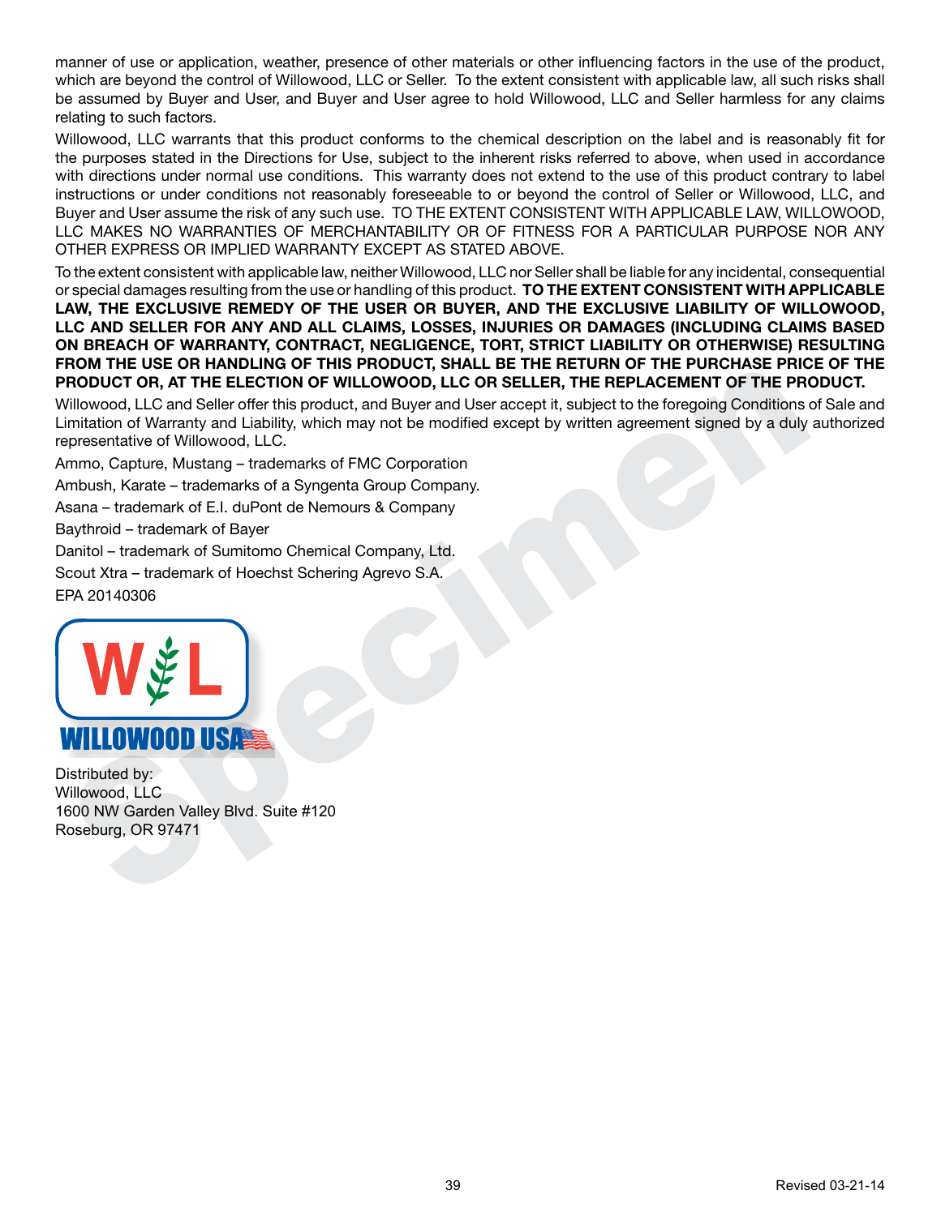manner of use or application, weather, presence of other materials or other influencing factors in the use of the product, which are beyond the control of Willowood, LLC or Seller. To the extent consistent with applicable law, all such risks shall be assumed by Buyer and User, and Buyer and User agree to hold Willowood, LLC and Seller harmless for any claims relating to such factors.

Willowood, LLC warrants that this product conforms to the chemical description on the label and is reasonably fit for the purposes stated in the Directions for Use, subject to the inherent risks referred to above, when used in accordance with directions under normal use conditions. This warranty does not extend to the use of this product contrary to label instructions or under conditions not reasonably foreseeable to or beyond the control of Seller or Willowood, LLC, and Buyer and User assume the risk of any such use. TO THE EXTENT CONSISTENT WITH APPLICABLE LAW, WILLOWOOD, LLC MAKES NO WARRANTIES OF MERCHANTABILITY OR OF FITNESS FOR A PARTICULAR PURPOSE NOR ANY OTHER EXPRESS OR IMPLIED WARRANTY EXCEPT AS STATED ABOVE.

To the extent consistent with applicable law, neither Willowood, LLC nor Seller shall be liable for any incidental, consequential or special damages resulting from the use or handling of this product. **TO THE EXTENT CONSISTENT WITH APPLICABLE LAW, THE EXCLUSIVE REMEDY OF THE USER OR BUYER, AND THE EXCLUSIVE LIABILITY OF WILLOWOOD, LLC AND SELLER FOR ANY AND ALL CLAIMS, LOSSES, INJURIES OR DAMAGES (INCLUDING CLAIMS BASED ON BREACH OF WARRANTY, CONTRACT, NEGLIGENCE, TORT, STRICT LIABILITY OR OTHERWISE) RESULTING FROM THE USE OR HANDLING OF THIS PRODUCT, SHALL BE THE RETURN OF THE PURCHASE PRICE OF THE PRODUCT OR, AT THE ELECTION OF WILLOWOOD, LLC OR SELLER, THE REPLACEMENT OF THE PRODUCT.**

Willowood, LLC and Seller offer this product, and Buyer and User accept it, subject to the foregoing Conditions of Sale and Limitation of Warranty and Liability, which may not be modified except by written agreement signed by a duly authorized representative of Willowood, LLC.

Ammo, Capture, Mustang – trademarks of FMC Corporation

Ambush, Karate – trademarks of a Syngenta Group Company.

Asana – trademark of E.I. duPont de Nemours & Company

Baythroid – trademark of Bayer

Danitol – trademark of Sumitomo Chemical Company, Ltd.

Scout Xtra – trademark of Hoechst Schering Agrevo S.A.

EPA 20140306

W L

WILLOWOOD USA

Distributed by:
Willowood, LLC
1600 NW Garden Valley Blvd. Suite #120
Roseburg, OR 97471

Revised 03-21-14